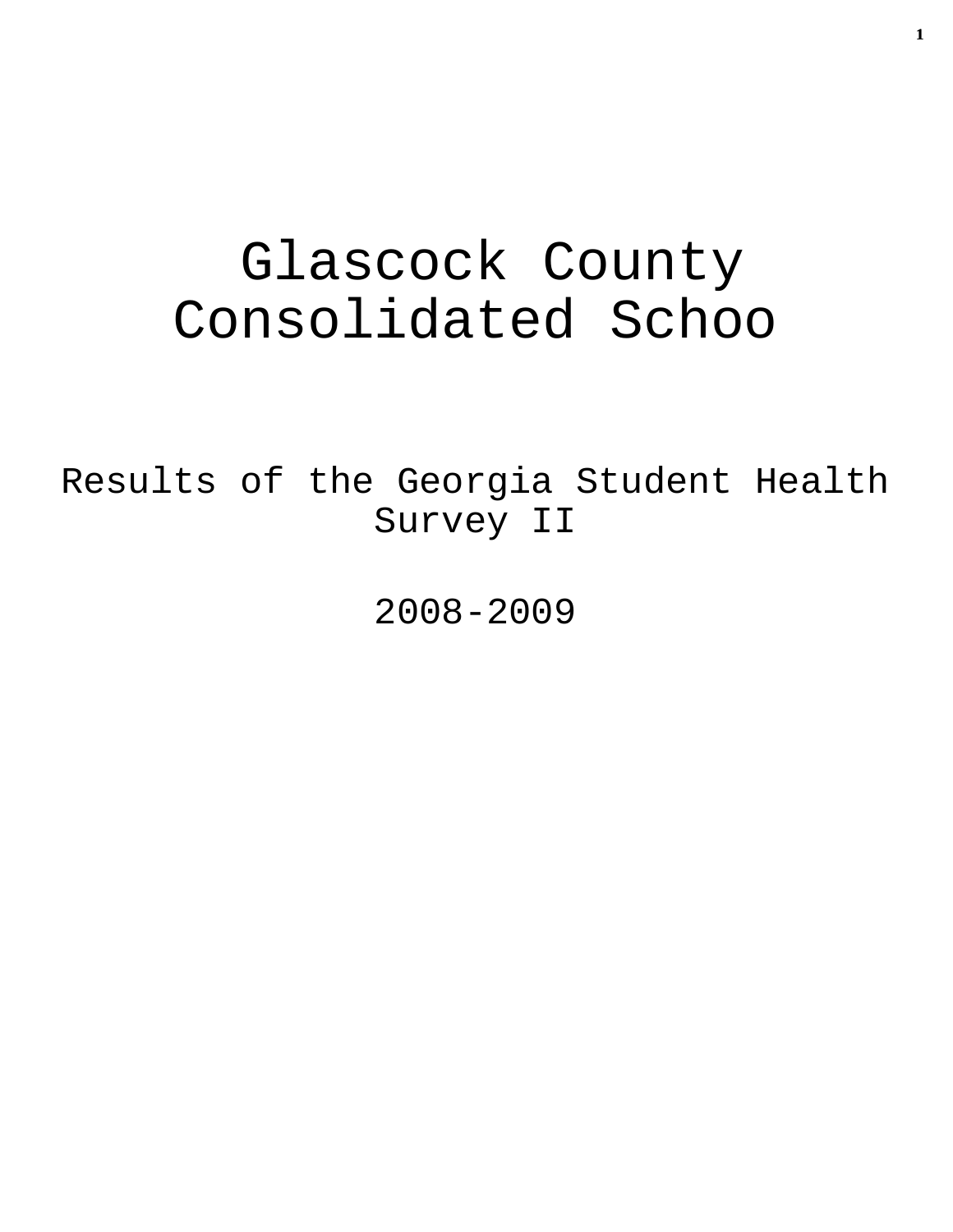# Glascock County Consolidated Schoo

## Results of the Georgia Student Health Survey II

## 2008-2009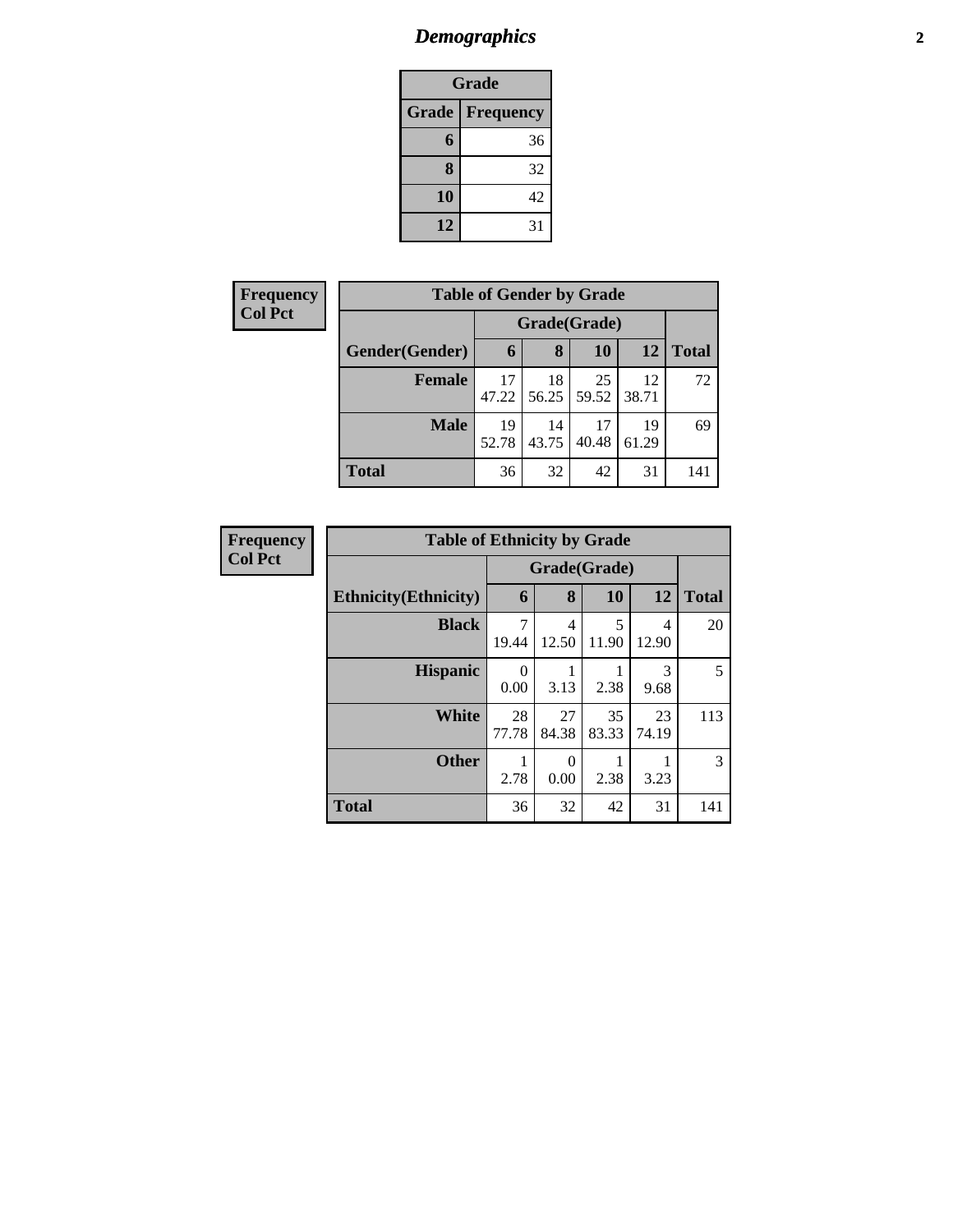# Demographics

| Grade | |
|---|---|
| **Grade** | **Frequency** |
| **6** | 36 |
| **8** | 32 |
| **10** | 42 |
| **12** | 31 |

**Frequency**
**Col Pct**

| Table of Gender by Grade | | | | | |
|---|---|---|---|---|---|
| | Grade(Grade) | | | | |
| **Gender(Gender)** | **6** | **8** | **10** | **12** | **Total** |
| **Female** | 17<br>47.22 | 18<br>56.25 | 25<br>59.52 | 12<br>38.71 | 72 |
| **Male** | 19<br>52.78 | 14<br>43.75 | 17<br>40.48 | 19<br>61.29 | 69 |
| **Total** | 36 | 32 | 42 | 31 | 141 |

**Frequency**
**Col Pct**

| Table of Ethnicity by Grade | | | | | |
|---|---|---|---|---|---|
| | Grade(Grade) | | | | |
| **Ethnicity(Ethnicity)** | **6** | **8** | **10** | **12** | **Total** |
| **Black** | 7<br>19.44 | 4<br>12.50 | 5<br>11.90 | 4<br>12.90 | 20 |
| **Hispanic** | 0<br>0.00 | 1<br>3.13 | 1<br>2.38 | 3<br>9.68 | 5 |
| **White** | 28<br>77.78 | 27<br>84.38 | 35<br>83.33 | 23<br>74.19 | 113 |
| **Other** | 1<br>2.78 | 0<br>0.00 | 1<br>2.38 | 1<br>3.23 | 3 |
| **Total** | 36 | 32 | 42 | 31 | 141 |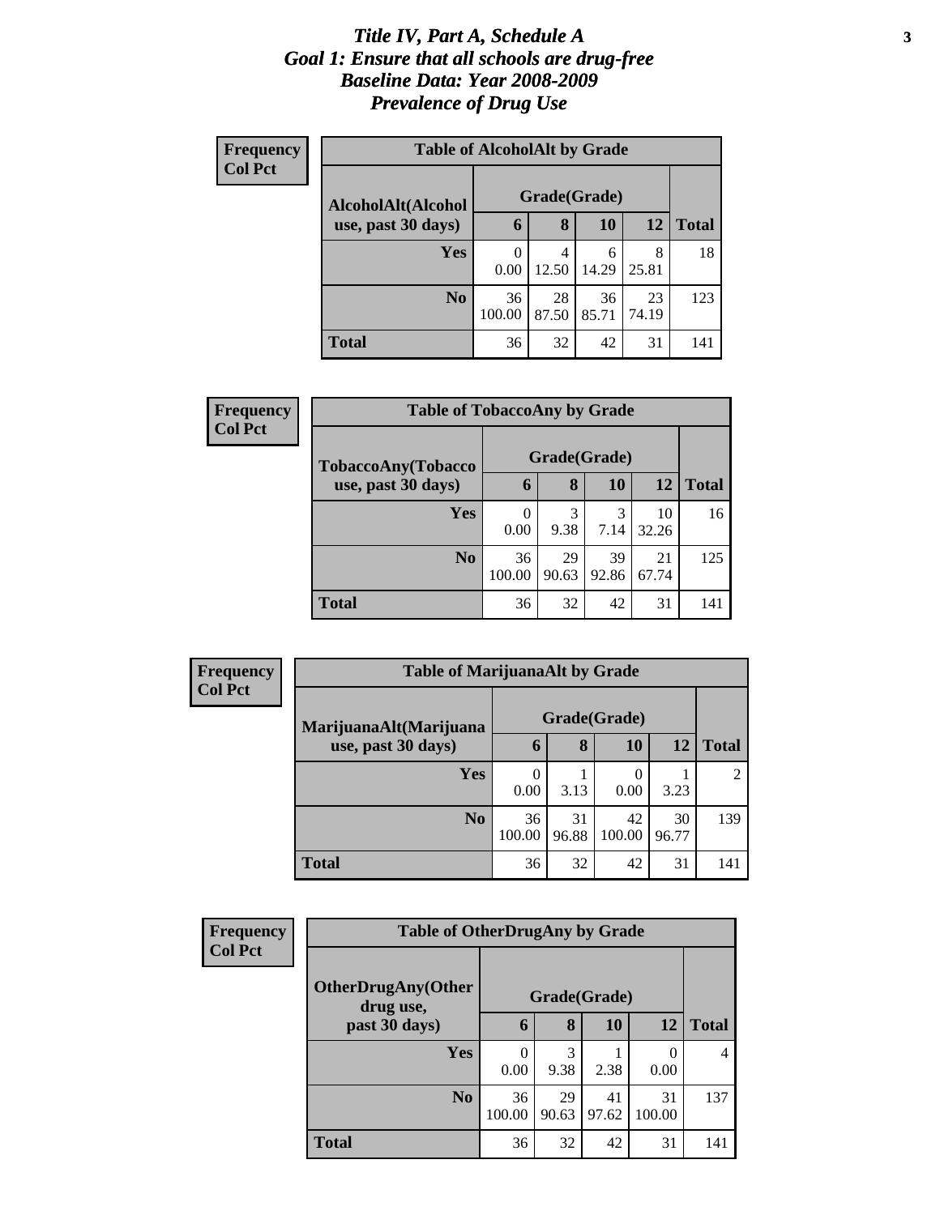# *Title IV, Part A, Schedule A*
# *Goal 1: Ensure that all schools are drug-free*
# *Baseline Data: Year 2008-2009*
# *Prevalence of Drug Use*

**Frequency**
**Col Pct**

**Table of AlcoholAlt by Grade**

| AlcoholAlt(Alcohol use, past 30 days) | Grade(Grade) | | | | Total |
|---|---|---|---|---|---|
| | 6 | 8 | 10 | 12 | |
| **Yes** | 0<br>0.00 | 4<br>12.50 | 6<br>14.29 | 8<br>25.81 | 18 |
| **No** | 36<br>100.00 | 28<br>87.50 | 36<br>85.71 | 23<br>74.19 | 123 |
| **Total** | 36 | 32 | 42 | 31 | 141 |

**Frequency**
**Col Pct**

**Table of TobaccoAny by Grade**

| TobaccoAny(Tobacco use, past 30 days) | Grade(Grade) | | | | Total |
|---|---|---|---|---|---|
| | 6 | 8 | 10 | 12 | |
| **Yes** | 0<br>0.00 | 3<br>9.38 | 3<br>7.14 | 10<br>32.26 | 16 |
| **No** | 36<br>100.00 | 29<br>90.63 | 39<br>92.86 | 21<br>67.74 | 125 |
| **Total** | 36 | 32 | 42 | 31 | 141 |

**Frequency**
**Col Pct**

**Table of MarijuanaAlt by Grade**

| MarijuanaAlt(Marijuana use, past 30 days) | Grade(Grade) | | | | Total |
|---|---|---|---|---|---|
| | 6 | 8 | 10 | 12 | |
| **Yes** | 0<br>0.00 | 1<br>3.13 | 0<br>0.00 | 1<br>3.23 | 2 |
| **No** | 36<br>100.00 | 31<br>96.88 | 42<br>100.00 | 30<br>96.77 | 139 |
| **Total** | 36 | 32 | 42 | 31 | 141 |

**Frequency**
**Col Pct**

**Table of OtherDrugAny by Grade**

| OtherDrugAny(Other drug use, past 30 days) | Grade(Grade) | | | | Total |
|---|---|---|---|---|---|
| | 6 | 8 | 10 | 12 | |
| **Yes** | 0<br>0.00 | 3<br>9.38 | 1<br>2.38 | 0<br>0.00 | 4 |
| **No** | 36<br>100.00 | 29<br>90.63 | 41<br>97.62 | 31<br>100.00 | 137 |
| **Total** | 36 | 32 | 42 | 31 | 141 |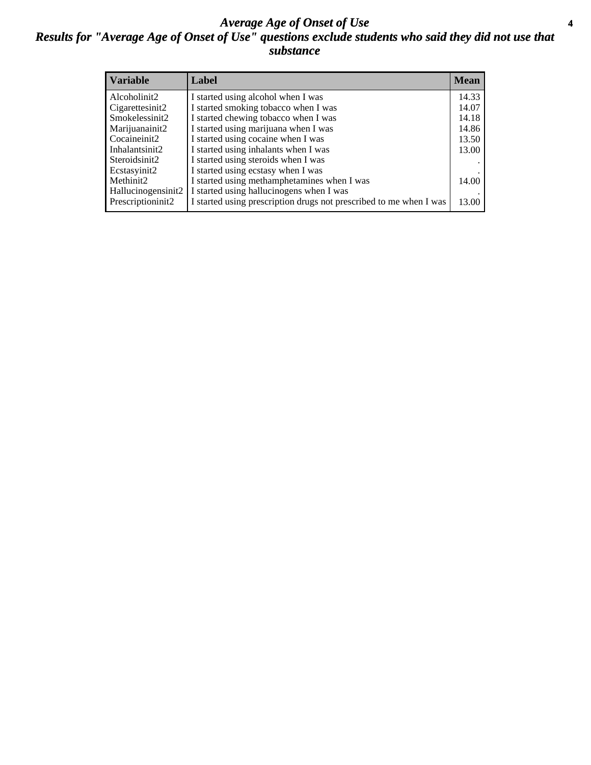# Average Age of Onset of Use

## Results for "Average Age of Onset of Use" questions exclude students who said they did not use that substance

| Variable | Label | Mean |
|---|---|---|
| Alcoholinit2 | I started using alcohol when I was | 14.33 |
| Cigarettesinit2 | I started smoking tobacco when I was | 14.07 |
| Smokelessinit2 | I started chewing tobacco when I was | 14.18 |
| Marijuanainit2 | I started using marijuana when I was | 14.86 |
| Cocaineinit2 | I started using cocaine when I was | 13.50 |
| Inhalantsinit2 | I started using inhalants when I was | 13.00 |
| Steroidsinit2 | I started using steroids when I was | . |
| Ecstasyinit2 | I started using ecstasy when I was | . |
| Methinit2 | I started using methamphetamines when I was | 14.00 |
| Hallucinogensinit2 | I started using hallucinogens when I was | . |
| Prescriptioninit2 | I started using prescription drugs not prescribed to me when I was | 13.00 |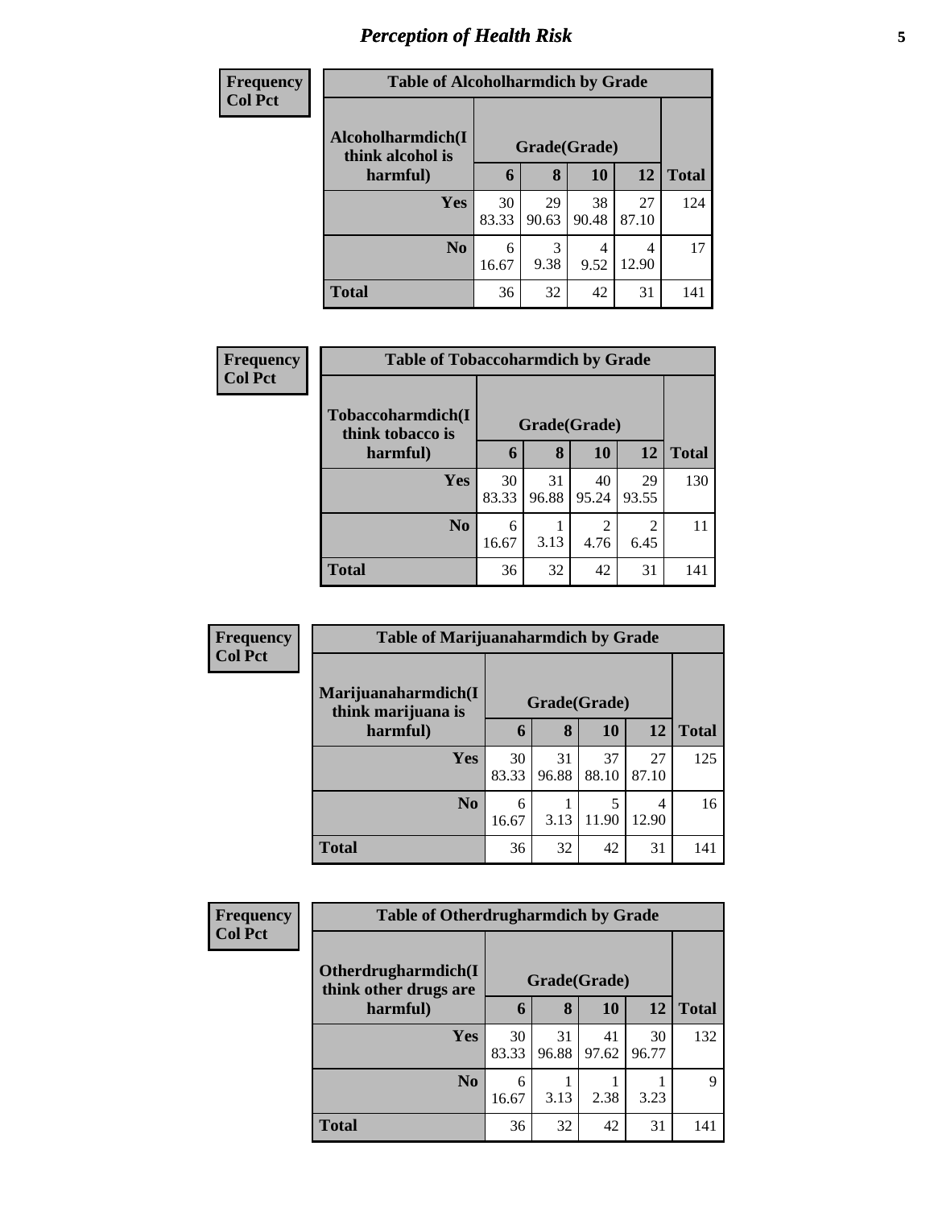## Perception of Health Risk

**Frequency**
**Col Pct**

**Table of Alcoholharmdich by Grade**

| Alcoholharmdich(I think alcohol is harmful) | Grade(Grade) | | | | Total |
|---|---|---|---|---|---|
| | 6 | 8 | 10 | 12 | |
| Yes | 30<br>83.33 | 29<br>90.63 | 38<br>90.48 | 27<br>87.10 | 124 |
| No | 6<br>16.67 | 3<br>9.38 | 4<br>9.52 | 4<br>12.90 | 17 |
| Total | 36 | 32 | 42 | 31 | 141 |

**Frequency**
**Col Pct**

**Table of Tobaccoharmdich by Grade**

| Tobaccoharmdich(I think tobacco is harmful) | Grade(Grade) | | | | Total |
|---|---|---|---|---|---|
| | 6 | 8 | 10 | 12 | |
| Yes | 30<br>83.33 | 31<br>96.88 | 40<br>95.24 | 29<br>93.55 | 130 |
| No | 6<br>16.67 | 1<br>3.13 | 2<br>4.76 | 2<br>6.45 | 11 |
| Total | 36 | 32 | 42 | 31 | 141 |

**Frequency**
**Col Pct**

**Table of Marijuanaharmdich by Grade**

| Marijuanaharmdich(I think marijuana is harmful) | Grade(Grade) | | | | Total |
|---|---|---|---|---|---|
| | 6 | 8 | 10 | 12 | |
| Yes | 30<br>83.33 | 31<br>96.88 | 37<br>88.10 | 27<br>87.10 | 125 |
| No | 6<br>16.67 | 1<br>3.13 | 5<br>11.90 | 4<br>12.90 | 16 |
| Total | 36 | 32 | 42 | 31 | 141 |

**Frequency**
**Col Pct**

**Table of Otherdrugharmdich by Grade**

| Otherdrugharmdich(I think other drugs are harmful) | Grade(Grade) | | | | Total |
|---|---|---|---|---|---|
| | 6 | 8 | 10 | 12 | |
| Yes | 30<br>83.33 | 31<br>96.88 | 41<br>97.62 | 30<br>96.77 | 132 |
| No | 6<br>16.67 | 1<br>3.13 | 1<br>2.38 | 1<br>3.23 | 9 |
| Total | 36 | 32 | 42 | 31 | 141 |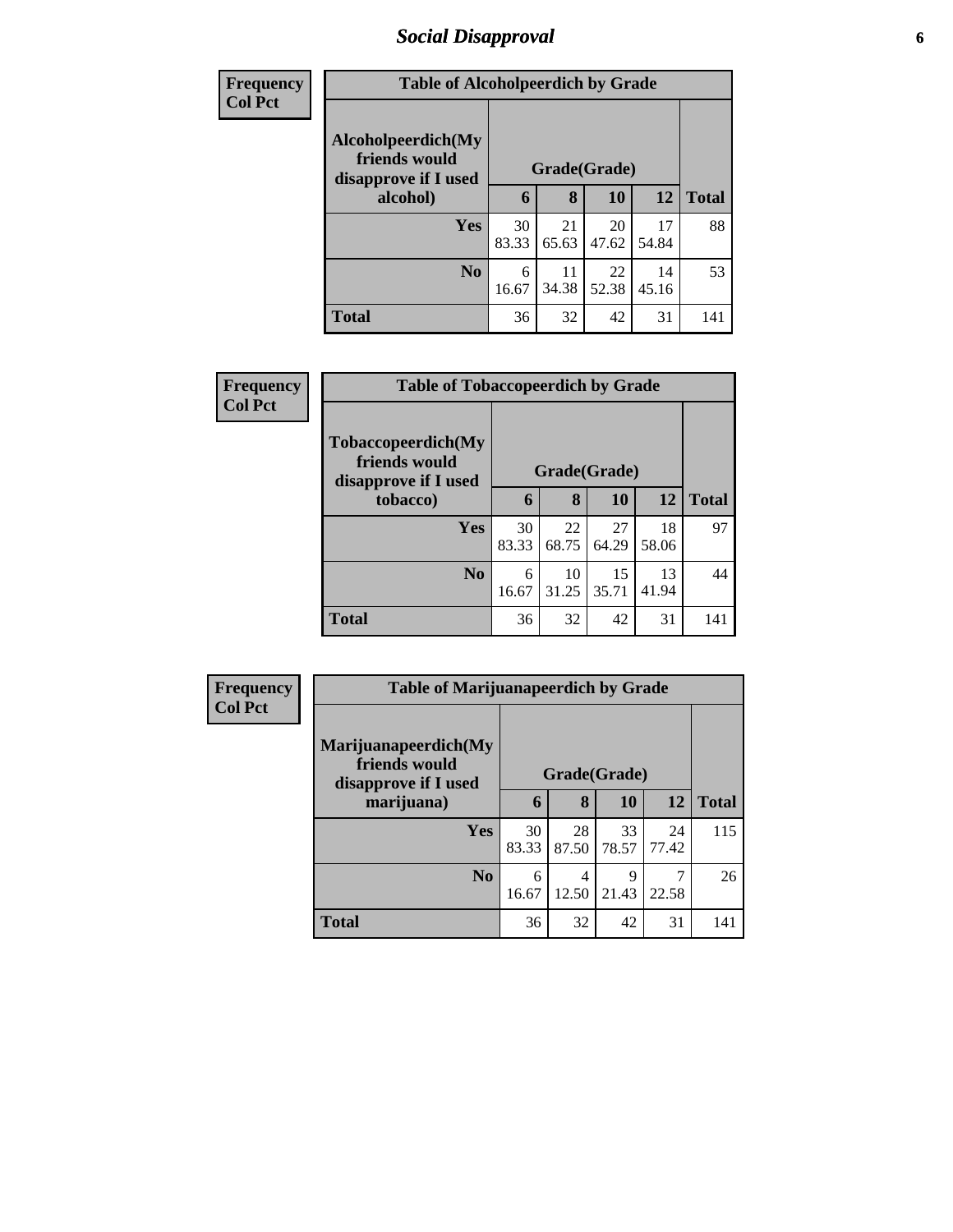# Social Disapproval

| Frequency Col Pct | Table of Alcoholpeerdich by Grade | | | | |
|---|---|---|---|---|---|
| Alcoholpeerdich(My friends would disapprove if I used alcohol) | Grade(Grade) | | | | |
| | 6 | 8 | 10 | 12 | Total |
| Yes | 30<br>83.33 | 21<br>65.63 | 20<br>47.62 | 17<br>54.84 | 88 |
| No | 6<br>16.67 | 11<br>34.38 | 22<br>52.38 | 14<br>45.16 | 53 |
| Total | 36 | 32 | 42 | 31 | 141 |

| Frequency Col Pct | Table of Tobaccopeerdich by Grade | | | | |
|---|---|---|---|---|---|
| Tobaccopeerdich(My friends would disapprove if I used tobacco) | Grade(Grade) | | | | |
| | 6 | 8 | 10 | 12 | Total |
| Yes | 30<br>83.33 | 22<br>68.75 | 27<br>64.29 | 18<br>58.06 | 97 |
| No | 6<br>16.67 | 10<br>31.25 | 15<br>35.71 | 13<br>41.94 | 44 |
| Total | 36 | 32 | 42 | 31 | 141 |

| Frequency Col Pct | Table of Marijuanapeerdich by Grade | | | | |
|---|---|---|---|---|---|
| Marijuanapeerdich(My friends would disapprove if I used marijuana) | Grade(Grade) | | | | |
| | 6 | 8 | 10 | 12 | Total |
| Yes | 30<br>83.33 | 28<br>87.50 | 33<br>78.57 | 24<br>77.42 | 115 |
| No | 6<br>16.67 | 4<br>12.50 | 9<br>21.43 | 7<br>22.58 | 26 |
| Total | 36 | 32 | 42 | 31 | 141 |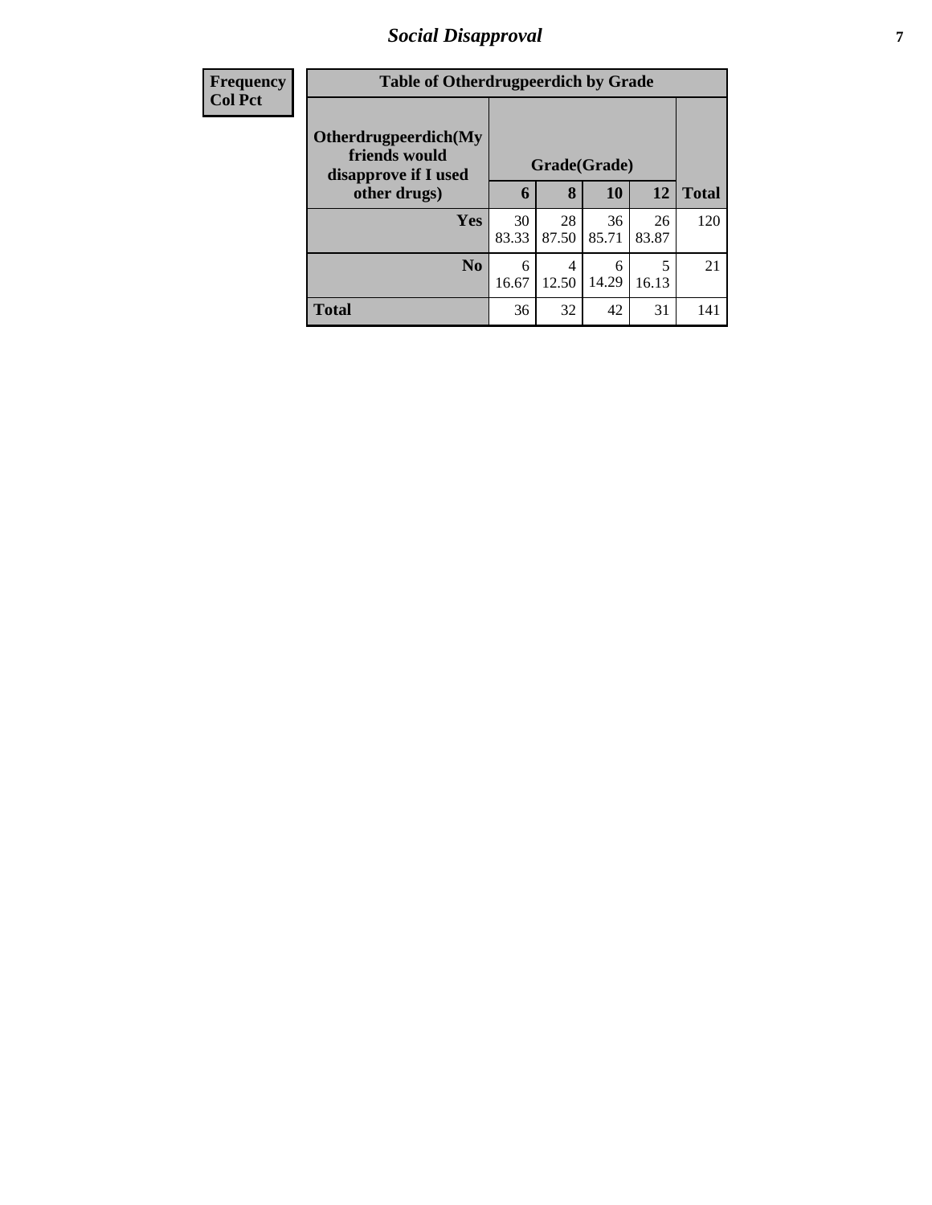| Frequency<br>Col Pct |
| --- |

**Table of Otherdrugpeerdich by Grade**

| Otherdrugpeerdich(My friends would disapprove if I used other drugs) | Grade(Grade) | | | | |
| --- | --- | --- | --- | --- | --- |
| | 6 | 8 | 10 | 12 | Total |
| Yes | 30<br>83.33 | 28<br>87.50 | 36<br>85.71 | 26<br>83.87 | 120 |
| No | 6<br>16.67 | 4<br>12.50 | 6<br>14.29 | 5<br>16.13 | 21 |
| Total | 36 | 32 | 42 | 31 | 141 |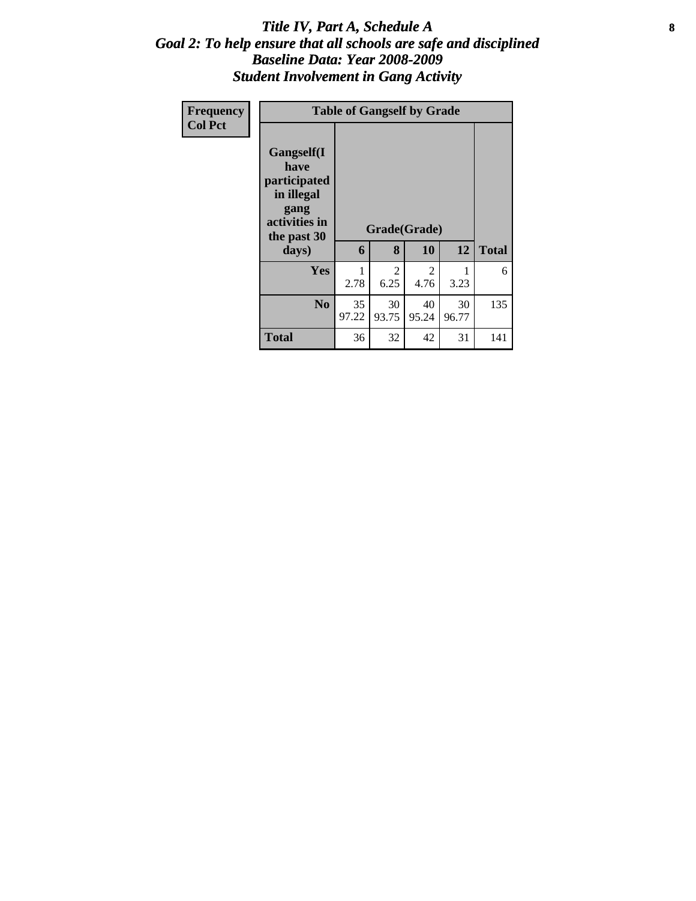# *Title IV, Part A, Schedule A*
## *Goal 2: To help ensure that all schools are safe and disciplined*
## *Baseline Data: Year 2008-2009*
## *Student Involvement in Gang Activity*

| Frequency<br>Col Pct | Table of Gangself by Grade | | | | |
|---|---|---|---|---|---|
| **Gangself(I have participated in illegal gang activities in the past 30 days)** | **Grade(Grade)** | | | | |
| | **6** | **8** | **10** | **12** | **Total** |
| **Yes** | 1<br>2.78 | 2<br>6.25 | 2<br>4.76 | 1<br>3.23 | 6 |
| **No** | 35<br>97.22 | 30<br>93.75 | 40<br>95.24 | 30<br>96.77 | 135 |
| **Total** | 36 | 32 | 42 | 31 | 141 |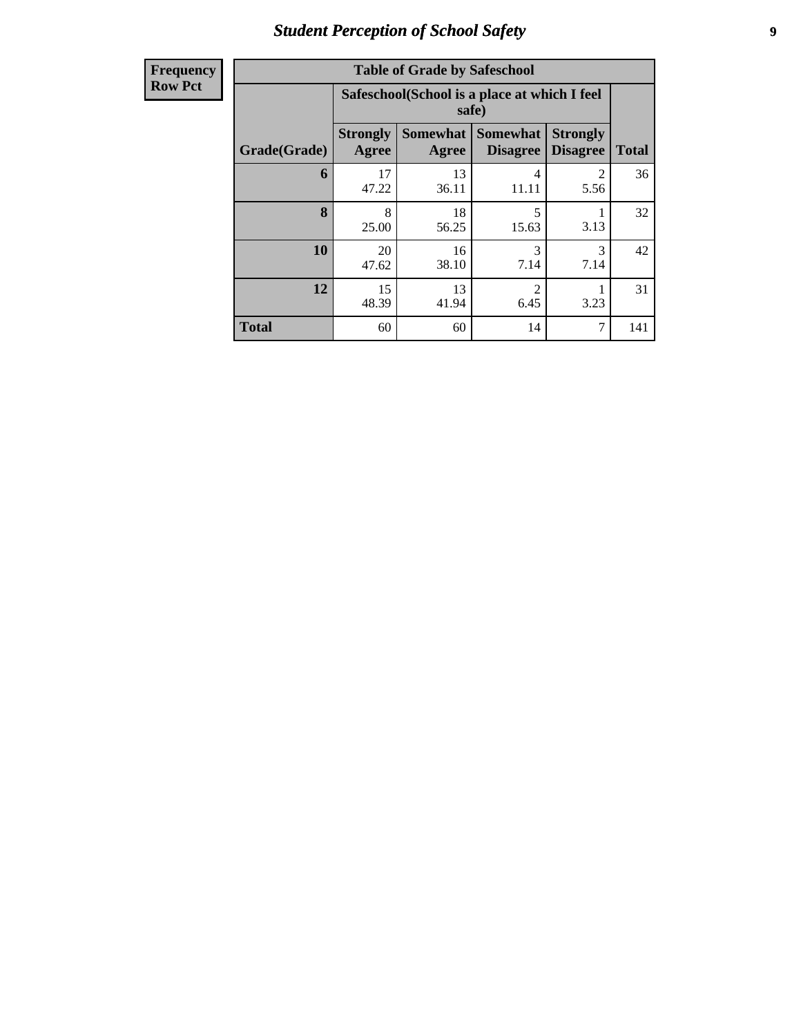# Student Perception of School Safety

| Frequency Row Pct |
|---|

**Table of Grade by Safeschool**

| Grade(Grade) | Safeschool(School is a place at which I feel safe) | | | | Total |
|---|---|---|---|---|---|
| | Strongly Agree | Somewhat Agree | Somewhat Disagree | Strongly Disagree | |
| **6** | 17<br>47.22 | 13<br>36.11 | 4<br>11.11 | 2<br>5.56 | 36 |
| **8** | 8<br>25.00 | 18<br>56.25 | 5<br>15.63 | 1<br>3.13 | 32 |
| **10** | 20<br>47.62 | 16<br>38.10 | 3<br>7.14 | 3<br>7.14 | 42 |
| **12** | 15<br>48.39 | 13<br>41.94 | 2<br>6.45 | 1<br>3.23 | 31 |
| **Total** | 60 | 60 | 14 | 7 | 141 |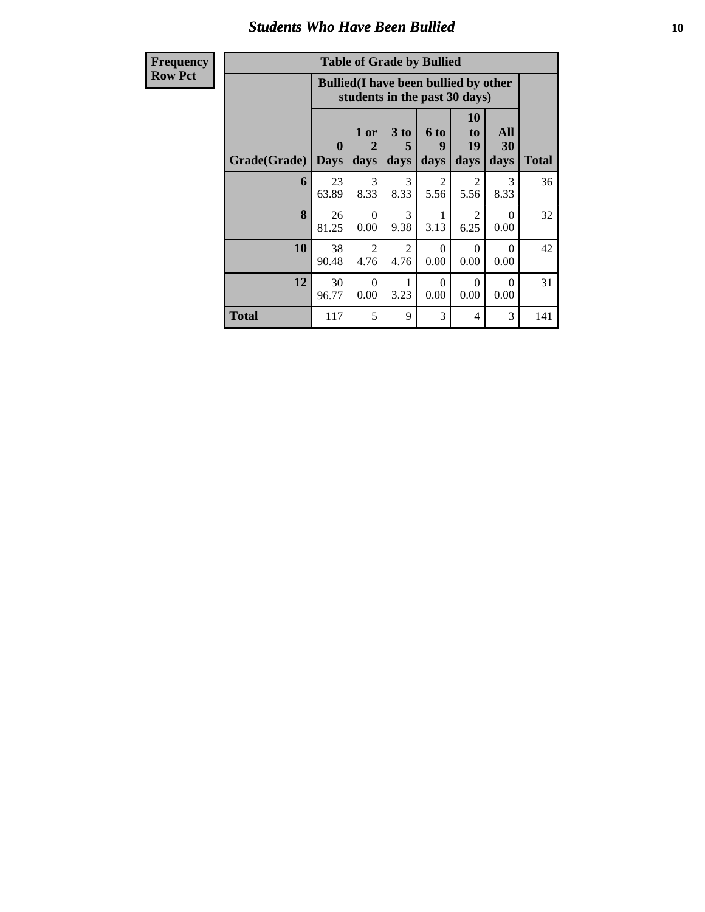## Students Who Have Been Bullied

**Frequency**
**Row Pct**

**Table of Grade by Bullied**

| Grade(Grade) | Bullied(I have been bullied by other students in the past 30 days) | | | | | | Total |
|---|---|---|---|---|---|---|---|
| | 0 Days | 1 or 2 days | 3 to 5 days | 6 to 9 days | 10 to 19 days | All 30 days | |
| **6** | 23<br>63.89 | 3<br>8.33 | 3<br>8.33 | 2<br>5.56 | 2<br>5.56 | 3<br>8.33 | 36 |
| **8** | 26<br>81.25 | 0<br>0.00 | 3<br>9.38 | 1<br>3.13 | 2<br>6.25 | 0<br>0.00 | 32 |
| **10** | 38<br>90.48 | 2<br>4.76 | 2<br>4.76 | 0<br>0.00 | 0<br>0.00 | 0<br>0.00 | 42 |
| **12** | 30<br>96.77 | 0<br>0.00 | 1<br>3.23 | 0<br>0.00 | 0<br>0.00 | 0<br>0.00 | 31 |
| **Total** | 117 | 5 | 9 | 3 | 4 | 3 | 141 |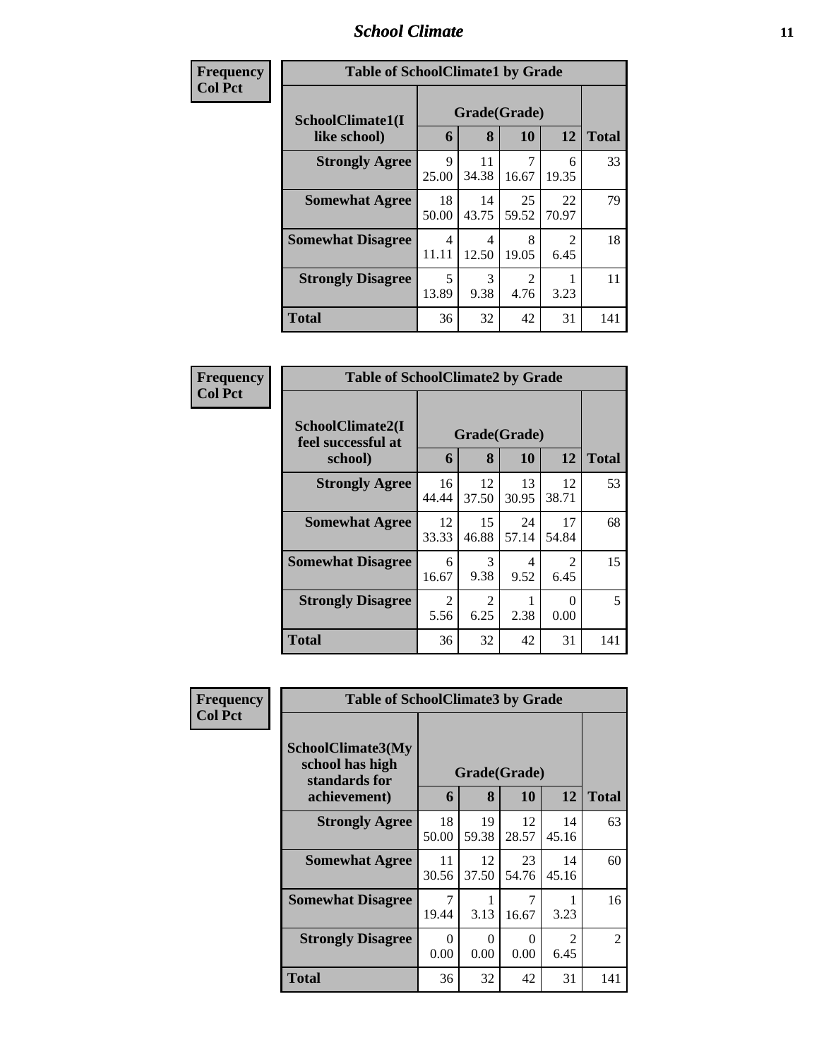## School Climate

**Frequency**
**Col Pct**

| Table of SchoolClimate1 by Grade | | | | | |
|---|---|---|---|---|---|
| SchoolClimate1(I like school) | Grade(Grade) | | | | |
| | 6 | 8 | 10 | 12 | Total |
| **Strongly Agree** | 9<br>25.00 | 11<br>34.38 | 7<br>16.67 | 6<br>19.35 | 33 |
| **Somewhat Agree** | 18<br>50.00 | 14<br>43.75 | 25<br>59.52 | 22<br>70.97 | 79 |
| **Somewhat Disagree** | 4<br>11.11 | 4<br>12.50 | 8<br>19.05 | 2<br>6.45 | 18 |
| **Strongly Disagree** | 5<br>13.89 | 3<br>9.38 | 2<br>4.76 | 1<br>3.23 | 11 |
| **Total** | 36 | 32 | 42 | 31 | 141 |

**Frequency**
**Col Pct**

| Table of SchoolClimate2 by Grade | | | | | |
|---|---|---|---|---|---|
| SchoolClimate2(I feel successful at school) | Grade(Grade) | | | | |
| | 6 | 8 | 10 | 12 | Total |
| **Strongly Agree** | 16<br>44.44 | 12<br>37.50 | 13<br>30.95 | 12<br>38.71 | 53 |
| **Somewhat Agree** | 12<br>33.33 | 15<br>46.88 | 24<br>57.14 | 17<br>54.84 | 68 |
| **Somewhat Disagree** | 6<br>16.67 | 3<br>9.38 | 4<br>9.52 | 2<br>6.45 | 15 |
| **Strongly Disagree** | 2<br>5.56 | 2<br>6.25 | 1<br>2.38 | 0<br>0.00 | 5 |
| **Total** | 36 | 32 | 42 | 31 | 141 |

**Frequency**
**Col Pct**

| Table of SchoolClimate3 by Grade | | | | | |
|---|---|---|---|---|---|
| SchoolClimate3(My school has high standards for achievement) | Grade(Grade) | | | | |
| | 6 | 8 | 10 | 12 | Total |
| **Strongly Agree** | 18<br>50.00 | 19<br>59.38 | 12<br>28.57 | 14<br>45.16 | 63 |
| **Somewhat Agree** | 11<br>30.56 | 12<br>37.50 | 23<br>54.76 | 14<br>45.16 | 60 |
| **Somewhat Disagree** | 7<br>19.44 | 1<br>3.13 | 7<br>16.67 | 1<br>3.23 | 16 |
| **Strongly Disagree** | 0<br>0.00 | 0<br>0.00 | 0<br>0.00 | 2<br>6.45 | 2 |
| **Total** | 36 | 32 | 42 | 31 | 141 |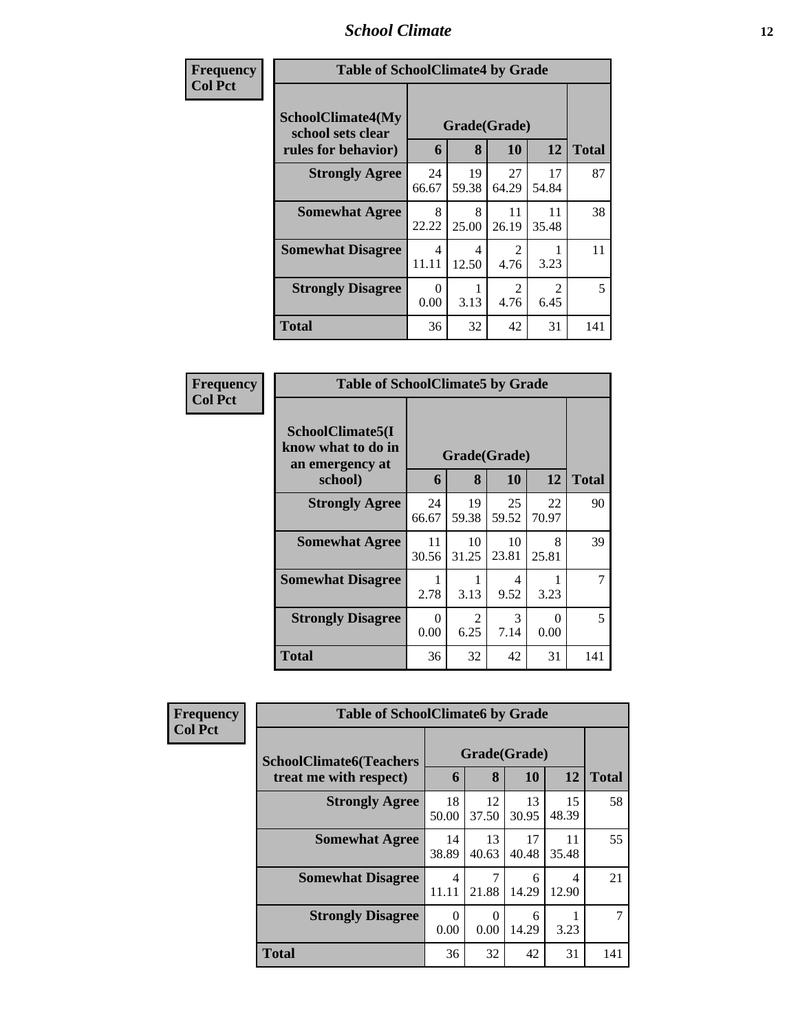| Frequency Col Pct | Table of SchoolClimate4 by Grade | | | | |
|---|---|---|---|---|---|
| SchoolClimate4(My school sets clear rules for behavior) | Grade(Grade) | | | | |
| | 6 | 8 | 10 | 12 | Total |
| Strongly Agree | 24<br>66.67 | 19<br>59.38 | 27<br>64.29 | 17<br>54.84 | 87 |
| Somewhat Agree | 8<br>22.22 | 8<br>25.00 | 11<br>26.19 | 11<br>35.48 | 38 |
| Somewhat Disagree | 4<br>11.11 | 4<br>12.50 | 2<br>4.76 | 1<br>3.23 | 11 |
| Strongly Disagree | 0<br>0.00 | 1<br>3.13 | 2<br>4.76 | 2<br>6.45 | 5 |
| Total | 36 | 32 | 42 | 31 | 141 |

| Frequency Col Pct | Table of SchoolClimate5 by Grade | | | | |
|---|---|---|---|---|---|
| SchoolClimate5(I know what to do in an emergency at school) | Grade(Grade) | | | | |
| | 6 | 8 | 10 | 12 | Total |
| Strongly Agree | 24<br>66.67 | 19<br>59.38 | 25<br>59.52 | 22<br>70.97 | 90 |
| Somewhat Agree | 11<br>30.56 | 10<br>31.25 | 10<br>23.81 | 8<br>25.81 | 39 |
| Somewhat Disagree | 1<br>2.78 | 1<br>3.13 | 4<br>9.52 | 1<br>3.23 | 7 |
| Strongly Disagree | 0<br>0.00 | 2<br>6.25 | 3<br>7.14 | 0<br>0.00 | 5 |
| Total | 36 | 32 | 42 | 31 | 141 |

| Frequency Col Pct | Table of SchoolClimate6 by Grade | | | | |
|---|---|---|---|---|---|
| SchoolClimate6(Teachers treat me with respect) | Grade(Grade) | | | | |
| | 6 | 8 | 10 | 12 | Total |
| Strongly Agree | 18<br>50.00 | 12<br>37.50 | 13<br>30.95 | 15<br>48.39 | 58 |
| Somewhat Agree | 14<br>38.89 | 13<br>40.63 | 17<br>40.48 | 11<br>35.48 | 55 |
| Somewhat Disagree | 4<br>11.11 | 7<br>21.88 | 6<br>14.29 | 4<br>12.90 | 21 |
| Strongly Disagree | 0<br>0.00 | 0<br>0.00 | 6<br>14.29 | 1<br>3.23 | 7 |
| Total | 36 | 32 | 42 | 31 | 141 |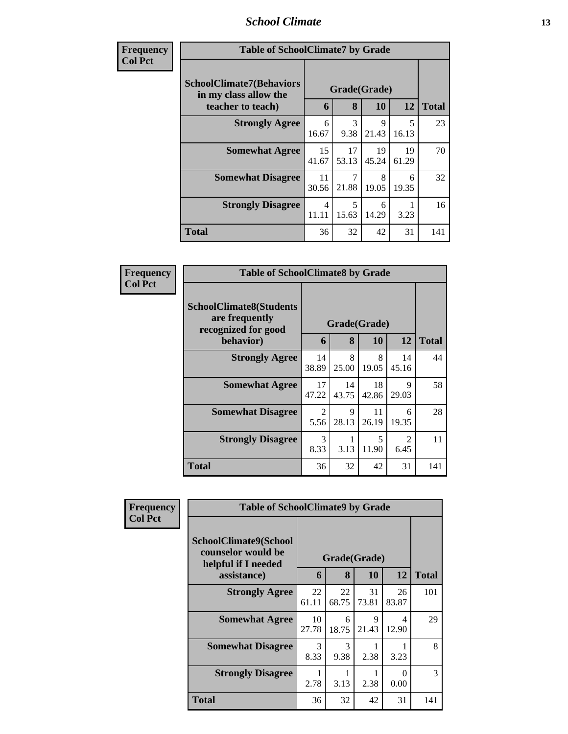| Frequency<br>Col Pct | | | | | |
|---|---|---|---|---|---|

**Table of SchoolClimate7 by Grade**

| SchoolClimate7(Behaviors in my class allow the teacher to teach) | Grade(Grade) | | | | Total |
|---|---|---|---|---|---|
| | 6 | 8 | 10 | 12 | |
| **Strongly Agree** | 6<br>16.67 | 3<br>9.38 | 9<br>21.43 | 5<br>16.13 | 23 |
| **Somewhat Agree** | 15<br>41.67 | 17<br>53.13 | 19<br>45.24 | 19<br>61.29 | 70 |
| **Somewhat Disagree** | 11<br>30.56 | 7<br>21.88 | 8<br>19.05 | 6<br>19.35 | 32 |
| **Strongly Disagree** | 4<br>11.11 | 5<br>15.63 | 6<br>14.29 | 1<br>3.23 | 16 |
| **Total** | 36 | 32 | 42 | 31 | 141 |

**Table of SchoolClimate8 by Grade**

| SchoolClimate8(Students are frequently recognized for good behavior) | Grade(Grade) | | | | Total |
|---|---|---|---|---|---|
| | 6 | 8 | 10 | 12 | |
| **Strongly Agree** | 14<br>38.89 | 8<br>25.00 | 8<br>19.05 | 14<br>45.16 | 44 |
| **Somewhat Agree** | 17<br>47.22 | 14<br>43.75 | 18<br>42.86 | 9<br>29.03 | 58 |
| **Somewhat Disagree** | 2<br>5.56 | 9<br>28.13 | 11<br>26.19 | 6<br>19.35 | 28 |
| **Strongly Disagree** | 3<br>8.33 | 1<br>3.13 | 5<br>11.90 | 2<br>6.45 | 11 |
| **Total** | 36 | 32 | 42 | 31 | 141 |

**Table of SchoolClimate9 by Grade**

| SchoolClimate9(School counselor would be helpful if I needed assistance) | Grade(Grade) | | | | Total |
|---|---|---|---|---|---|
| | 6 | 8 | 10 | 12 | |
| **Strongly Agree** | 22<br>61.11 | 22<br>68.75 | 31<br>73.81 | 26<br>83.87 | 101 |
| **Somewhat Agree** | 10<br>27.78 | 6<br>18.75 | 9<br>21.43 | 4<br>12.90 | 29 |
| **Somewhat Disagree** | 3<br>8.33 | 3<br>9.38 | 1<br>2.38 | 1<br>3.23 | 8 |
| **Strongly Disagree** | 1<br>2.78 | 1<br>3.13 | 1<br>2.38 | 0<br>0.00 | 3 |
| **Total** | 36 | 32 | 42 | 31 | 141 |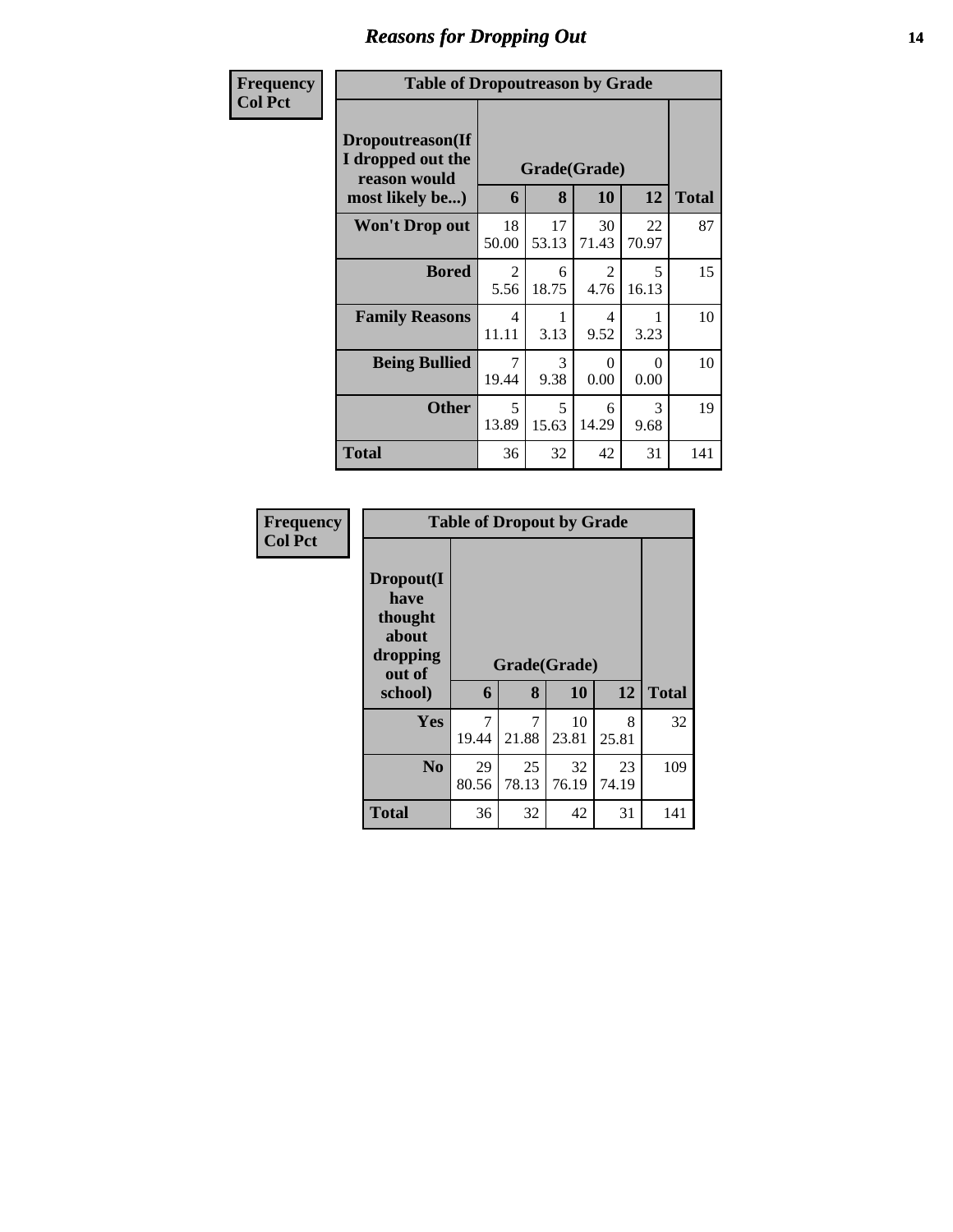## Reasons for Dropping Out

**Frequency**
**Col Pct**

| Table of Dropoutreason by Grade | | | | | |
|---|---|---|---|---|---|
| Dropoutreason(If I dropped out the reason would most likely be...) | Grade(Grade) | | | | |
| | 6 | 8 | 10 | 12 | Total |
| Won't Drop out | 18<br>50.00 | 17<br>53.13 | 30<br>71.43 | 22<br>70.97 | 87 |
| Bored | 2<br>5.56 | 6<br>18.75 | 2<br>4.76 | 5<br>16.13 | 15 |
| Family Reasons | 4<br>11.11 | 1<br>3.13 | 4<br>9.52 | 1<br>3.23 | 10 |
| Being Bullied | 7<br>19.44 | 3<br>9.38 | 0<br>0.00 | 0<br>0.00 | 10 |
| Other | 5<br>13.89 | 5<br>15.63 | 6<br>14.29 | 3<br>9.68 | 19 |
| Total | 36 | 32 | 42 | 31 | 141 |

**Frequency**
**Col Pct**

| Table of Dropout by Grade | | | | | |
|---|---|---|---|---|---|
| Dropout(I have thought about dropping out of school) | Grade(Grade) | | | | |
| | 6 | 8 | 10 | 12 | Total |
| Yes | 7<br>19.44 | 7<br>21.88 | 10<br>23.81 | 8<br>25.81 | 32 |
| No | 29<br>80.56 | 25<br>78.13 | 32<br>76.19 | 23<br>74.19 | 109 |
| Total | 36 | 32 | 42 | 31 | 141 |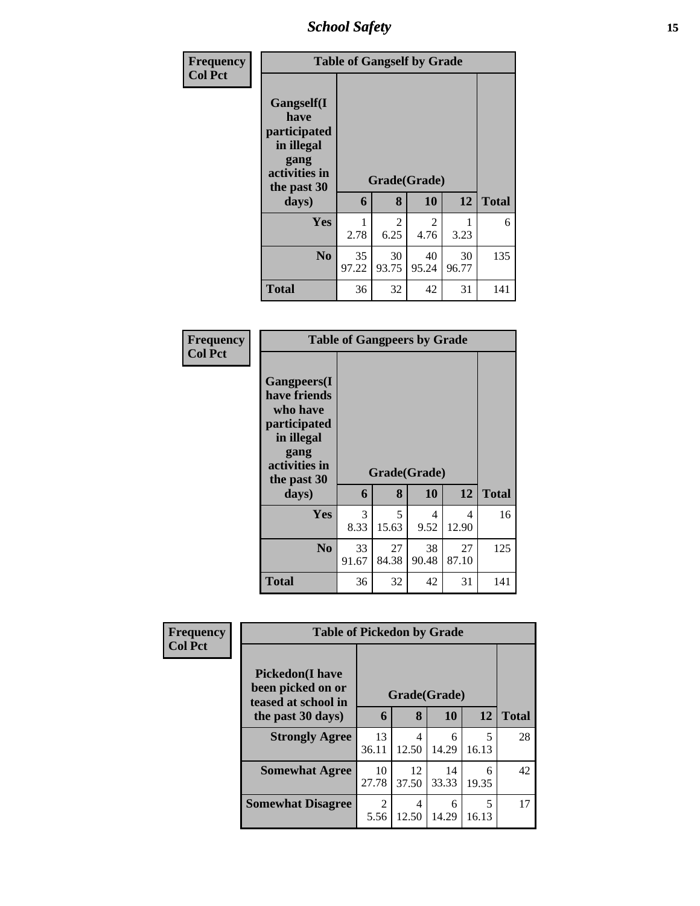| Frequency<br>Col Pct |
|---|

**Table of Gangself by Grade**

| Gangself(I have participated in illegal gang activities in the past 30 days) | Grade(Grade) | | | | Total |
|---|---|---|---|---|---|
| | 6 | 8 | 10 | 12 | |
| **Yes** | 1<br>2.78 | 2<br>6.25 | 2<br>4.76 | 1<br>3.23 | 6 |
| **No** | 35<br>97.22 | 30<br>93.75 | 40<br>95.24 | 30<br>96.77 | 135 |
| **Total** | 36 | 32 | 42 | 31 | 141 |

| Frequency<br>Col Pct |
|---|

**Table of Gangpeers by Grade**

| Gangpeers(I have friends who have participated in illegal gang activities in the past 30 days) | Grade(Grade) | | | | Total |
|---|---|---|---|---|---|
| | 6 | 8 | 10 | 12 | |
| **Yes** | 3<br>8.33 | 5<br>15.63 | 4<br>9.52 | 4<br>12.90 | 16 |
| **No** | 33<br>91.67 | 27<br>84.38 | 38<br>90.48 | 27<br>87.10 | 125 |
| **Total** | 36 | 32 | 42 | 31 | 141 |

| Frequency<br>Col Pct |
|---|

**Table of Pickedon by Grade**

| Pickedon(I have been picked on or teased at school in the past 30 days) | Grade(Grade) | | | | Total |
|---|---|---|---|---|---|
| | 6 | 8 | 10 | 12 | |
| **Strongly Agree** | 13<br>36.11 | 4<br>12.50 | 6<br>14.29 | 5<br>16.13 | 28 |
| **Somewhat Agree** | 10<br>27.78 | 12<br>37.50 | 14<br>33.33 | 6<br>19.35 | 42 |
| **Somewhat Disagree** | 2<br>5.56 | 4<br>12.50 | 6<br>14.29 | 5<br>16.13 | 17 |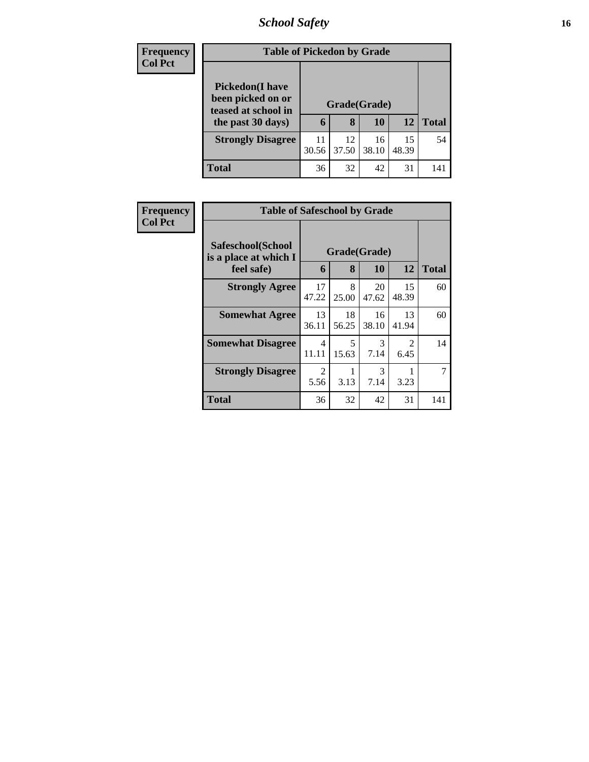| Frequency Col Pct | | | | | |
|---|---|---|---|---|---|

**Table of Pickedon by Grade**

| Pickedon(I have been picked on or teased at school in the past 30 days) | Grade(Grade) | | | | Total |
|---|---|---|---|---|---|
| | 6 | 8 | 10 | 12 | |
| **Strongly Disagree** | 11<br>30.56 | 12<br>37.50 | 16<br>38.10 | 15<br>48.39 | 54 |
| **Total** | 36 | 32 | 42 | 31 | 141 |

| Frequency Col Pct | | | | | |
|---|---|---|---|---|---|

**Table of Safeschool by Grade**

| Safeschool(School is a place at which I feel safe) | Grade(Grade) | | | | Total |
|---|---|---|---|---|---|
| | 6 | 8 | 10 | 12 | |
| **Strongly Agree** | 17<br>47.22 | 8<br>25.00 | 20<br>47.62 | 15<br>48.39 | 60 |
| **Somewhat Agree** | 13<br>36.11 | 18<br>56.25 | 16<br>38.10 | 13<br>41.94 | 60 |
| **Somewhat Disagree** | 4<br>11.11 | 5<br>15.63 | 3<br>7.14 | 2<br>6.45 | 14 |
| **Strongly Disagree** | 2<br>5.56 | 1<br>3.13 | 3<br>7.14 | 1<br>3.23 | 7 |
| **Total** | 36 | 32 | 42 | 31 | 141 |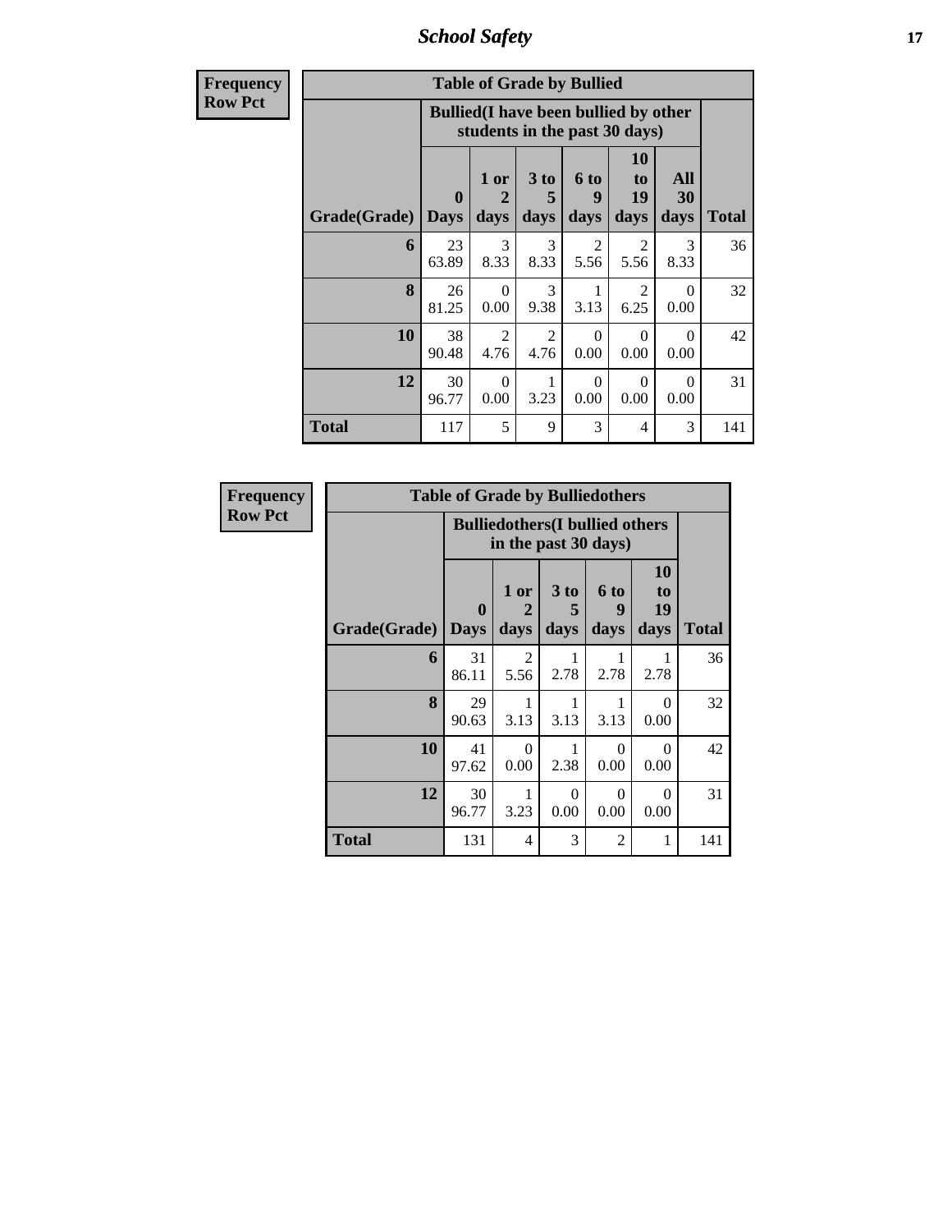## School Safety

**Frequency**
**Row Pct**

| Table of Grade by Bullied | | | | | | | |
|---|---|---|---|---|---|---|---|
| | Bullied(I have been bullied by other students in the past 30 days) | | | | | | |
| Grade(Grade) | 0 Days | 1 or 2 days | 3 to 5 days | 6 to 9 days | 10 to 19 days | All 30 days | Total |
| 6 | 23<br>63.89 | 3<br>8.33 | 3<br>8.33 | 2<br>5.56 | 2<br>5.56 | 3<br>8.33 | 36 |
| 8 | 26<br>81.25 | 0<br>0.00 | 3<br>9.38 | 1<br>3.13 | 2<br>6.25 | 0<br>0.00 | 32 |
| 10 | 38<br>90.48 | 2<br>4.76 | 2<br>4.76 | 0<br>0.00 | 0<br>0.00 | 0<br>0.00 | 42 |
| 12 | 30<br>96.77 | 0<br>0.00 | 1<br>3.23 | 0<br>0.00 | 0<br>0.00 | 0<br>0.00 | 31 |
| Total | 117 | 5 | 9 | 3 | 4 | 3 | 141 |

**Frequency**
**Row Pct**

| Table of Grade by Bulliedothers | | | | | | |
|---|---|---|---|---|---|---|
| | Bulliedothers(I bullied others in the past 30 days) | | | | | |
| Grade(Grade) | 0 Days | 1 or 2 days | 3 to 5 days | 6 to 9 days | 10 to 19 days | Total |
| 6 | 31<br>86.11 | 2<br>5.56 | 1<br>2.78 | 1<br>2.78 | 1<br>2.78 | 36 |
| 8 | 29<br>90.63 | 1<br>3.13 | 1<br>3.13 | 1<br>3.13 | 0<br>0.00 | 32 |
| 10 | 41<br>97.62 | 0<br>0.00 | 1<br>2.38 | 0<br>0.00 | 0<br>0.00 | 42 |
| 12 | 30<br>96.77 | 1<br>3.23 | 0<br>0.00 | 0<br>0.00 | 0<br>0.00 | 31 |
| Total | 131 | 4 | 3 | 2 | 1 | 141 |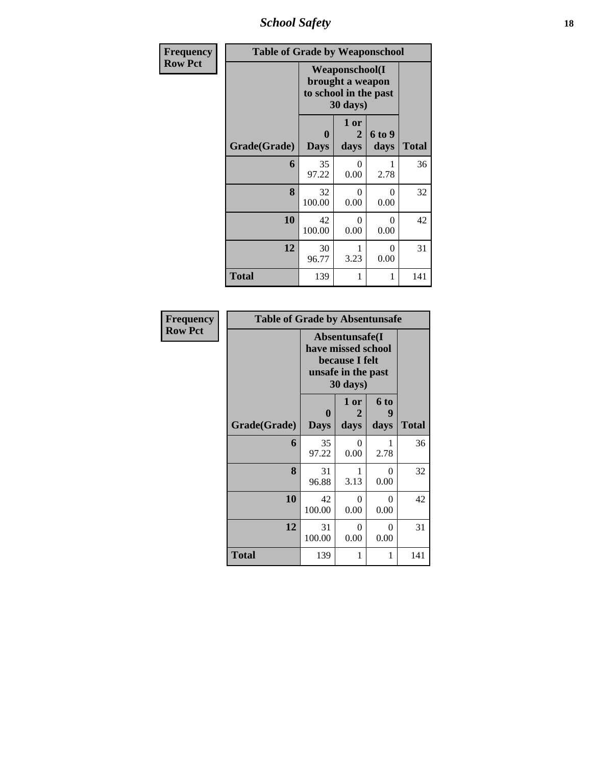# School Safety

Frequency
Row Pct

| Table of Grade by Weaponschool | | | | |
|---|---|---|---|---|
| | Weaponschool(I brought a weapon to school in the past 30 days) | | | |
| Grade(Grade) | 0 Days | 1 or 2 days | 6 to 9 days | Total |
| 6 | 35<br>97.22 | 0<br>0.00 | 1<br>2.78 | 36 |
| 8 | 32<br>100.00 | 0<br>0.00 | 0<br>0.00 | 32 |
| 10 | 42<br>100.00 | 0<br>0.00 | 0<br>0.00 | 42 |
| 12 | 30<br>96.77 | 1<br>3.23 | 0<br>0.00 | 31 |
| Total | 139 | 1 | 1 | 141 |

Frequency
Row Pct

| Table of Grade by Absentunsafe | | | | |
|---|---|---|---|---|
| | Absentunsafe(I have missed school because I felt unsafe in the past 30 days) | | | |
| Grade(Grade) | 0 Days | 1 or 2 days | 6 to 9 days | Total |
| 6 | 35<br>97.22 | 0<br>0.00 | 1<br>2.78 | 36 |
| 8 | 31<br>96.88 | 1<br>3.13 | 0<br>0.00 | 32 |
| 10 | 42<br>100.00 | 0<br>0.00 | 0<br>0.00 | 42 |
| 12 | 31<br>100.00 | 0<br>0.00 | 0<br>0.00 | 31 |
| Total | 139 | 1 | 1 | 141 |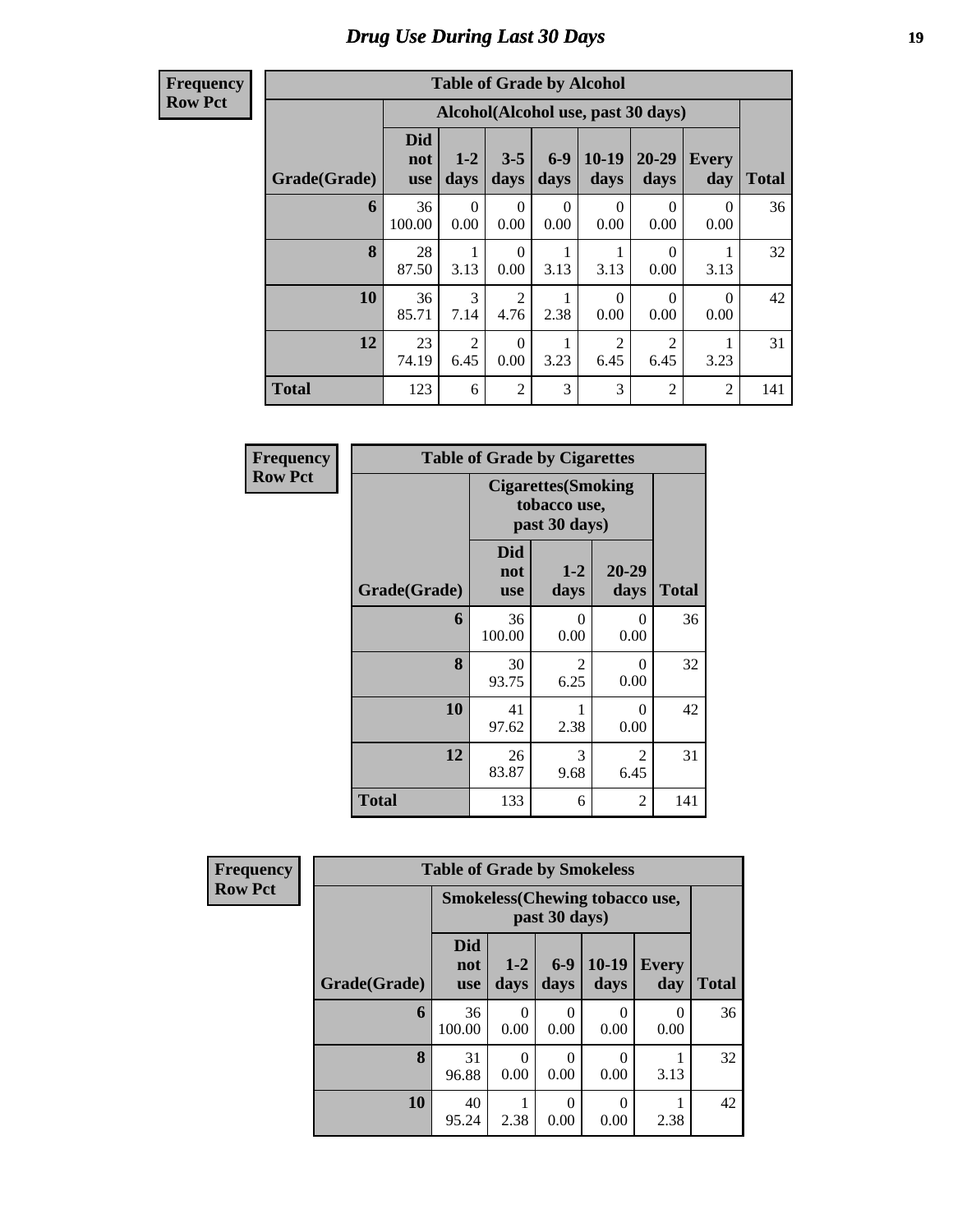# Drug Use During Last 30 Days

**Frequency**
**Row Pct**

| Table of Grade by Alcohol | | | | | | | | |
|---|---|---|---|---|---|---|---|---|
| | Alcohol(Alcohol use, past 30 days) | | | | | | | |
| Grade(Grade) | Did not use | 1-2 days | 3-5 days | 6-9 days | 10-19 days | 20-29 days | Every day | Total |
| **6** | 36<br>100.00 | 0<br>0.00 | 0<br>0.00 | 0<br>0.00 | 0<br>0.00 | 0<br>0.00 | 0<br>0.00 | 36 |
| **8** | 28<br>87.50 | 1<br>3.13 | 0<br>0.00 | 1<br>3.13 | 1<br>3.13 | 0<br>0.00 | 1<br>3.13 | 32 |
| **10** | 36<br>85.71 | 3<br>7.14 | 2<br>4.76 | 1<br>2.38 | 0<br>0.00 | 0<br>0.00 | 0<br>0.00 | 42 |
| **12** | 23<br>74.19 | 2<br>6.45 | 0<br>0.00 | 1<br>3.23 | 2<br>6.45 | 2<br>6.45 | 1<br>3.23 | 31 |
| **Total** | 123 | 6 | 2 | 3 | 3 | 2 | 2 | 141 |

**Frequency**
**Row Pct**

| Table of Grade by Cigarettes | | | | |
|---|---|---|---|---|
| | Cigarettes(Smoking tobacco use, past 30 days) | | | |
| Grade(Grade) | Did not use | 1-2 days | 20-29 days | Total |
| **6** | 36<br>100.00 | 0<br>0.00 | 0<br>0.00 | 36 |
| **8** | 30<br>93.75 | 2<br>6.25 | 0<br>0.00 | 32 |
| **10** | 41<br>97.62 | 1<br>2.38 | 0<br>0.00 | 42 |
| **12** | 26<br>83.87 | 3<br>9.68 | 2<br>6.45 | 31 |
| **Total** | 133 | 6 | 2 | 141 |

**Frequency**
**Row Pct**

| Table of Grade by Smokeless | | | | | | |
|---|---|---|---|---|---|---|
| | Smokeless(Chewing tobacco use, past 30 days) | | | | | |
| Grade(Grade) | Did not use | 1-2 days | 6-9 days | 10-19 days | Every day | Total |
| **6** | 36<br>100.00 | 0<br>0.00 | 0<br>0.00 | 0<br>0.00 | 0<br>0.00 | 36 |
| **8** | 31<br>96.88 | 0<br>0.00 | 0<br>0.00 | 0<br>0.00 | 1<br>3.13 | 32 |
| **10** | 40<br>95.24 | 1<br>2.38 | 0<br>0.00 | 0<br>0.00 | 1<br>2.38 | 42 |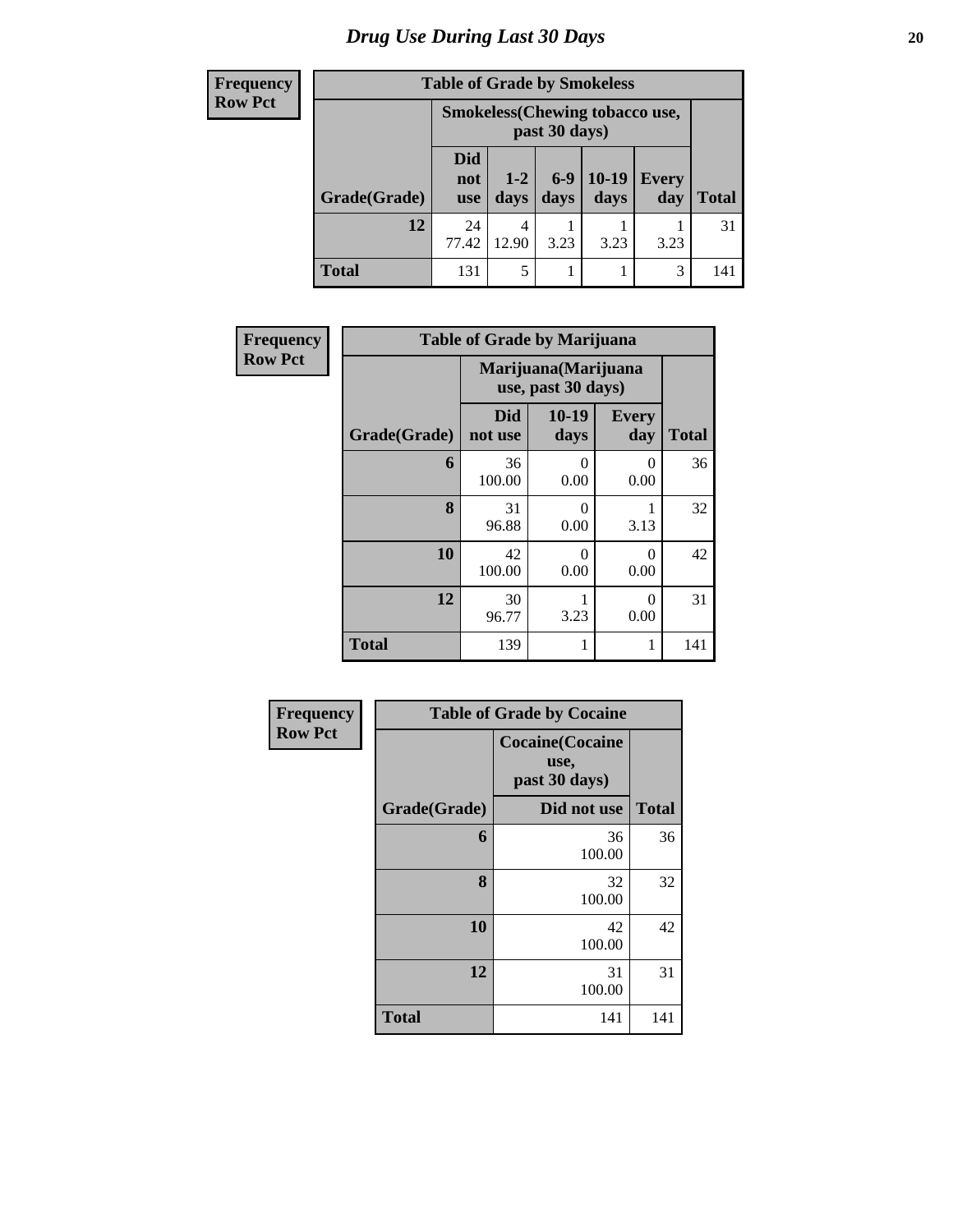# Drug Use During Last 30 Days

| Frequency Row Pct | Table of Grade by Smokeless | | | | | |
|---|---|---|---|---|---|---|
| | Smokeless(Chewing tobacco use, past 30 days) | | | | | |
| Grade(Grade) | Did not use | 1-2 days | 6-9 days | 10-19 days | Every day | Total |
| 12 | 24<br>77.42 | 4<br>12.90 | 1<br>3.23 | 1<br>3.23 | 1<br>3.23 | 31 |
| Total | 131 | 5 | 1 | 1 | 3 | 141 |

| Frequency Row Pct | Table of Grade by Marijuana | | | |
|---|---|---|---|---|
| | Marijuana(Marijuana use, past 30 days) | | | |
| Grade(Grade) | Did not use | 10-19 days | Every day | Total |
| 6 | 36<br>100.00 | 0<br>0.00 | 0<br>0.00 | 36 |
| 8 | 31<br>96.88 | 0<br>0.00 | 1<br>3.13 | 32 |
| 10 | 42<br>100.00 | 0<br>0.00 | 0<br>0.00 | 42 |
| 12 | 30<br>96.77 | 1<br>3.23 | 0<br>0.00 | 31 |
| Total | 139 | 1 | 1 | 141 |

| Frequency Row Pct | Table of Grade by Cocaine | |
|---|---|---|
| | Cocaine(Cocaine use, past 30 days) | |
| Grade(Grade) | Did not use | Total |
| 6 | 36<br>100.00 | 36 |
| 8 | 32<br>100.00 | 32 |
| 10 | 42<br>100.00 | 42 |
| 12 | 31<br>100.00 | 31 |
| Total | 141 | 141 |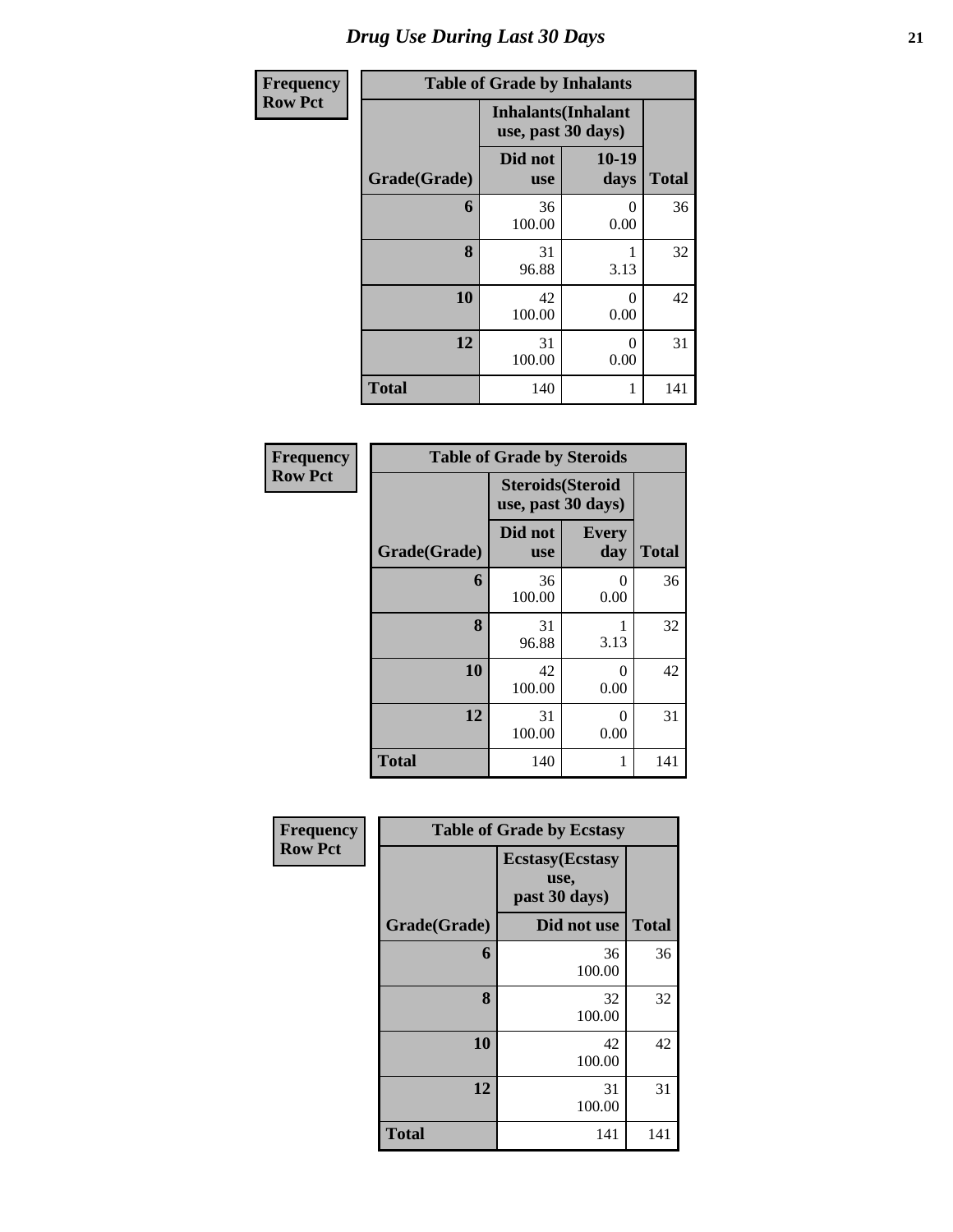# Drug Use During Last 30 Days

**Frequency**
**Row Pct**

| Table of Grade by Inhalants | | | |
|---|---|---|---|
| | Inhalants(Inhalant use, past 30 days) | | |
| Grade(Grade) | Did not use | 10-19 days | Total |
| 6 | 36<br>100.00 | 0<br>0.00 | 36 |
| 8 | 31<br>96.88 | 1<br>3.13 | 32 |
| 10 | 42<br>100.00 | 0<br>0.00 | 42 |
| 12 | 31<br>100.00 | 0<br>0.00 | 31 |
| Total | 140 | 1 | 141 |

**Frequency**
**Row Pct**

| Table of Grade by Steroids | | | |
|---|---|---|---|
| | Steroids(Steroid use, past 30 days) | | |
| Grade(Grade) | Did not use | Every day | Total |
| 6 | 36<br>100.00 | 0<br>0.00 | 36 |
| 8 | 31<br>96.88 | 1<br>3.13 | 32 |
| 10 | 42<br>100.00 | 0<br>0.00 | 42 |
| 12 | 31<br>100.00 | 0<br>0.00 | 31 |
| Total | 140 | 1 | 141 |

**Frequency**
**Row Pct**

| Table of Grade by Ecstasy | | |
|---|---|---|
| | Ecstasy(Ecstasy use, past 30 days) | |
| Grade(Grade) | Did not use | Total |
| 6 | 36<br>100.00 | 36 |
| 8 | 32<br>100.00 | 32 |
| 10 | 42<br>100.00 | 42 |
| 12 | 31<br>100.00 | 31 |
| Total | 141 | 141 |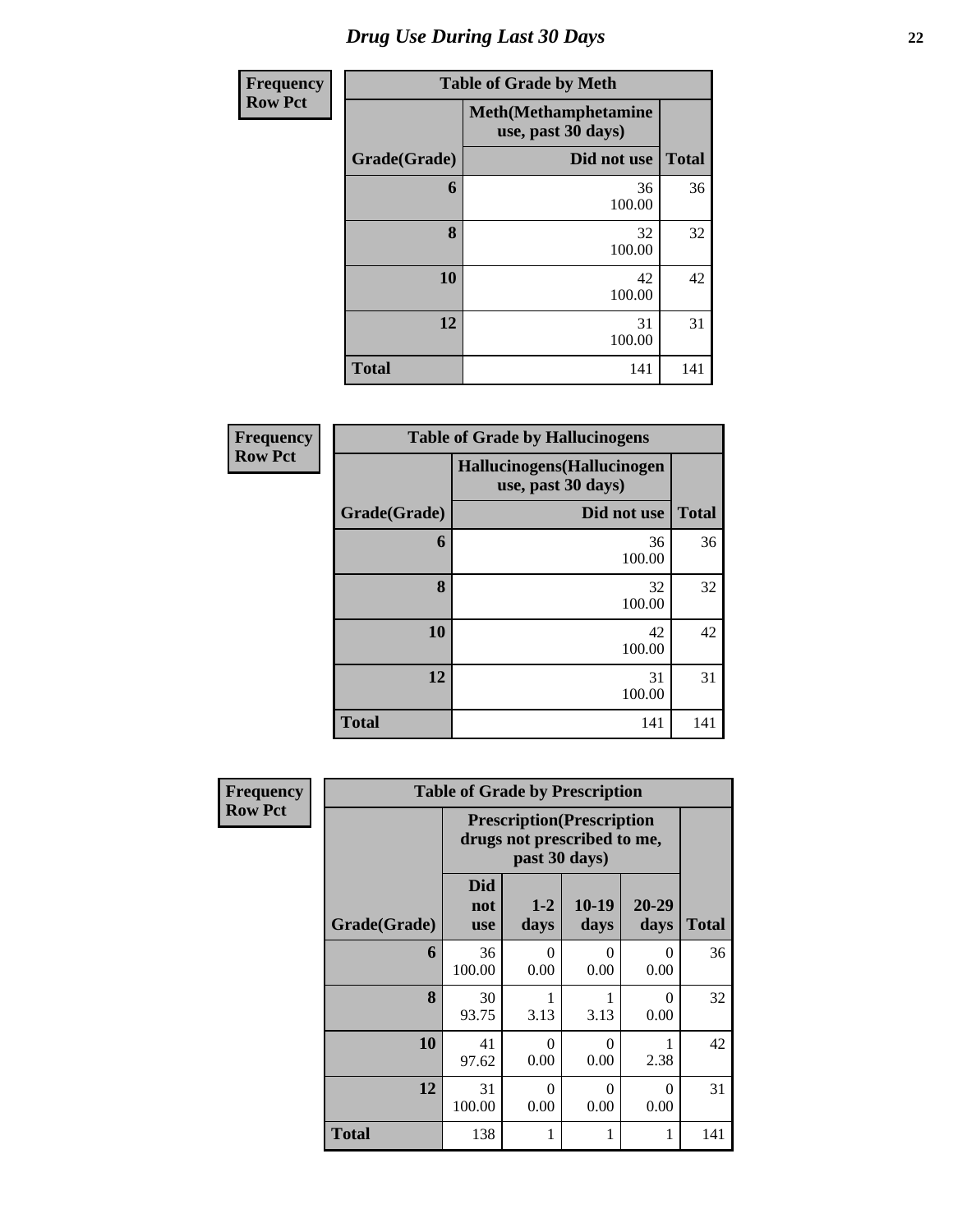# Drug Use During Last 30 Days

**Frequency**
**Row Pct**

**Table of Grade by Meth**

| Grade(Grade) | Meth(Methamphetamine use, past 30 days) Did not use | Total |
|---|---|---|
| 6 | 36<br>100.00 | 36 |
| 8 | 32<br>100.00 | 32 |
| 10 | 42<br>100.00 | 42 |
| 12 | 31<br>100.00 | 31 |
| Total | 141 | 141 |

**Frequency**
**Row Pct**

**Table of Grade by Hallucinogens**

| Grade(Grade) | Hallucinogens(Hallucinogen use, past 30 days) Did not use | Total |
|---|---|---|
| 6 | 36<br>100.00 | 36 |
| 8 | 32<br>100.00 | 32 |
| 10 | 42<br>100.00 | 42 |
| 12 | 31<br>100.00 | 31 |
| Total | 141 | 141 |

**Frequency**
**Row Pct**

**Table of Grade by Prescription**

| | Prescription(Prescription drugs not prescribed to me, past 30 days) | | | | |
|---|---|---|---|---|---|
| Grade(Grade) | Did not use | 1-2 days | 10-19 days | 20-29 days | Total |
| 6 | 36<br>100.00 | 0<br>0.00 | 0<br>0.00 | 0<br>0.00 | 36 |
| 8 | 30<br>93.75 | 1<br>3.13 | 1<br>3.13 | 0<br>0.00 | 32 |
| 10 | 41<br>97.62 | 0<br>0.00 | 0<br>0.00 | 1<br>2.38 | 42 |
| 12 | 31<br>100.00 | 0<br>0.00 | 0<br>0.00 | 0<br>0.00 | 31 |
| Total | 138 | 1 | 1 | 1 | 141 |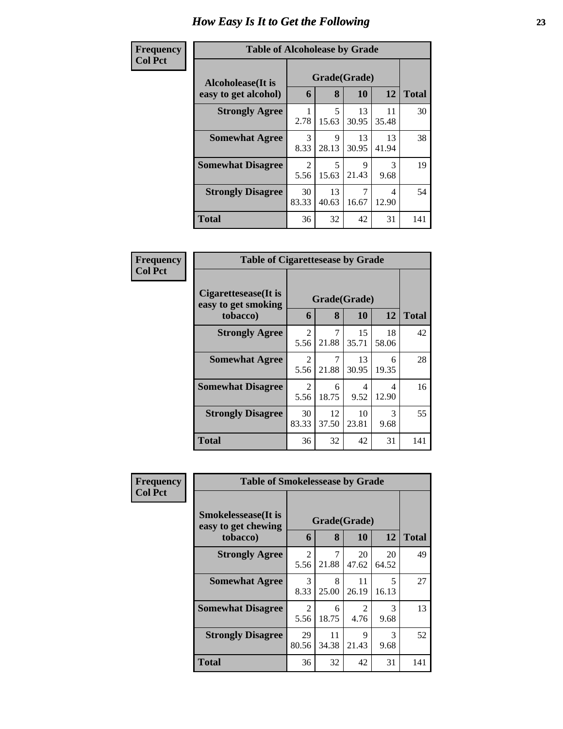# How Easy Is It to Get the Following

**Frequency**
**Col Pct**

**Table of Alcoholease by Grade**

| Alcoholease(It is easy to get alcohol) | Grade(Grade) | | | | Total |
|---|---|---|---|---|---|
| | 6 | 8 | 10 | 12 | |
| **Strongly Agree** | 1<br>2.78 | 5<br>15.63 | 13<br>30.95 | 11<br>35.48 | 30 |
| **Somewhat Agree** | 3<br>8.33 | 9<br>28.13 | 13<br>30.95 | 13<br>41.94 | 38 |
| **Somewhat Disagree** | 2<br>5.56 | 5<br>15.63 | 9<br>21.43 | 3<br>9.68 | 19 |
| **Strongly Disagree** | 30<br>83.33 | 13<br>40.63 | 7<br>16.67 | 4<br>12.90 | 54 |
| **Total** | 36 | 32 | 42 | 31 | 141 |

**Frequency**
**Col Pct**

**Table of Cigarettesease by Grade**

| Cigarettesease(It is easy to get smoking tobacco) | Grade(Grade) | | | | Total |
|---|---|---|---|---|---|
| | 6 | 8 | 10 | 12 | |
| **Strongly Agree** | 2<br>5.56 | 7<br>21.88 | 15<br>35.71 | 18<br>58.06 | 42 |
| **Somewhat Agree** | 2<br>5.56 | 7<br>21.88 | 13<br>30.95 | 6<br>19.35 | 28 |
| **Somewhat Disagree** | 2<br>5.56 | 6<br>18.75 | 4<br>9.52 | 4<br>12.90 | 16 |
| **Strongly Disagree** | 30<br>83.33 | 12<br>37.50 | 10<br>23.81 | 3<br>9.68 | 55 |
| **Total** | 36 | 32 | 42 | 31 | 141 |

**Frequency**
**Col Pct**

**Table of Smokelessease by Grade**

| Smokelessease(It is easy to get chewing tobacco) | Grade(Grade) | | | | Total |
|---|---|---|---|---|---|
| | 6 | 8 | 10 | 12 | |
| **Strongly Agree** | 2<br>5.56 | 7<br>21.88 | 20<br>47.62 | 20<br>64.52 | 49 |
| **Somewhat Agree** | 3<br>8.33 | 8<br>25.00 | 11<br>26.19 | 5<br>16.13 | 27 |
| **Somewhat Disagree** | 2<br>5.56 | 6<br>18.75 | 2<br>4.76 | 3<br>9.68 | 13 |
| **Strongly Disagree** | 29<br>80.56 | 11<br>34.38 | 9<br>21.43 | 3<br>9.68 | 52 |
| **Total** | 36 | 32 | 42 | 31 | 141 |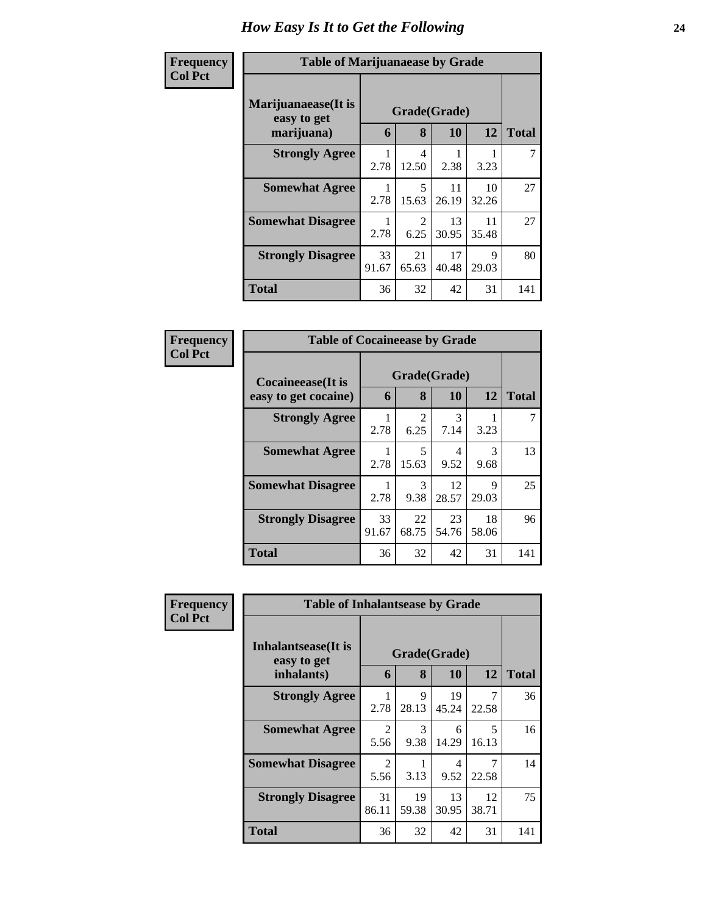# How Easy Is It to Get the Following

**Frequency**
**Col Pct**

**Table of Marijuanaease by Grade**

| Marijuanaease(It is easy to get marijuana) | Grade(Grade) | | | | Total |
|---|---|---|---|---|---|
| | 6 | 8 | 10 | 12 | |
| **Strongly Agree** | 1<br>2.78 | 4<br>12.50 | 1<br>2.38 | 1<br>3.23 | 7 |
| **Somewhat Agree** | 1<br>2.78 | 5<br>15.63 | 11<br>26.19 | 10<br>32.26 | 27 |
| **Somewhat Disagree** | 1<br>2.78 | 2<br>6.25 | 13<br>30.95 | 11<br>35.48 | 27 |
| **Strongly Disagree** | 33<br>91.67 | 21<br>65.63 | 17<br>40.48 | 9<br>29.03 | 80 |
| **Total** | 36 | 32 | 42 | 31 | 141 |

**Frequency**
**Col Pct**

**Table of Cocaineease by Grade**

| Cocaineease(It is easy to get cocaine) | Grade(Grade) | | | | Total |
|---|---|---|---|---|---|
| | 6 | 8 | 10 | 12 | |
| **Strongly Agree** | 1<br>2.78 | 2<br>6.25 | 3<br>7.14 | 1<br>3.23 | 7 |
| **Somewhat Agree** | 1<br>2.78 | 5<br>15.63 | 4<br>9.52 | 3<br>9.68 | 13 |
| **Somewhat Disagree** | 1<br>2.78 | 3<br>9.38 | 12<br>28.57 | 9<br>29.03 | 25 |
| **Strongly Disagree** | 33<br>91.67 | 22<br>68.75 | 23<br>54.76 | 18<br>58.06 | 96 |
| **Total** | 36 | 32 | 42 | 31 | 141 |

**Frequency**
**Col Pct**

**Table of Inhalantsease by Grade**

| Inhalantsease(It is easy to get inhalants) | Grade(Grade) | | | | Total |
|---|---|---|---|---|---|
| | 6 | 8 | 10 | 12 | |
| **Strongly Agree** | 1<br>2.78 | 9<br>28.13 | 19<br>45.24 | 7<br>22.58 | 36 |
| **Somewhat Agree** | 2<br>5.56 | 3<br>9.38 | 6<br>14.29 | 5<br>16.13 | 16 |
| **Somewhat Disagree** | 2<br>5.56 | 1<br>3.13 | 4<br>9.52 | 7<br>22.58 | 14 |
| **Strongly Disagree** | 31<br>86.11 | 19<br>59.38 | 13<br>30.95 | 12<br>38.71 | 75 |
| **Total** | 36 | 32 | 42 | 31 | 141 |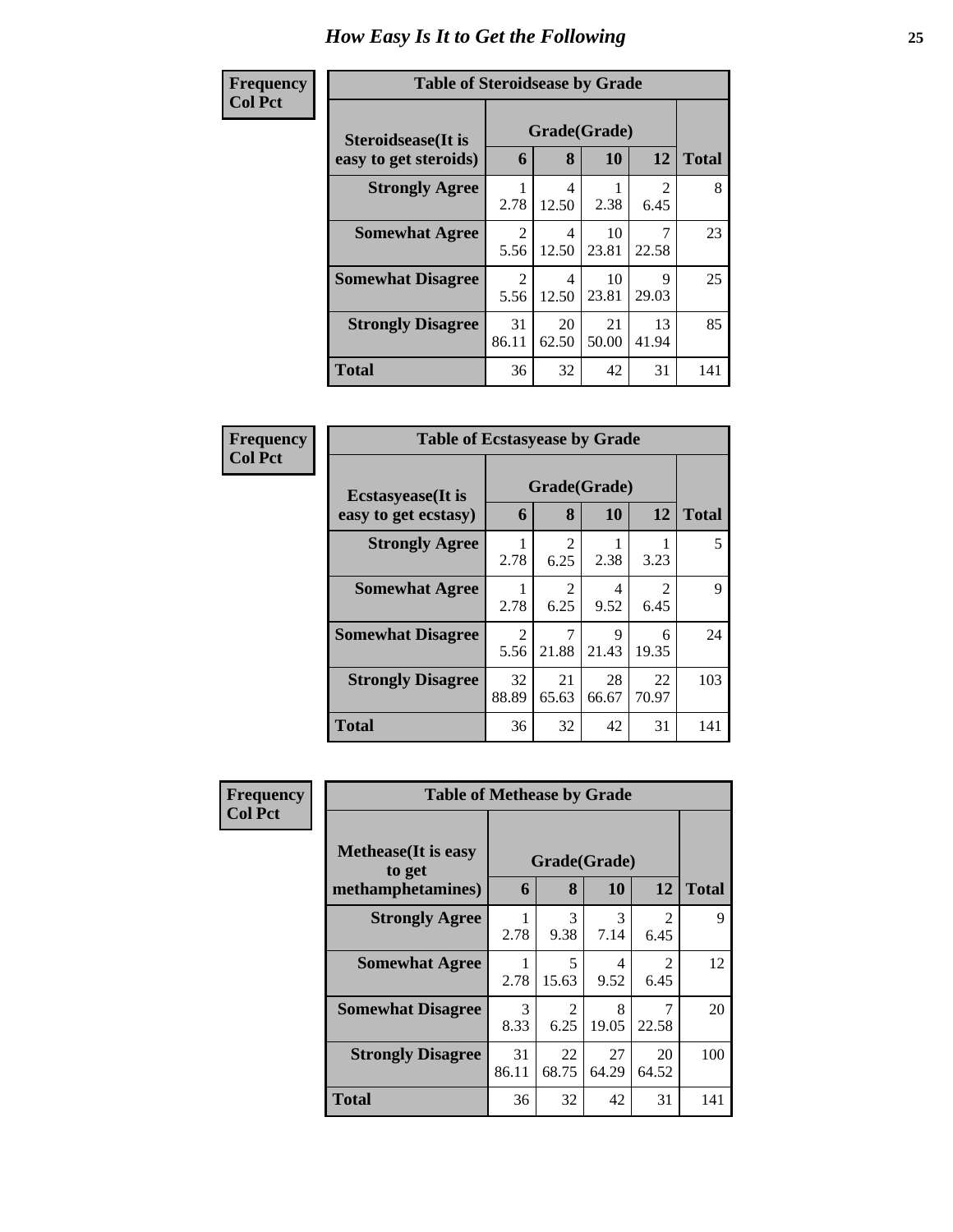# How Easy Is It to Get the Following

**Frequency**
**Col Pct**

| Table of Steroidsease by Grade | | | | | |
|---|---|---|---|---|---|
| **Steroidsease(It is easy to get steroids)** | **Grade(Grade)** | | | | |
| | **6** | **8** | **10** | **12** | **Total** |
| **Strongly Agree** | 1<br>2.78 | 4<br>12.50 | 1<br>2.38 | 2<br>6.45 | 8 |
| **Somewhat Agree** | 2<br>5.56 | 4<br>12.50 | 10<br>23.81 | 7<br>22.58 | 23 |
| **Somewhat Disagree** | 2<br>5.56 | 4<br>12.50 | 10<br>23.81 | 9<br>29.03 | 25 |
| **Strongly Disagree** | 31<br>86.11 | 20<br>62.50 | 21<br>50.00 | 13<br>41.94 | 85 |
| **Total** | 36 | 32 | 42 | 31 | 141 |

**Frequency**
**Col Pct**

| Table of Ecstasyease by Grade | | | | | |
|---|---|---|---|---|---|
| **Ecstasyease(It is easy to get ecstasy)** | **Grade(Grade)** | | | | |
| | **6** | **8** | **10** | **12** | **Total** |
| **Strongly Agree** | 1<br>2.78 | 2<br>6.25 | 1<br>2.38 | 1<br>3.23 | 5 |
| **Somewhat Agree** | 1<br>2.78 | 2<br>6.25 | 4<br>9.52 | 2<br>6.45 | 9 |
| **Somewhat Disagree** | 2<br>5.56 | 7<br>21.88 | 9<br>21.43 | 6<br>19.35 | 24 |
| **Strongly Disagree** | 32<br>88.89 | 21<br>65.63 | 28<br>66.67 | 22<br>70.97 | 103 |
| **Total** | 36 | 32 | 42 | 31 | 141 |

**Frequency**
**Col Pct**

| Table of Methease by Grade | | | | | |
|---|---|---|---|---|---|
| **Methease(It is easy to get methamphetamines)** | **Grade(Grade)** | | | | |
| | **6** | **8** | **10** | **12** | **Total** |
| **Strongly Agree** | 1<br>2.78 | 3<br>9.38 | 3<br>7.14 | 2<br>6.45 | 9 |
| **Somewhat Agree** | 1<br>2.78 | 5<br>15.63 | 4<br>9.52 | 2<br>6.45 | 12 |
| **Somewhat Disagree** | 3<br>8.33 | 2<br>6.25 | 8<br>19.05 | 7<br>22.58 | 20 |
| **Strongly Disagree** | 31<br>86.11 | 22<br>68.75 | 27<br>64.29 | 20<br>64.52 | 100 |
| **Total** | 36 | 32 | 42 | 31 | 141 |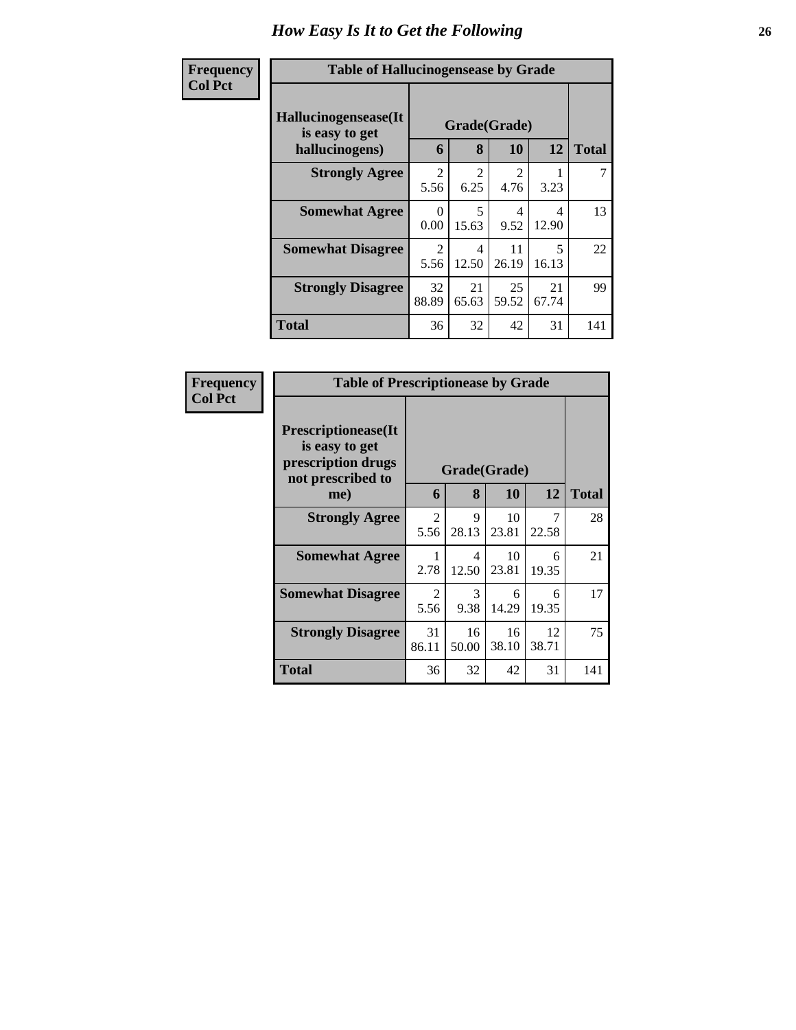# How Easy Is It to Get the Following

**Frequency**
**Col Pct**

**Table of Hallucinogensease by Grade**

| Hallucinogensease(It is easy to get hallucinogens) | Grade(Grade) | | | | Total |
|---|---|---|---|---|---|
| | 6 | 8 | 10 | 12 | |
| **Strongly Agree** | 2<br>5.56 | 2<br>6.25 | 2<br>4.76 | 1<br>3.23 | 7 |
| **Somewhat Agree** | 0<br>0.00 | 5<br>15.63 | 4<br>9.52 | 4<br>12.90 | 13 |
| **Somewhat Disagree** | 2<br>5.56 | 4<br>12.50 | 11<br>26.19 | 5<br>16.13 | 22 |
| **Strongly Disagree** | 32<br>88.89 | 21<br>65.63 | 25<br>59.52 | 21<br>67.74 | 99 |
| **Total** | 36 | 32 | 42 | 31 | 141 |

**Frequency**
**Col Pct**

**Table of Prescriptionease by Grade**

| Prescriptionease(It is easy to get prescription drugs not prescribed to me) | Grade(Grade) | | | | Total |
|---|---|---|---|---|---|
| | 6 | 8 | 10 | 12 | |
| **Strongly Agree** | 2<br>5.56 | 9<br>28.13 | 10<br>23.81 | 7<br>22.58 | 28 |
| **Somewhat Agree** | 1<br>2.78 | 4<br>12.50 | 10<br>23.81 | 6<br>19.35 | 21 |
| **Somewhat Disagree** | 2<br>5.56 | 3<br>9.38 | 6<br>14.29 | 6<br>19.35 | 17 |
| **Strongly Disagree** | 31<br>86.11 | 16<br>50.00 | 16<br>38.10 | 12<br>38.71 | 75 |
| **Total** | 36 | 32 | 42 | 31 | 141 |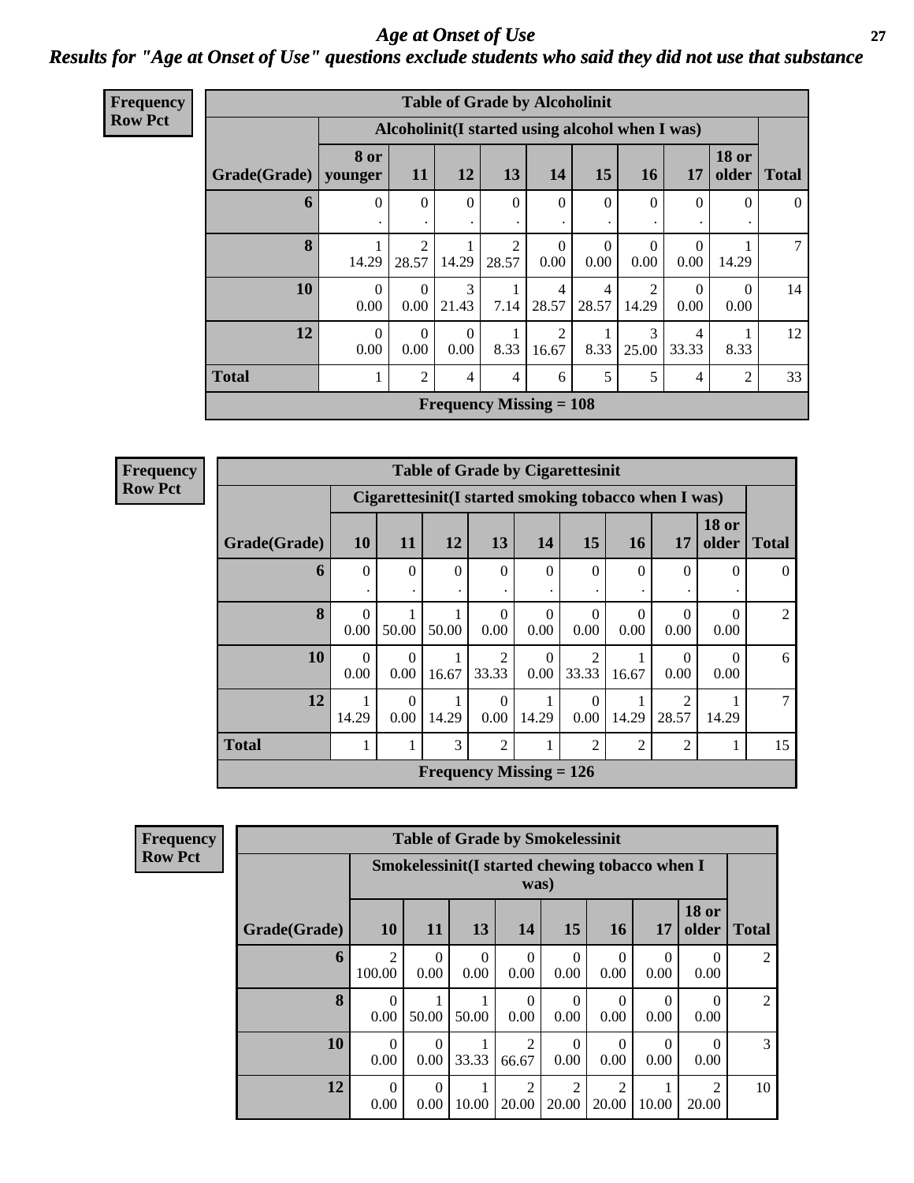# Age at Onset of Use

## Results for "Age at Onset of Use" questions exclude students who said they did not use that substance

**Frequency**
**Row Pct**

**Table of Grade by Alcoholinit**

| Grade(Grade) | Alcoholinit(I started using alcohol when I was) | | | | | | | | | Total |
|---|---|---|---|---|---|---|---|---|---|---|
| | 8 or younger | 11 | 12 | 13 | 14 | 15 | 16 | 17 | 18 or older | |
| **6** | 0<br>. | 0<br>. | 0<br>. | 0<br>. | 0<br>. | 0<br>. | 0<br>. | 0<br>. | 0<br>. | 0 |
| **8** | 1<br>14.29 | 2<br>28.57 | 1<br>14.29 | 2<br>28.57 | 0<br>0.00 | 0<br>0.00 | 0<br>0.00 | 0<br>0.00 | 1<br>14.29 | 7 |
| **10** | 0<br>0.00 | 0<br>0.00 | 3<br>21.43 | 1<br>7.14 | 4<br>28.57 | 4<br>28.57 | 2<br>14.29 | 0<br>0.00 | 0<br>0.00 | 14 |
| **12** | 0<br>0.00 | 0<br>0.00 | 0<br>0.00 | 1<br>8.33 | 2<br>16.67 | 1<br>8.33 | 3<br>25.00 | 4<br>33.33 | 1<br>8.33 | 12 |
| **Total** | 1 | 2 | 4 | 4 | 6 | 5 | 5 | 4 | 2 | 33 |

**Frequency Missing = 108**

**Frequency**
**Row Pct**

**Table of Grade by Cigarettesinit**

| Grade(Grade) | Cigarettesinit(I started smoking tobacco when I was) | | | | | | | | | Total |
|---|---|---|---|---|---|---|---|---|---|---|
| | 10 | 11 | 12 | 13 | 14 | 15 | 16 | 17 | 18 or older | |
| **6** | 0<br>. | 0<br>. | 0<br>. | 0<br>. | 0<br>. | 0<br>. | 0<br>. | 0<br>. | 0<br>. | 0 |
| **8** | 0<br>0.00 | 1<br>50.00 | 1<br>50.00 | 0<br>0.00 | 0<br>0.00 | 0<br>0.00 | 0<br>0.00 | 0<br>0.00 | 0<br>0.00 | 2 |
| **10** | 0<br>0.00 | 0<br>0.00 | 1<br>16.67 | 2<br>33.33 | 0<br>0.00 | 2<br>33.33 | 1<br>16.67 | 0<br>0.00 | 0<br>0.00 | 6 |
| **12** | 1<br>14.29 | 0<br>0.00 | 1<br>14.29 | 0<br>0.00 | 1<br>14.29 | 0<br>0.00 | 1<br>14.29 | 2<br>28.57 | 1<br>14.29 | 7 |
| **Total** | 1 | 1 | 3 | 2 | 1 | 2 | 2 | 2 | 1 | 15 |

**Frequency Missing = 126**

**Frequency**
**Row Pct**

**Table of Grade by Smokelessinit**

| Grade(Grade) | Smokelessinit(I started chewing tobacco when I was) | | | | | | | | Total |
|---|---|---|---|---|---|---|---|---|---|
| | 10 | 11 | 13 | 14 | 15 | 16 | 17 | 18 or older | |
| **6** | 2<br>100.00 | 0<br>0.00 | 0<br>0.00 | 0<br>0.00 | 0<br>0.00 | 0<br>0.00 | 0<br>0.00 | 0<br>0.00 | 2 |
| **8** | 0<br>0.00 | 1<br>50.00 | 1<br>50.00 | 0<br>0.00 | 0<br>0.00 | 0<br>0.00 | 0<br>0.00 | 0<br>0.00 | 2 |
| **10** | 0<br>0.00 | 0<br>0.00 | 1<br>33.33 | 2<br>66.67 | 0<br>0.00 | 0<br>0.00 | 0<br>0.00 | 0<br>0.00 | 3 |
| **12** | 0<br>0.00 | 0<br>0.00 | 1<br>10.00 | 2<br>20.00 | 2<br>20.00 | 2<br>20.00 | 1<br>10.00 | 2<br>20.00 | 10 |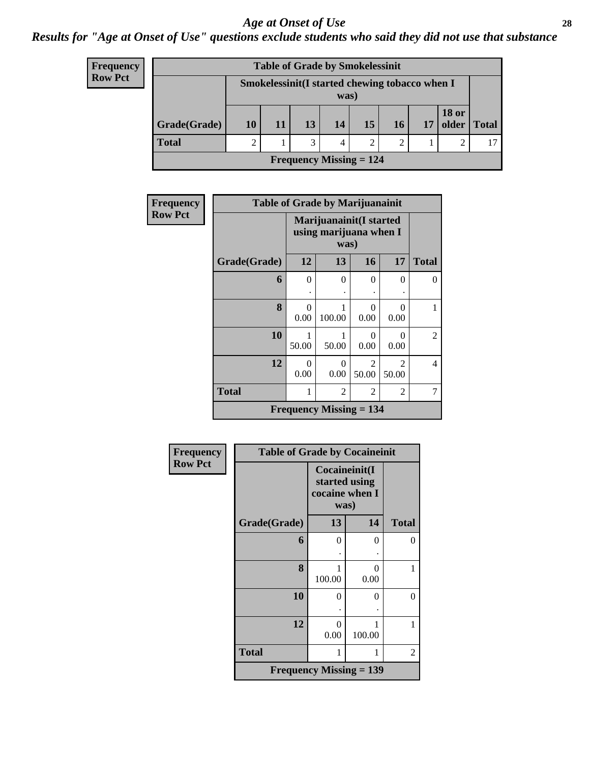# Age at Onset of Use

*Results for "Age at Onset of Use" questions exclude students who said they did not use that substance*

**Frequency**
**Row Pct**

**Table of Grade by Smokelessinit**

| | Smokelessinit(I started chewing tobacco when I was) | | | | | | | | |
|---|---|---|---|---|---|---|---|---|---|
| Grade(Grade) | 10 | 11 | 13 | 14 | 15 | 16 | 17 | 18 or older | Total |
| **Total** | 2 | 1 | 3 | 4 | 2 | 2 | 1 | 2 | 17 |

Frequency Missing = 124

**Frequency**
**Row Pct**

**Table of Grade by Marijuanainit**

| | Marijuanainit(I started using marijuana when I was) | | | | |
|---|---|---|---|---|---|
| Grade(Grade) | 12 | 13 | 16 | 17 | Total |
| **6** | 0<br>. | 0<br>. | 0<br>. | 0<br>. | 0 |
| **8** | 0<br>0.00 | 1<br>100.00 | 0<br>0.00 | 0<br>0.00 | 1 |
| **10** | 1<br>50.00 | 1<br>50.00 | 0<br>0.00 | 0<br>0.00 | 2 |
| **12** | 0<br>0.00 | 0<br>0.00 | 2<br>50.00 | 2<br>50.00 | 4 |
| **Total** | 1 | 2 | 2 | 2 | 7 |

Frequency Missing = 134

**Frequency**
**Row Pct**

**Table of Grade by Cocaineinit**

| | Cocaineinit(I started using cocaine when I was) | | |
|---|---|---|---|
| Grade(Grade) | 13 | 14 | Total |
| **6** | 0<br>. | 0<br>. | 0 |
| **8** | 1<br>100.00 | 0<br>0.00 | 1 |
| **10** | 0<br>. | 0<br>. | 0 |
| **12** | 0<br>0.00 | 1<br>100.00 | 1 |
| **Total** | 1 | 1 | 2 |

Frequency Missing = 139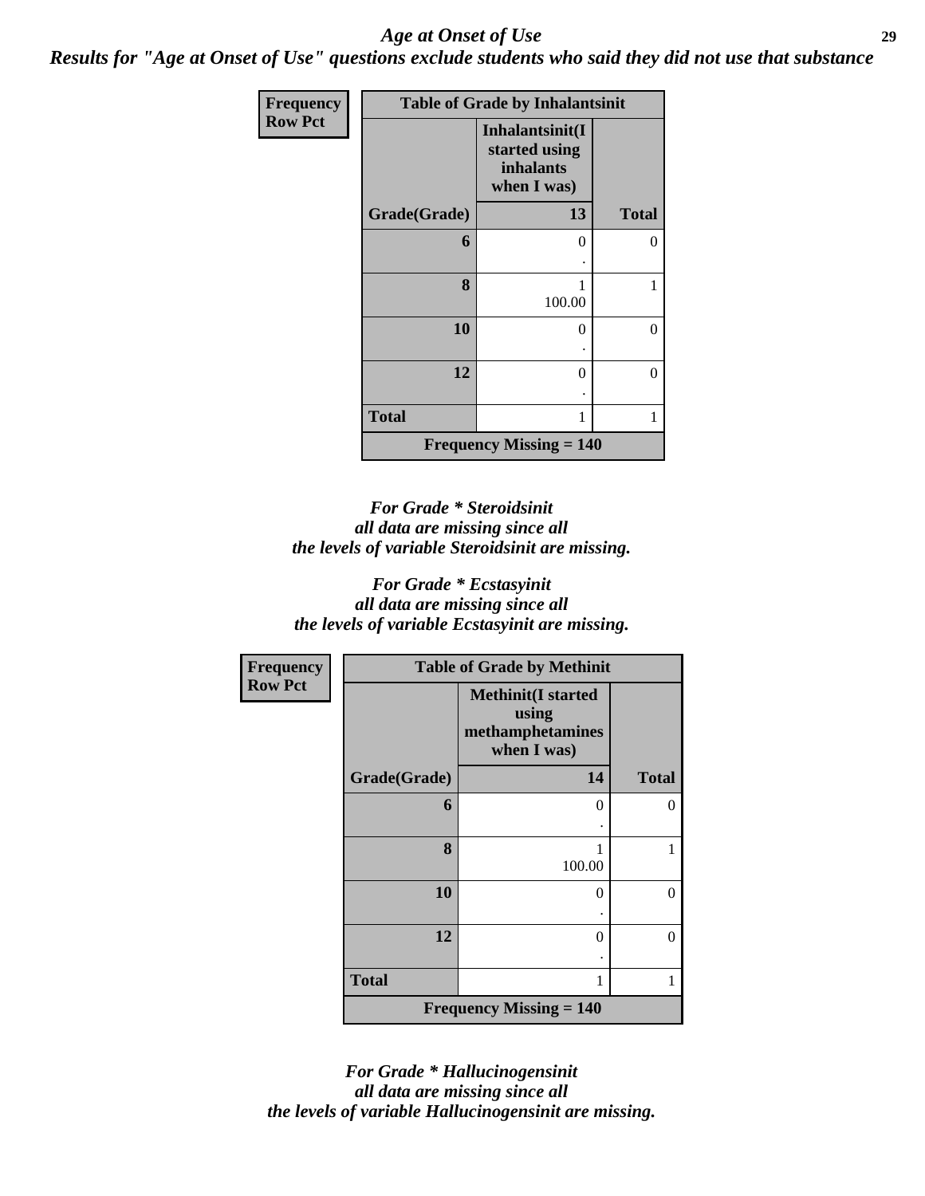*Age at Onset of Use*

***Results for "Age at Onset of Use" questions exclude students who said they did not use that substance***

**Frequency**
**Row Pct**

| Table of Grade by Inhalantsinit | | |
|---|---|---|
| | **Inhalantsinit(I started using inhalants when I was)** | |
| **Grade(Grade)** | **13** | **Total** |
| **6** | 0<br>. | 0 |
| **8** | 1<br>100.00 | 1 |
| **10** | 0<br>. | 0 |
| **12** | 0<br>. | 0 |
| **Total** | 1 | 1 |
| **Frequency Missing = 140** | | |

***For Grade * Steroidsinit all data are missing since all the levels of variable Steroidsinit are missing.***

***For Grade * Ecstasyinit all data are missing since all the levels of variable Ecstasyinit are missing.***

**Frequency**
**Row Pct**

| Table of Grade by Methinit | | |
|---|---|---|
| | **Methinit(I started using methamphetamines when I was)** | |
| **Grade(Grade)** | **14** | **Total** |
| **6** | 0<br>. | 0 |
| **8** | 1<br>100.00 | 1 |
| **10** | 0<br>. | 0 |
| **12** | 0<br>. | 0 |
| **Total** | 1 | 1 |
| **Frequency Missing = 140** | | |

***For Grade * Hallucinogensinit all data are missing since all the levels of variable Hallucinogensinit are missing.***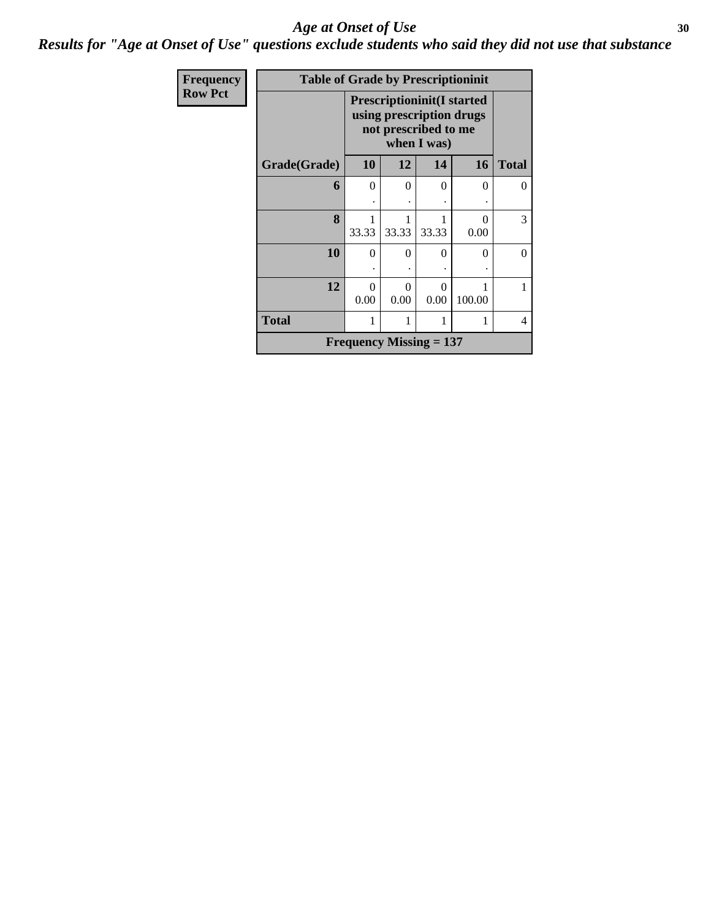# Age at Onset of Use

## Results for "Age at Onset of Use" questions exclude students who said they did not use that substance

**Frequency**
**Row Pct**

| Table of Grade by Prescriptioninit | | | | | |
|---|---|---|---|---|---|
| | Prescriptioninit(I started using prescription drugs not prescribed to me when I was) | | | | |
| Grade(Grade) | 10 | 12 | 14 | 16 | Total |
| 6 | 0<br>. | 0<br>. | 0<br>. | 0<br>. | 0 |
| 8 | 1<br>33.33 | 1<br>33.33 | 1<br>33.33 | 0<br>0.00 | 3 |
| 10 | 0<br>. | 0<br>. | 0<br>. | 0<br>. | 0 |
| 12 | 0<br>0.00 | 0<br>0.00 | 0<br>0.00 | 1<br>100.00 | 1 |
| Total | 1 | 1 | 1 | 1 | 4 |
| Frequency Missing = 137 | | | | | |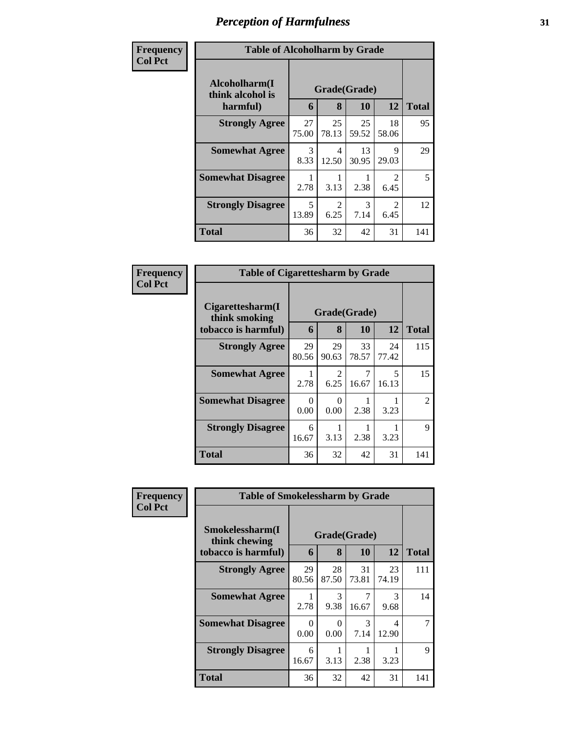# Perception of Harmfulness

**Frequency**
**Col Pct**

| Table of Alcoholharm by Grade | | | | | |
|---|---|---|---|---|---|
| Alcoholharm(I think alcohol is harmful) | Grade(Grade) | | | | |
| | 6 | 8 | 10 | 12 | Total |
| Strongly Agree | 27<br>75.00 | 25<br>78.13 | 25<br>59.52 | 18<br>58.06 | 95 |
| Somewhat Agree | 3<br>8.33 | 4<br>12.50 | 13<br>30.95 | 9<br>29.03 | 29 |
| Somewhat Disagree | 1<br>2.78 | 1<br>3.13 | 1<br>2.38 | 2<br>6.45 | 5 |
| Strongly Disagree | 5<br>13.89 | 2<br>6.25 | 3<br>7.14 | 2<br>6.45 | 12 |
| Total | 36 | 32 | 42 | 31 | 141 |

**Frequency**
**Col Pct**

| Table of Cigarettesharm by Grade | | | | | |
|---|---|---|---|---|---|
| Cigarettesharm(I think smoking tobacco is harmful) | Grade(Grade) | | | | |
| | 6 | 8 | 10 | 12 | Total |
| Strongly Agree | 29<br>80.56 | 29<br>90.63 | 33<br>78.57 | 24<br>77.42 | 115 |
| Somewhat Agree | 1<br>2.78 | 2<br>6.25 | 7<br>16.67 | 5<br>16.13 | 15 |
| Somewhat Disagree | 0<br>0.00 | 0<br>0.00 | 1<br>2.38 | 1<br>3.23 | 2 |
| Strongly Disagree | 6<br>16.67 | 1<br>3.13 | 1<br>2.38 | 1<br>3.23 | 9 |
| Total | 36 | 32 | 42 | 31 | 141 |

**Frequency**
**Col Pct**

| Table of Smokelessharm by Grade | | | | | |
|---|---|---|---|---|---|
| Smokelessharm(I think chewing tobacco is harmful) | Grade(Grade) | | | | |
| | 6 | 8 | 10 | 12 | Total |
| Strongly Agree | 29<br>80.56 | 28<br>87.50 | 31<br>73.81 | 23<br>74.19 | 111 |
| Somewhat Agree | 1<br>2.78 | 3<br>9.38 | 7<br>16.67 | 3<br>9.68 | 14 |
| Somewhat Disagree | 0<br>0.00 | 0<br>0.00 | 3<br>7.14 | 4<br>12.90 | 7 |
| Strongly Disagree | 6<br>16.67 | 1<br>3.13 | 1<br>2.38 | 1<br>3.23 | 9 |
| Total | 36 | 32 | 42 | 31 | 141 |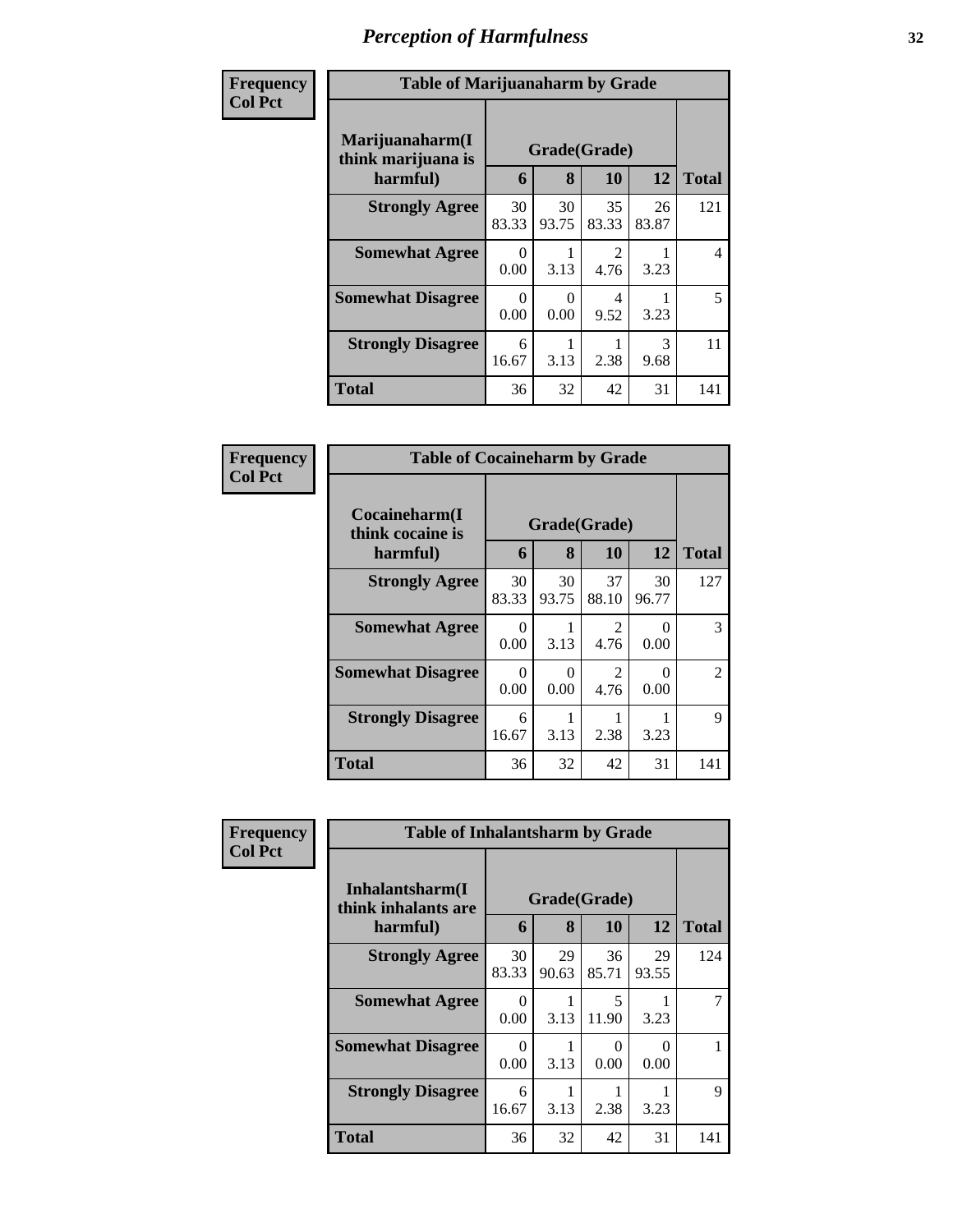# Perception of Harmfulness

**Frequency**
**Col Pct**

| Table of Marijuanaharm by Grade | | | | | |
|---|---|---|---|---|---|
| **Marijuanaharm(I think marijuana is harmful)** | **Grade(Grade)** | | | | |
| | **6** | **8** | **10** | **12** | **Total** |
| **Strongly Agree** | 30<br>83.33 | 30<br>93.75 | 35<br>83.33 | 26<br>83.87 | 121 |
| **Somewhat Agree** | 0<br>0.00 | 1<br>3.13 | 2<br>4.76 | 1<br>3.23 | 4 |
| **Somewhat Disagree** | 0<br>0.00 | 0<br>0.00 | 4<br>9.52 | 1<br>3.23 | 5 |
| **Strongly Disagree** | 6<br>16.67 | 1<br>3.13 | 1<br>2.38 | 3<br>9.68 | 11 |
| **Total** | 36 | 32 | 42 | 31 | 141 |

**Frequency**
**Col Pct**

| Table of Cocaineharm by Grade | | | | | |
|---|---|---|---|---|---|
| **Cocaineharm(I think cocaine is harmful)** | **Grade(Grade)** | | | | |
| | **6** | **8** | **10** | **12** | **Total** |
| **Strongly Agree** | 30<br>83.33 | 30<br>93.75 | 37<br>88.10 | 30<br>96.77 | 127 |
| **Somewhat Agree** | 0<br>0.00 | 1<br>3.13 | 2<br>4.76 | 0<br>0.00 | 3 |
| **Somewhat Disagree** | 0<br>0.00 | 0<br>0.00 | 2<br>4.76 | 0<br>0.00 | 2 |
| **Strongly Disagree** | 6<br>16.67 | 1<br>3.13 | 1<br>2.38 | 1<br>3.23 | 9 |
| **Total** | 36 | 32 | 42 | 31 | 141 |

**Frequency**
**Col Pct**

| Table of Inhalantsharm by Grade | | | | | |
|---|---|---|---|---|---|
| **Inhalantsharm(I think inhalants are harmful)** | **Grade(Grade)** | | | | |
| | **6** | **8** | **10** | **12** | **Total** |
| **Strongly Agree** | 30<br>83.33 | 29<br>90.63 | 36<br>85.71 | 29<br>93.55 | 124 |
| **Somewhat Agree** | 0<br>0.00 | 1<br>3.13 | 5<br>11.90 | 1<br>3.23 | 7 |
| **Somewhat Disagree** | 0<br>0.00 | 1<br>3.13 | 0<br>0.00 | 0<br>0.00 | 1 |
| **Strongly Disagree** | 6<br>16.67 | 1<br>3.13 | 1<br>2.38 | 1<br>3.23 | 9 |
| **Total** | 36 | 32 | 42 | 31 | 141 |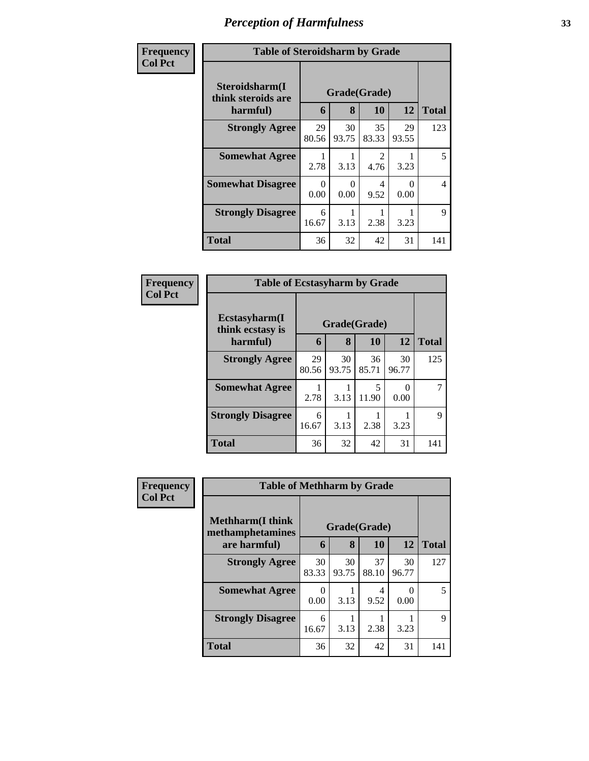# *Perception of Harmfulness*

**Frequency**
**Col Pct**

| **Table of Steroidsharm by Grade** | | | | | |
|---|---|---|---|---|---|
| **Steroidsharm(I think steroids are harmful)** | **Grade(Grade)** | | | | |
| | **6** | **8** | **10** | **12** | **Total** |
| **Strongly Agree** | 29<br>80.56 | 30<br>93.75 | 35<br>83.33 | 29<br>93.55 | 123 |
| **Somewhat Agree** | 1<br>2.78 | 1<br>3.13 | 2<br>4.76 | 1<br>3.23 | 5 |
| **Somewhat Disagree** | 0<br>0.00 | 0<br>0.00 | 4<br>9.52 | 0<br>0.00 | 4 |
| **Strongly Disagree** | 6<br>16.67 | 1<br>3.13 | 1<br>2.38 | 1<br>3.23 | 9 |
| **Total** | 36 | 32 | 42 | 31 | 141 |

**Frequency**
**Col Pct**

| **Table of Ecstasyharm by Grade** | | | | | |
|---|---|---|---|---|---|
| **Ecstasyharm(I think ecstasy is harmful)** | **Grade(Grade)** | | | | |
| | **6** | **8** | **10** | **12** | **Total** |
| **Strongly Agree** | 29<br>80.56 | 30<br>93.75 | 36<br>85.71 | 30<br>96.77 | 125 |
| **Somewhat Agree** | 1<br>2.78 | 1<br>3.13 | 5<br>11.90 | 0<br>0.00 | 7 |
| **Strongly Disagree** | 6<br>16.67 | 1<br>3.13 | 1<br>2.38 | 1<br>3.23 | 9 |
| **Total** | 36 | 32 | 42 | 31 | 141 |

**Frequency**
**Col Pct**

| **Table of Methharm by Grade** | | | | | |
|---|---|---|---|---|---|
| **Methharm(I think methamphetamines are harmful)** | **Grade(Grade)** | | | | |
| | **6** | **8** | **10** | **12** | **Total** |
| **Strongly Agree** | 30<br>83.33 | 30<br>93.75 | 37<br>88.10 | 30<br>96.77 | 127 |
| **Somewhat Agree** | 0<br>0.00 | 1<br>3.13 | 4<br>9.52 | 0<br>0.00 | 5 |
| **Strongly Disagree** | 6<br>16.67 | 1<br>3.13 | 1<br>2.38 | 1<br>3.23 | 9 |
| **Total** | 36 | 32 | 42 | 31 | 141 |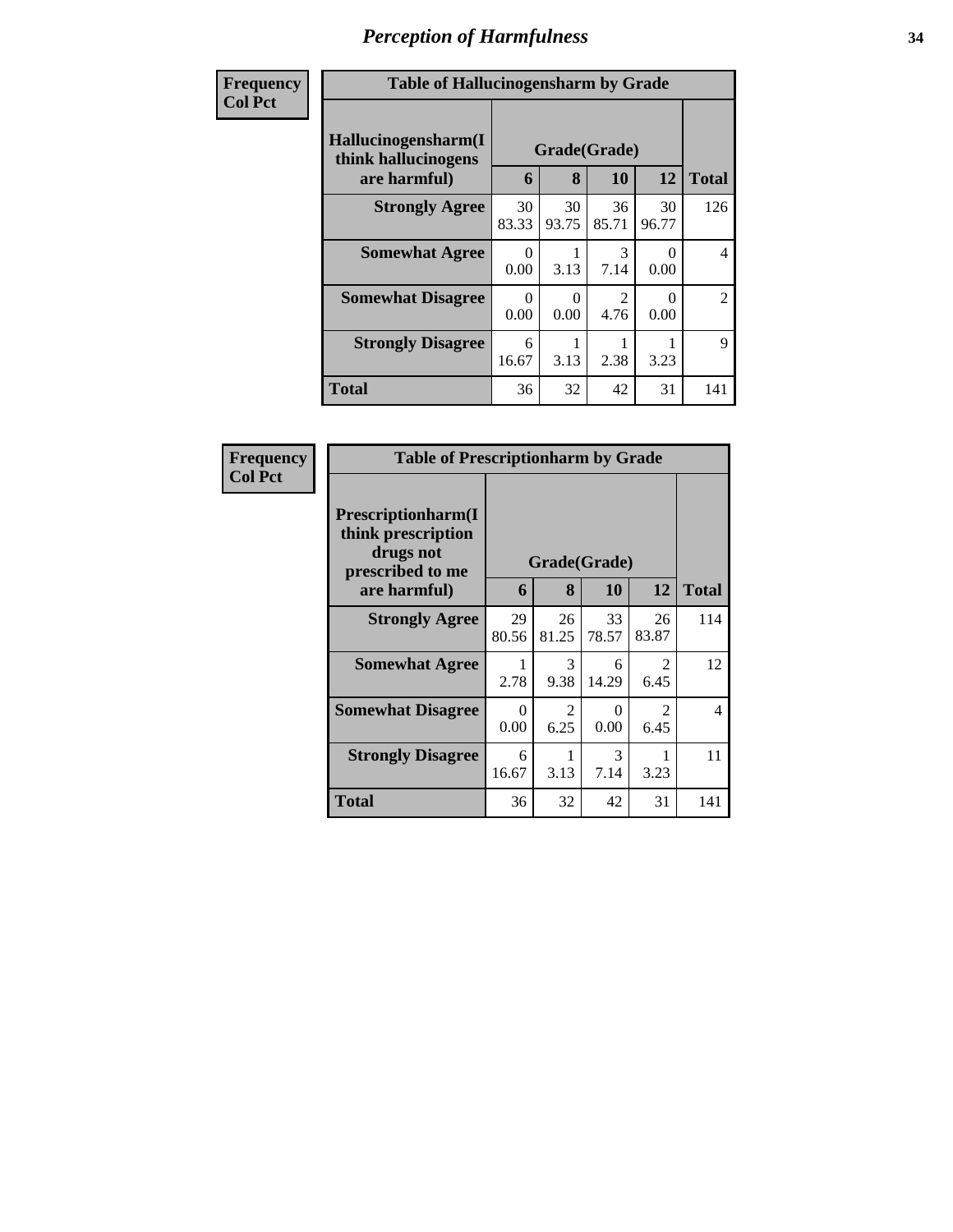## Perception of Harmfulness

| Frequency<br>Col Pct | | | | | |
|---|---|---|---|---|---|
| **Table of Hallucinogensharm by Grade** | | | | | |
| **Hallucinogensharm(I think hallucinogens are harmful)** | **Grade(Grade)** | | | | **Total** |
| | **6** | **8** | **10** | **12** | |
| **Strongly Agree** | 30<br>83.33 | 30<br>93.75 | 36<br>85.71 | 30<br>96.77 | 126 |
| **Somewhat Agree** | 0<br>0.00 | 1<br>3.13 | 3<br>7.14 | 0<br>0.00 | 4 |
| **Somewhat Disagree** | 0<br>0.00 | 0<br>0.00 | 2<br>4.76 | 0<br>0.00 | 2 |
| **Strongly Disagree** | 6<br>16.67 | 1<br>3.13 | 1<br>2.38 | 1<br>3.23 | 9 |
| **Total** | 36 | 32 | 42 | 31 | 141 |

| Frequency<br>Col Pct | | | | | |
|---|---|---|---|---|---|
| **Table of Prescriptionharm by Grade** | | | | | |
| **Prescriptionharm(I think prescription drugs not prescribed to me are harmful)** | **Grade(Grade)** | | | | **Total** |
| | **6** | **8** | **10** | **12** | |
| **Strongly Agree** | 29<br>80.56 | 26<br>81.25 | 33<br>78.57 | 26<br>83.87 | 114 |
| **Somewhat Agree** | 1<br>2.78 | 3<br>9.38 | 6<br>14.29 | 2<br>6.45 | 12 |
| **Somewhat Disagree** | 0<br>0.00 | 2<br>6.25 | 0<br>0.00 | 2<br>6.45 | 4 |
| **Strongly Disagree** | 6<br>16.67 | 1<br>3.13 | 3<br>7.14 | 1<br>3.23 | 11 |
| **Total** | 36 | 32 | 42 | 31 | 141 |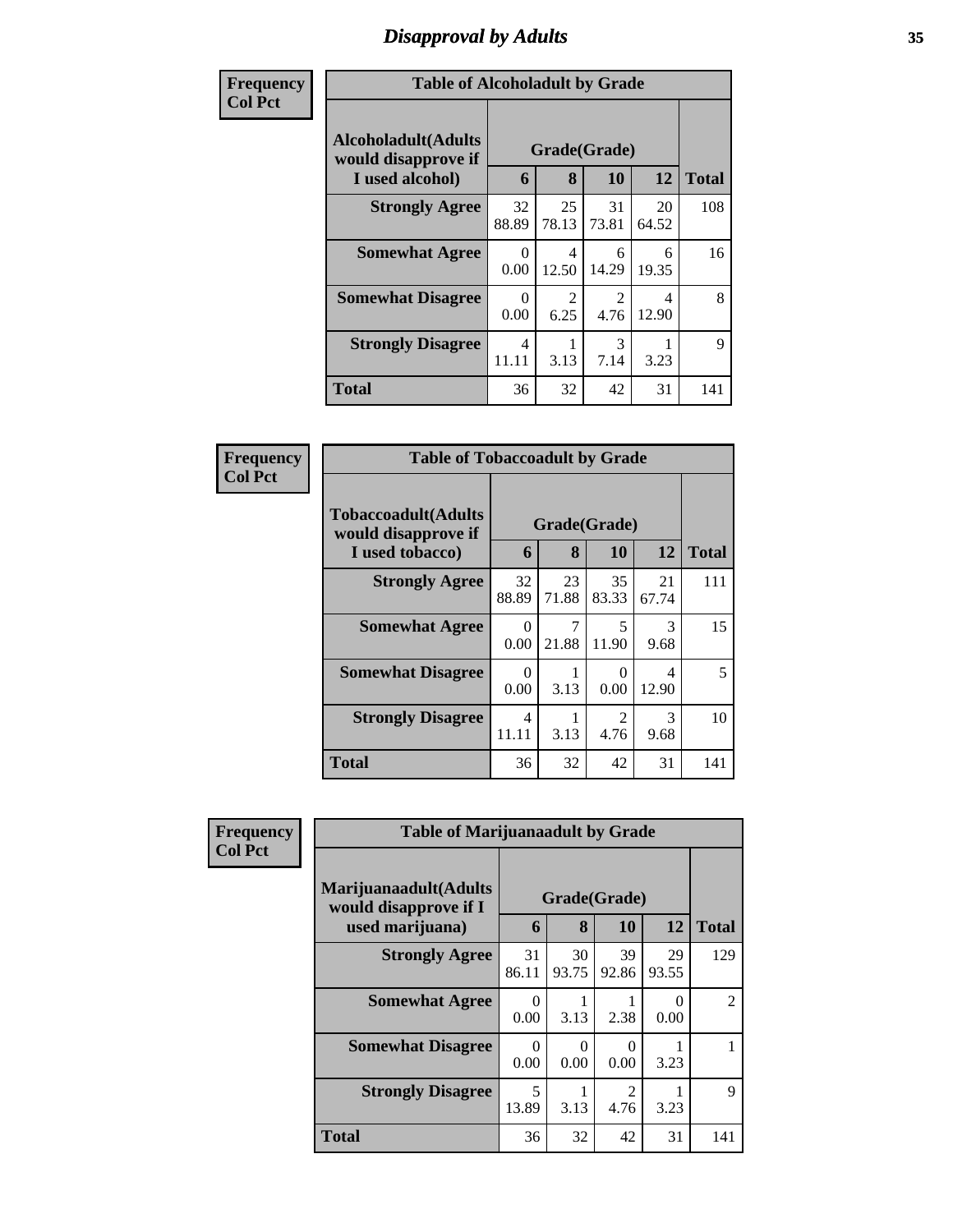## Disapproval by Adults

| Frequency<br>Col Pct | | | | | |
|---|---|---|---|---|---|

**Table of Alcoholadult by Grade**

| Alcoholadult(Adults would disapprove if I used alcohol) | Grade(Grade) | | | | Total |
|---|---|---|---|---|---|
| | 6 | 8 | 10 | 12 | |
| Strongly Agree | 32<br>88.89 | 25<br>78.13 | 31<br>73.81 | 20<br>64.52 | 108 |
| Somewhat Agree | 0<br>0.00 | 4<br>12.50 | 6<br>14.29 | 6<br>19.35 | 16 |
| Somewhat Disagree | 0<br>0.00 | 2<br>6.25 | 2<br>4.76 | 4<br>12.90 | 8 |
| Strongly Disagree | 4<br>11.11 | 1<br>3.13 | 3<br>7.14 | 1<br>3.23 | 9 |
| Total | 36 | 32 | 42 | 31 | 141 |

| Frequency<br>Col Pct | | | | | |
|---|---|---|---|---|---|

**Table of Tobaccoadult by Grade**

| Tobaccoadult(Adults would disapprove if I used tobacco) | Grade(Grade) | | | | Total |
|---|---|---|---|---|---|
| | 6 | 8 | 10 | 12 | |
| Strongly Agree | 32<br>88.89 | 23<br>71.88 | 35<br>83.33 | 21<br>67.74 | 111 |
| Somewhat Agree | 0<br>0.00 | 7<br>21.88 | 5<br>11.90 | 3<br>9.68 | 15 |
| Somewhat Disagree | 0<br>0.00 | 1<br>3.13 | 0<br>0.00 | 4<br>12.90 | 5 |
| Strongly Disagree | 4<br>11.11 | 1<br>3.13 | 2<br>4.76 | 3<br>9.68 | 10 |
| Total | 36 | 32 | 42 | 31 | 141 |

| Frequency<br>Col Pct | | | | | |
|---|---|---|---|---|---|

**Table of Marijuanaadult by Grade**

| Marijuanaadult(Adults would disapprove if I used marijuana) | Grade(Grade) | | | | Total |
|---|---|---|---|---|---|
| | 6 | 8 | 10 | 12 | |
| Strongly Agree | 31<br>86.11 | 30<br>93.75 | 39<br>92.86 | 29<br>93.55 | 129 |
| Somewhat Agree | 0<br>0.00 | 1<br>3.13 | 1<br>2.38 | 0<br>0.00 | 2 |
| Somewhat Disagree | 0<br>0.00 | 0<br>0.00 | 0<br>0.00 | 1<br>3.23 | 1 |
| Strongly Disagree | 5<br>13.89 | 1<br>3.13 | 2<br>4.76 | 1<br>3.23 | 9 |
| Total | 36 | 32 | 42 | 31 | 141 |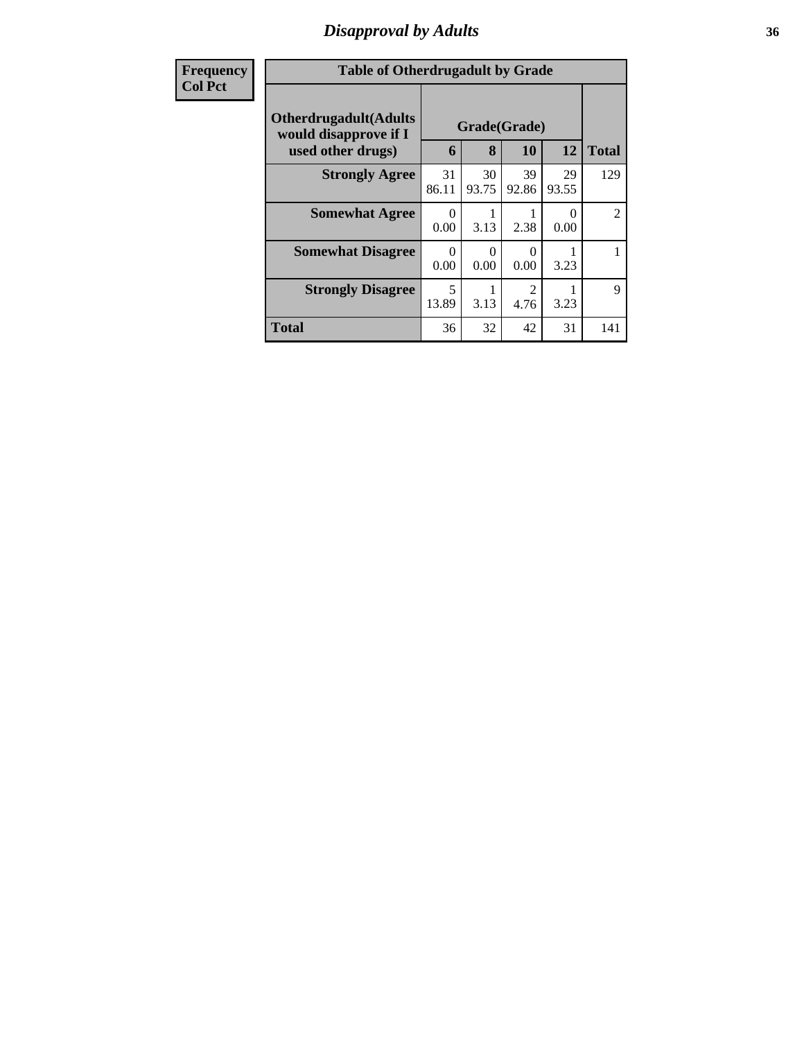## *Disapproval by Adults*

| Frequency<br>Col Pct | | | | | |
|---|---|---|---|---|---|
| **Table of Otherdrugadult by Grade** | | | | | |
| **Otherdrugadult(Adults would disapprove if I used other drugs)** | **Grade(Grade)** | | | | |
| | **6** | **8** | **10** | **12** | **Total** |
| **Strongly Agree** | 31<br>86.11 | 30<br>93.75 | 39<br>92.86 | 29<br>93.55 | 129 |
| **Somewhat Agree** | 0<br>0.00 | 1<br>3.13 | 1<br>2.38 | 0<br>0.00 | 2 |
| **Somewhat Disagree** | 0<br>0.00 | 0<br>0.00 | 0<br>0.00 | 1<br>3.23 | 1 |
| **Strongly Disagree** | 5<br>13.89 | 1<br>3.13 | 2<br>4.76 | 1<br>3.23 | 9 |
| **Total** | 36 | 32 | 42 | 31 | 141 |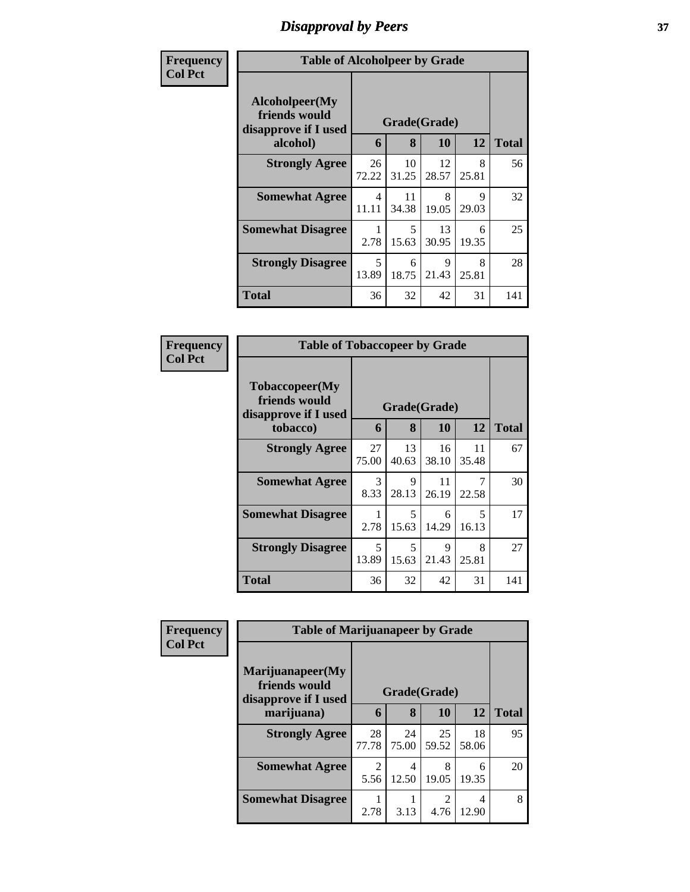# Disapproval by Peers

**Frequency**
**Col Pct**

**Table of Alcoholpeer by Grade**

| Alcoholpeer(My friends would disapprove if I used alcohol) | Grade(Grade) | | | | Total |
|---|---|---|---|---|---|
| | 6 | 8 | 10 | 12 | |
| **Strongly Agree** | 26<br>72.22 | 10<br>31.25 | 12<br>28.57 | 8<br>25.81 | 56 |
| **Somewhat Agree** | 4<br>11.11 | 11<br>34.38 | 8<br>19.05 | 9<br>29.03 | 32 |
| **Somewhat Disagree** | 1<br>2.78 | 5<br>15.63 | 13<br>30.95 | 6<br>19.35 | 25 |
| **Strongly Disagree** | 5<br>13.89 | 6<br>18.75 | 9<br>21.43 | 8<br>25.81 | 28 |
| **Total** | 36 | 32 | 42 | 31 | 141 |

**Frequency**
**Col Pct**

**Table of Tobaccopeer by Grade**

| Tobaccopeer(My friends would disapprove if I used tobacco) | Grade(Grade) | | | | Total |
|---|---|---|---|---|---|
| | 6 | 8 | 10 | 12 | |
| **Strongly Agree** | 27<br>75.00 | 13<br>40.63 | 16<br>38.10 | 11<br>35.48 | 67 |
| **Somewhat Agree** | 3<br>8.33 | 9<br>28.13 | 11<br>26.19 | 7<br>22.58 | 30 |
| **Somewhat Disagree** | 1<br>2.78 | 5<br>15.63 | 6<br>14.29 | 5<br>16.13 | 17 |
| **Strongly Disagree** | 5<br>13.89 | 5<br>15.63 | 9<br>21.43 | 8<br>25.81 | 27 |
| **Total** | 36 | 32 | 42 | 31 | 141 |

**Frequency**
**Col Pct**

**Table of Marijuanapeer by Grade**

| Marijuanapeer(My friends would disapprove if I used marijuana) | Grade(Grade) | | | | Total |
|---|---|---|---|---|---|
| | 6 | 8 | 10 | 12 | |
| **Strongly Agree** | 28<br>77.78 | 24<br>75.00 | 25<br>59.52 | 18<br>58.06 | 95 |
| **Somewhat Agree** | 2<br>5.56 | 4<br>12.50 | 8<br>19.05 | 6<br>19.35 | 20 |
| **Somewhat Disagree** | 1<br>2.78 | 1<br>3.13 | 2<br>4.76 | 4<br>12.90 | 8 |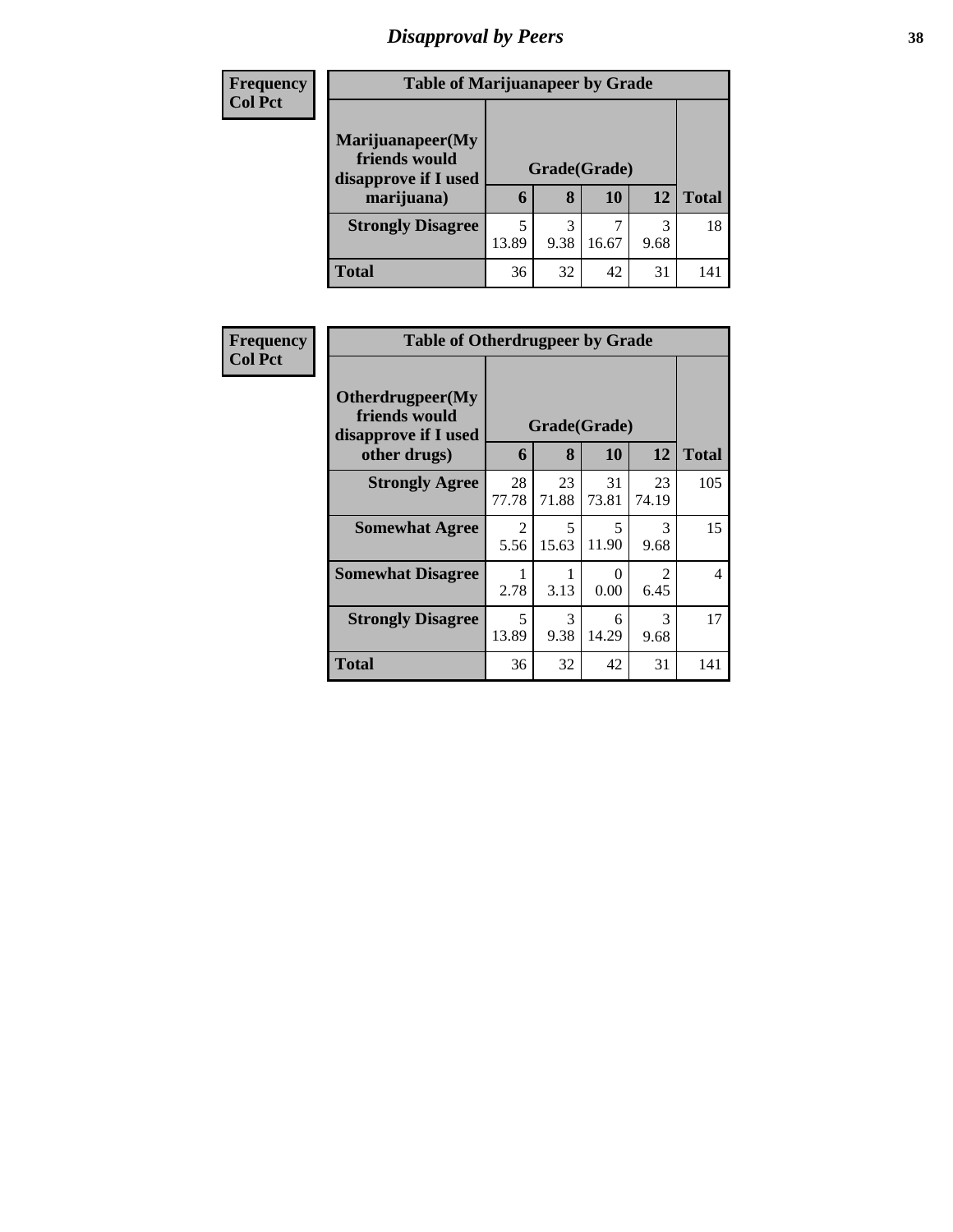# Disapproval by Peers

| Frequency Col Pct |
|---|

**Table of Marijuanapeer by Grade**

| Marijuanapeer(My friends would disapprove if I used marijuana) | Grade(Grade) | | | | Total |
|---|---|---|---|---|---|
| | 6 | 8 | 10 | 12 | |
| **Strongly Disagree** | 5<br>13.89 | 3<br>9.38 | 7<br>16.67 | 3<br>9.68 | 18 |
| **Total** | 36 | 32 | 42 | 31 | 141 |

| Frequency Col Pct |
|---|

**Table of Otherdrugpeer by Grade**

| Otherdrugpeer(My friends would disapprove if I used other drugs) | Grade(Grade) | | | | Total |
|---|---|---|---|---|---|
| | 6 | 8 | 10 | 12 | |
| **Strongly Agree** | 28<br>77.78 | 23<br>71.88 | 31<br>73.81 | 23<br>74.19 | 105 |
| **Somewhat Agree** | 2<br>5.56 | 5<br>15.63 | 5<br>11.90 | 3<br>9.68 | 15 |
| **Somewhat Disagree** | 1<br>2.78 | 1<br>3.13 | 0<br>0.00 | 2<br>6.45 | 4 |
| **Strongly Disagree** | 5<br>13.89 | 3<br>9.38 | 6<br>14.29 | 3<br>9.68 | 17 |
| **Total** | 36 | 32 | 42 | 31 | 141 |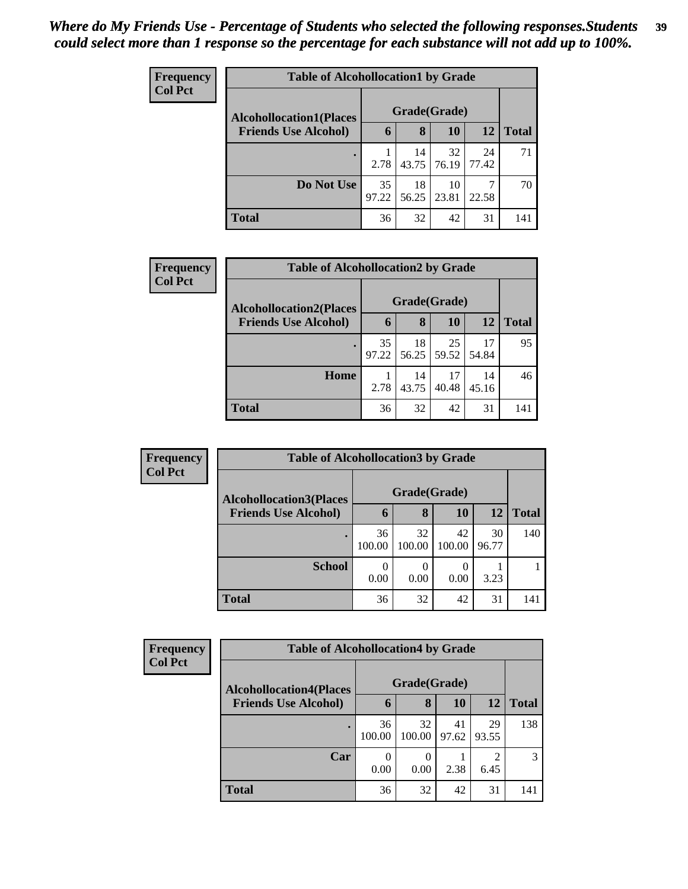*Where do My Friends Use - Percentage of Students who selected the following responses.Students could select more than 1 response so the percentage for each substance will not add up to 100%.*

**Frequency**
**Col Pct**

| Table of Alcohollocation1 by Grade | | | | | |
|---|---|---|---|---|---|
| **Alcohollocation1(Places Friends Use Alcohol)** | **Grade(Grade)** | | | | **Total** |
| | **6** | **8** | **10** | **12** | |
| **.** | 1<br>2.78 | 14<br>43.75 | 32<br>76.19 | 24<br>77.42 | 71 |
| **Do Not Use** | 35<br>97.22 | 18<br>56.25 | 10<br>23.81 | 7<br>22.58 | 70 |
| **Total** | 36 | 32 | 42 | 31 | 141 |

**Frequency**
**Col Pct**

| Table of Alcohollocation2 by Grade | | | | | |
|---|---|---|---|---|---|
| **Alcohollocation2(Places Friends Use Alcohol)** | **Grade(Grade)** | | | | **Total** |
| | **6** | **8** | **10** | **12** | |
| **.** | 35<br>97.22 | 18<br>56.25 | 25<br>59.52 | 17<br>54.84 | 95 |
| **Home** | 1<br>2.78 | 14<br>43.75 | 17<br>40.48 | 14<br>45.16 | 46 |
| **Total** | 36 | 32 | 42 | 31 | 141 |

**Frequency**
**Col Pct**

| Table of Alcohollocation3 by Grade | | | | | |
|---|---|---|---|---|---|
| **Alcohollocation3(Places Friends Use Alcohol)** | **Grade(Grade)** | | | | **Total** |
| | **6** | **8** | **10** | **12** | |
| **.** | 36<br>100.00 | 32<br>100.00 | 42<br>100.00 | 30<br>96.77 | 140 |
| **School** | 0<br>0.00 | 0<br>0.00 | 0<br>0.00 | 1<br>3.23 | 1 |
| **Total** | 36 | 32 | 42 | 31 | 141 |

**Frequency**
**Col Pct**

| Table of Alcohollocation4 by Grade | | | | | |
|---|---|---|---|---|---|
| **Alcohollocation4(Places Friends Use Alcohol)** | **Grade(Grade)** | | | | **Total** |
| | **6** | **8** | **10** | **12** | |
| **.** | 36<br>100.00 | 32<br>100.00 | 41<br>97.62 | 29<br>93.55 | 138 |
| **Car** | 0<br>0.00 | 0<br>0.00 | 1<br>2.38 | 2<br>6.45 | 3 |
| **Total** | 36 | 32 | 42 | 31 | 141 |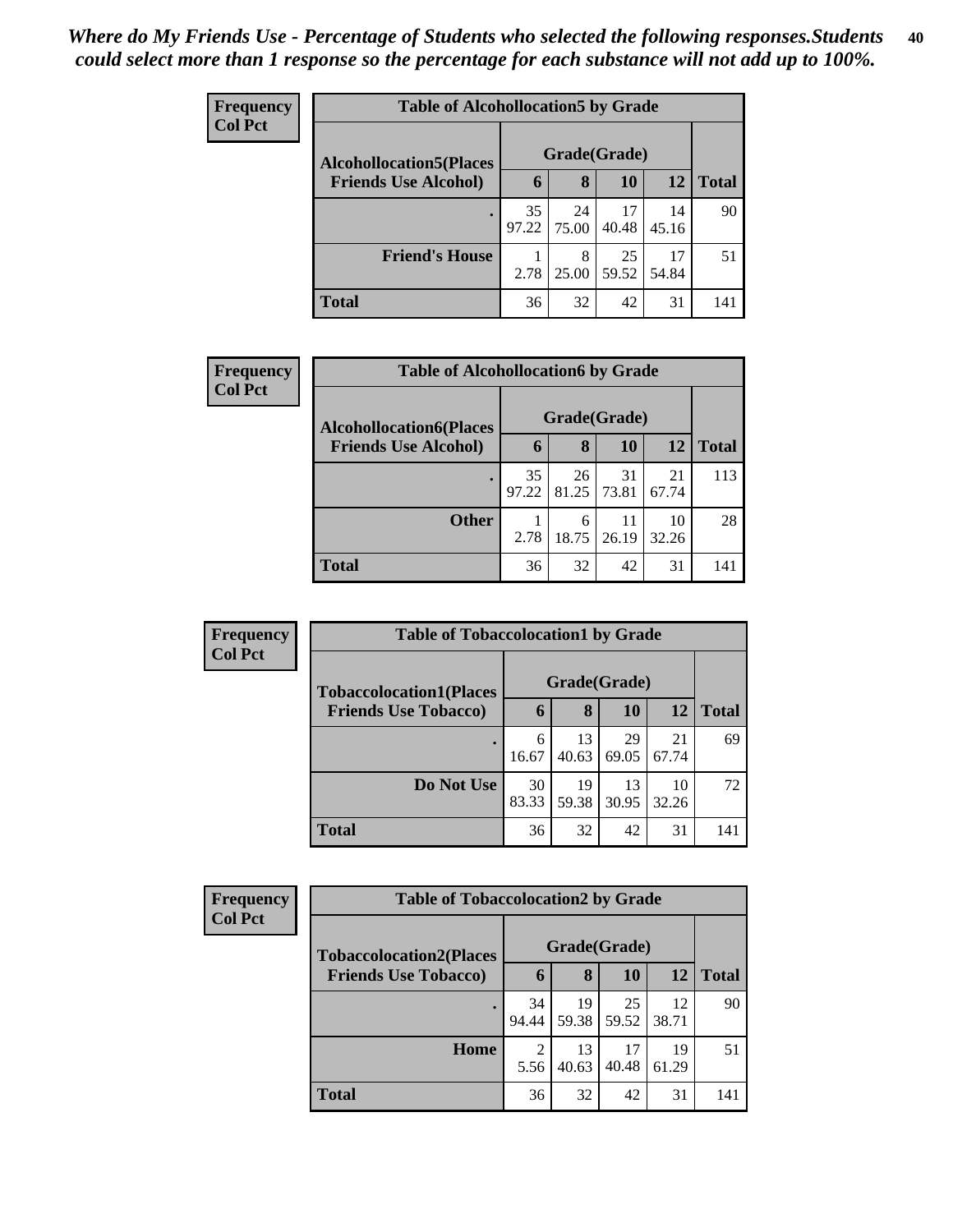*Where do My Friends Use - Percentage of Students who selected the following responses.Students could select more than 1 response so the percentage for each substance will not add up to 100%.*

**Frequency**
**Col Pct**

| Table of Alcohollocation5 by Grade | | | | | |
|---|---|---|---|---|---|
| **Alcohollocation5(Places Friends Use Alcohol)** | **Grade(Grade)** | | | | **Total** |
| | **6** | **8** | **10** | **12** | |
| **.** | 35<br>97.22 | 24<br>75.00 | 17<br>40.48 | 14<br>45.16 | 90 |
| **Friend's House** | 1<br>2.78 | 8<br>25.00 | 25<br>59.52 | 17<br>54.84 | 51 |
| **Total** | 36 | 32 | 42 | 31 | 141 |

**Frequency**
**Col Pct**

| Table of Alcohollocation6 by Grade | | | | | |
|---|---|---|---|---|---|
| **Alcohollocation6(Places Friends Use Alcohol)** | **Grade(Grade)** | | | | **Total** |
| | **6** | **8** | **10** | **12** | |
| **.** | 35<br>97.22 | 26<br>81.25 | 31<br>73.81 | 21<br>67.74 | 113 |
| **Other** | 1<br>2.78 | 6<br>18.75 | 11<br>26.19 | 10<br>32.26 | 28 |
| **Total** | 36 | 32 | 42 | 31 | 141 |

**Frequency**
**Col Pct**

| Table of Tobaccolocation1 by Grade | | | | | |
|---|---|---|---|---|---|
| **Tobaccolocation1(Places Friends Use Tobacco)** | **Grade(Grade)** | | | | **Total** |
| | **6** | **8** | **10** | **12** | |
| **.** | 6<br>16.67 | 13<br>40.63 | 29<br>69.05 | 21<br>67.74 | 69 |
| **Do Not Use** | 30<br>83.33 | 19<br>59.38 | 13<br>30.95 | 10<br>32.26 | 72 |
| **Total** | 36 | 32 | 42 | 31 | 141 |

**Frequency**
**Col Pct**

| Table of Tobaccolocation2 by Grade | | | | | |
|---|---|---|---|---|---|
| **Tobaccolocation2(Places Friends Use Tobacco)** | **Grade(Grade)** | | | | **Total** |
| | **6** | **8** | **10** | **12** | |
| **.** | 34<br>94.44 | 19<br>59.38 | 25<br>59.52 | 12<br>38.71 | 90 |
| **Home** | 2<br>5.56 | 13<br>40.63 | 17<br>40.48 | 19<br>61.29 | 51 |
| **Total** | 36 | 32 | 42 | 31 | 141 |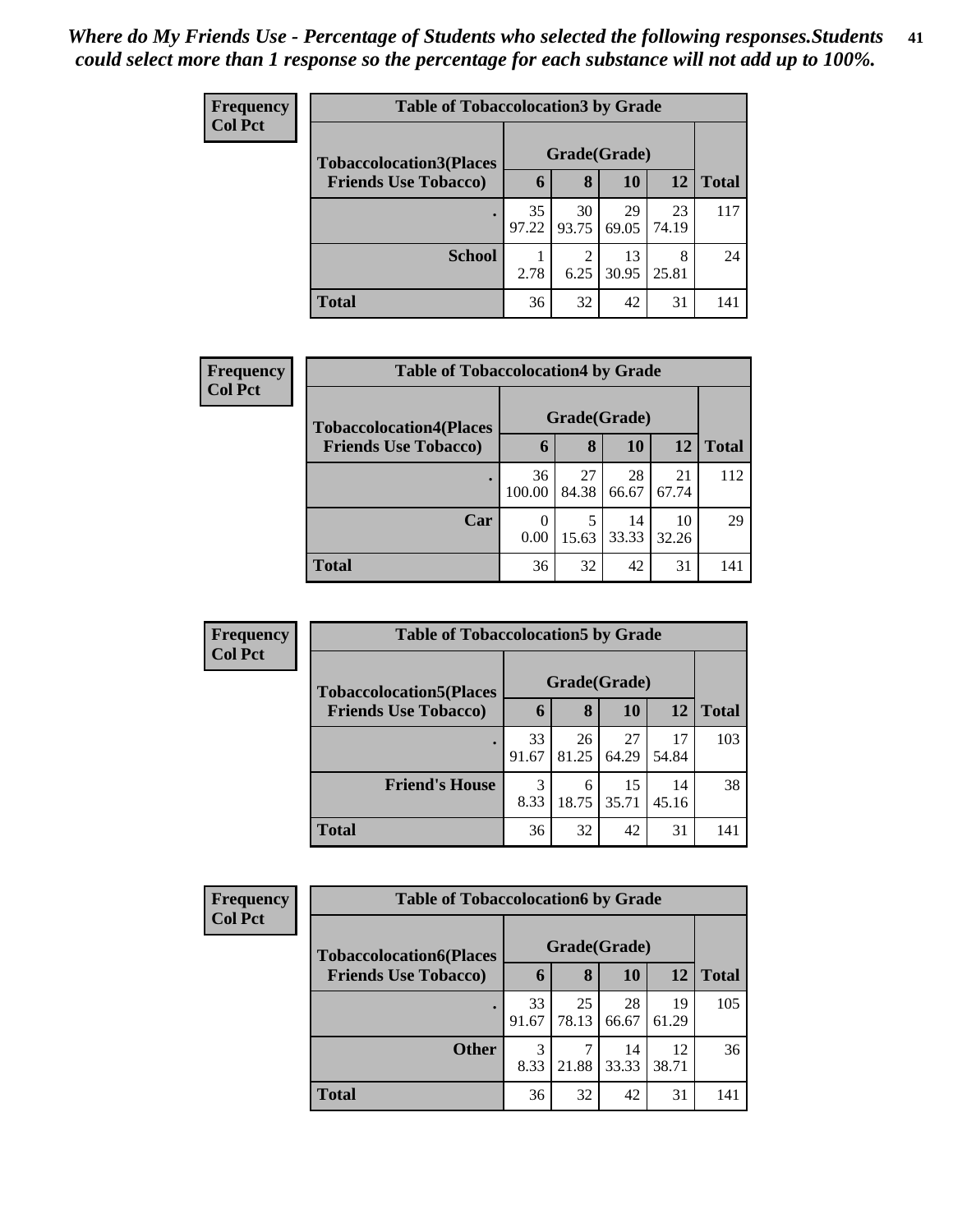*Where do My Friends Use - Percentage of Students who selected the following responses.Students could select more than 1 response so the percentage for each substance will not add up to 100%.*

**Frequency**
**Col Pct**

| Table of Tobaccolocation3 by Grade | | | | | |
|---|---|---|---|---|---|
| **Tobaccolocation3(Places Friends Use Tobacco)** | **Grade(Grade)** | | | | |
| | **6** | **8** | **10** | **12** | **Total** |
| . | 35<br>97.22 | 30<br>93.75 | 29<br>69.05 | 23<br>74.19 | 117 |
| **School** | 1<br>2.78 | 2<br>6.25 | 13<br>30.95 | 8<br>25.81 | 24 |
| **Total** | 36 | 32 | 42 | 31 | 141 |

**Frequency**
**Col Pct**

| Table of Tobaccolocation4 by Grade | | | | | |
|---|---|---|---|---|---|
| **Tobaccolocation4(Places Friends Use Tobacco)** | **Grade(Grade)** | | | | |
| | **6** | **8** | **10** | **12** | **Total** |
| . | 36<br>100.00 | 27<br>84.38 | 28<br>66.67 | 21<br>67.74 | 112 |
| **Car** | 0<br>0.00 | 5<br>15.63 | 14<br>33.33 | 10<br>32.26 | 29 |
| **Total** | 36 | 32 | 42 | 31 | 141 |

**Frequency**
**Col Pct**

| Table of Tobaccolocation5 by Grade | | | | | |
|---|---|---|---|---|---|
| **Tobaccolocation5(Places Friends Use Tobacco)** | **Grade(Grade)** | | | | |
| | **6** | **8** | **10** | **12** | **Total** |
| . | 33<br>91.67 | 26<br>81.25 | 27<br>64.29 | 17<br>54.84 | 103 |
| **Friend's House** | 3<br>8.33 | 6<br>18.75 | 15<br>35.71 | 14<br>45.16 | 38 |
| **Total** | 36 | 32 | 42 | 31 | 141 |

**Frequency**
**Col Pct**

| Table of Tobaccolocation6 by Grade | | | | | |
|---|---|---|---|---|---|
| **Tobaccolocation6(Places Friends Use Tobacco)** | **Grade(Grade)** | | | | |
| | **6** | **8** | **10** | **12** | **Total** |
| . | 33<br>91.67 | 25<br>78.13 | 28<br>66.67 | 19<br>61.29 | 105 |
| **Other** | 3<br>8.33 | 7<br>21.88 | 14<br>33.33 | 12<br>38.71 | 36 |
| **Total** | 36 | 32 | 42 | 31 | 141 |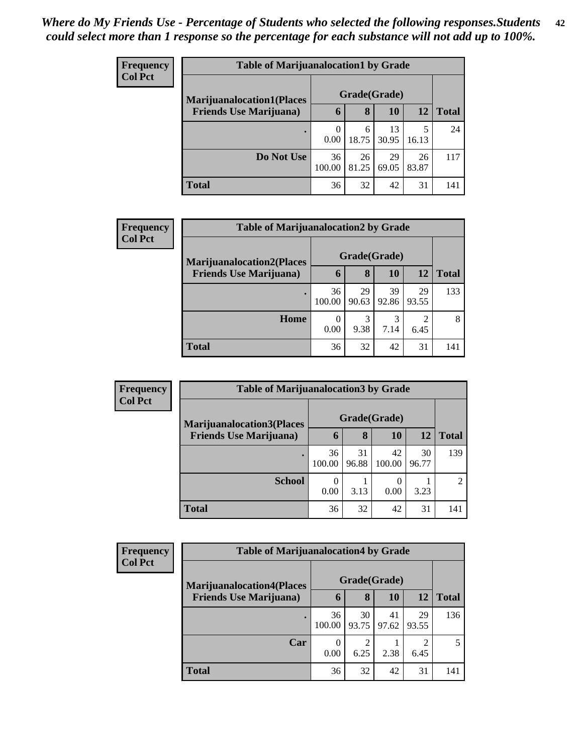*Where do My Friends Use - Percentage of Students who selected the following responses.Students could select more than 1 response so the percentage for each substance will not add up to 100%.*

**Frequency**
**Col Pct**

| Table of Marijuanalocation1 by Grade | | | | | |
|---|---|---|---|---|---|
| **Marijuanalocation1(Places Friends Use Marijuana)** | **Grade(Grade)** | | | | |
| | **6** | **8** | **10** | **12** | **Total** |
| **.** | 0<br>0.00 | 6<br>18.75 | 13<br>30.95 | 5<br>16.13 | 24 |
| **Do Not Use** | 36<br>100.00 | 26<br>81.25 | 29<br>69.05 | 26<br>83.87 | 117 |
| **Total** | 36 | 32 | 42 | 31 | 141 |

**Frequency**
**Col Pct**

| Table of Marijuanalocation2 by Grade | | | | | |
|---|---|---|---|---|---|
| **Marijuanalocation2(Places Friends Use Marijuana)** | **Grade(Grade)** | | | | |
| | **6** | **8** | **10** | **12** | **Total** |
| **.** | 36<br>100.00 | 29<br>90.63 | 39<br>92.86 | 29<br>93.55 | 133 |
| **Home** | 0<br>0.00 | 3<br>9.38 | 3<br>7.14 | 2<br>6.45 | 8 |
| **Total** | 36 | 32 | 42 | 31 | 141 |

**Frequency**
**Col Pct**

| Table of Marijuanalocation3 by Grade | | | | | |
|---|---|---|---|---|---|
| **Marijuanalocation3(Places Friends Use Marijuana)** | **Grade(Grade)** | | | | |
| | **6** | **8** | **10** | **12** | **Total** |
| **.** | 36<br>100.00 | 31<br>96.88 | 42<br>100.00 | 30<br>96.77 | 139 |
| **School** | 0<br>0.00 | 1<br>3.13 | 0<br>0.00 | 1<br>3.23 | 2 |
| **Total** | 36 | 32 | 42 | 31 | 141 |

**Frequency**
**Col Pct**

| Table of Marijuanalocation4 by Grade | | | | | |
|---|---|---|---|---|---|
| **Marijuanalocation4(Places Friends Use Marijuana)** | **Grade(Grade)** | | | | |
| | **6** | **8** | **10** | **12** | **Total** |
| **.** | 36<br>100.00 | 30<br>93.75 | 41<br>97.62 | 29<br>93.55 | 136 |
| **Car** | 0<br>0.00 | 2<br>6.25 | 1<br>2.38 | 2<br>6.45 | 5 |
| **Total** | 36 | 32 | 42 | 31 | 141 |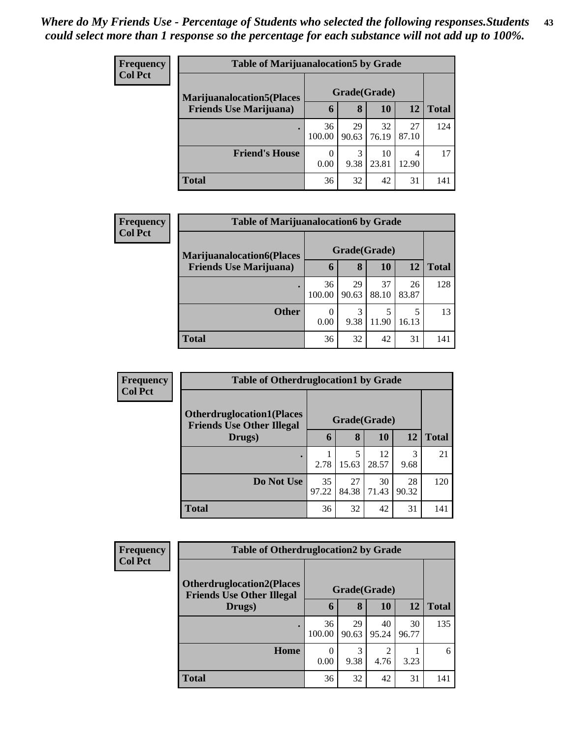*Where do My Friends Use - Percentage of Students who selected the following responses.Students could select more than 1 response so the percentage for each substance will not add up to 100%.*

**Frequency**
**Col Pct**

| Table of Marijuanalocation5 by Grade | | | | | |
|---|---|---|---|---|---|
| **Marijuanalocation5(Places Friends Use Marijuana)** | **Grade(Grade)** | | | | **Total** |
| | **6** | **8** | **10** | **12** | |
| **.** | 36<br>100.00 | 29<br>90.63 | 32<br>76.19 | 27<br>87.10 | 124 |
| **Friend's House** | 0<br>0.00 | 3<br>9.38 | 10<br>23.81 | 4<br>12.90 | 17 |
| **Total** | 36 | 32 | 42 | 31 | 141 |

**Frequency**
**Col Pct**

| Table of Marijuanalocation6 by Grade | | | | | |
|---|---|---|---|---|---|
| **Marijuanalocation6(Places Friends Use Marijuana)** | **Grade(Grade)** | | | | **Total** |
| | **6** | **8** | **10** | **12** | |
| **.** | 36<br>100.00 | 29<br>90.63 | 37<br>88.10 | 26<br>83.87 | 128 |
| **Other** | 0<br>0.00 | 3<br>9.38 | 5<br>11.90 | 5<br>16.13 | 13 |
| **Total** | 36 | 32 | 42 | 31 | 141 |

**Frequency**
**Col Pct**

| Table of Otherdruglocation1 by Grade | | | | | |
|---|---|---|---|---|---|
| **Otherdruglocation1(Places Friends Use Other Illegal Drugs)** | **Grade(Grade)** | | | | **Total** |
| | **6** | **8** | **10** | **12** | |
| **.** | 1<br>2.78 | 5<br>15.63 | 12<br>28.57 | 3<br>9.68 | 21 |
| **Do Not Use** | 35<br>97.22 | 27<br>84.38 | 30<br>71.43 | 28<br>90.32 | 120 |
| **Total** | 36 | 32 | 42 | 31 | 141 |

**Frequency**
**Col Pct**

| Table of Otherdruglocation2 by Grade | | | | | |
|---|---|---|---|---|---|
| **Otherdruglocation2(Places Friends Use Other Illegal Drugs)** | **Grade(Grade)** | | | | **Total** |
| | **6** | **8** | **10** | **12** | |
| **.** | 36<br>100.00 | 29<br>90.63 | 40<br>95.24 | 30<br>96.77 | 135 |
| **Home** | 0<br>0.00 | 3<br>9.38 | 2<br>4.76 | 1<br>3.23 | 6 |
| **Total** | 36 | 32 | 42 | 31 | 141 |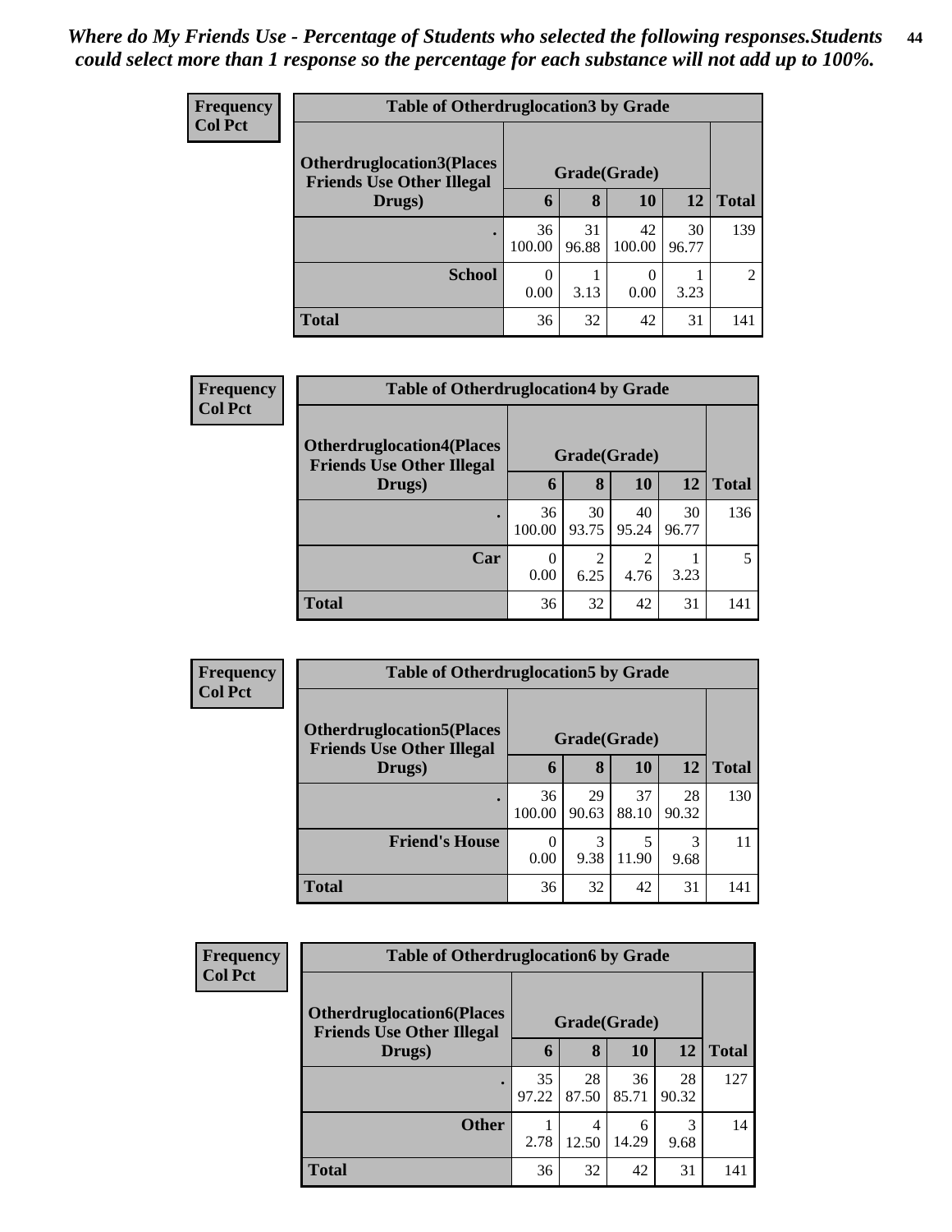*Where do My Friends Use - Percentage of Students who selected the following responses.Students could select more than 1 response so the percentage for each substance will not add up to 100%.*

**Frequency**
**Col Pct**

**Table of Otherdruglocation3 by Grade**

| Otherdruglocation3(Places Friends Use Other Illegal Drugs) | Grade(Grade) | | | | Total |
|---|---|---|---|---|---|
| | 6 | 8 | 10 | 12 | |
| . | 36<br>100.00 | 31<br>96.88 | 42<br>100.00 | 30<br>96.77 | 139 |
| School | 0<br>0.00 | 1<br>3.13 | 0<br>0.00 | 1<br>3.23 | 2 |
| Total | 36 | 32 | 42 | 31 | 141 |

**Frequency**
**Col Pct**

**Table of Otherdruglocation4 by Grade**

| Otherdruglocation4(Places Friends Use Other Illegal Drugs) | Grade(Grade) | | | | Total |
|---|---|---|---|---|---|
| | 6 | 8 | 10 | 12 | |
| . | 36<br>100.00 | 30<br>93.75 | 40<br>95.24 | 30<br>96.77 | 136 |
| Car | 0<br>0.00 | 2<br>6.25 | 2<br>4.76 | 1<br>3.23 | 5 |
| Total | 36 | 32 | 42 | 31 | 141 |

**Frequency**
**Col Pct**

**Table of Otherdruglocation5 by Grade**

| Otherdruglocation5(Places Friends Use Other Illegal Drugs) | Grade(Grade) | | | | Total |
|---|---|---|---|---|---|
| | 6 | 8 | 10 | 12 | |
| . | 36<br>100.00 | 29<br>90.63 | 37<br>88.10 | 28<br>90.32 | 130 |
| Friend's House | 0<br>0.00 | 3<br>9.38 | 5<br>11.90 | 3<br>9.68 | 11 |
| Total | 36 | 32 | 42 | 31 | 141 |

**Frequency**
**Col Pct**

**Table of Otherdruglocation6 by Grade**

| Otherdruglocation6(Places Friends Use Other Illegal Drugs) | Grade(Grade) | | | | Total |
|---|---|---|---|---|---|
| | 6 | 8 | 10 | 12 | |
| . | 35<br>97.22 | 28<br>87.50 | 36<br>85.71 | 28<br>90.32 | 127 |
| Other | 1<br>2.78 | 4<br>12.50 | 6<br>14.29 | 3<br>9.68 | 14 |
| Total | 36 | 32 | 42 | 31 | 141 |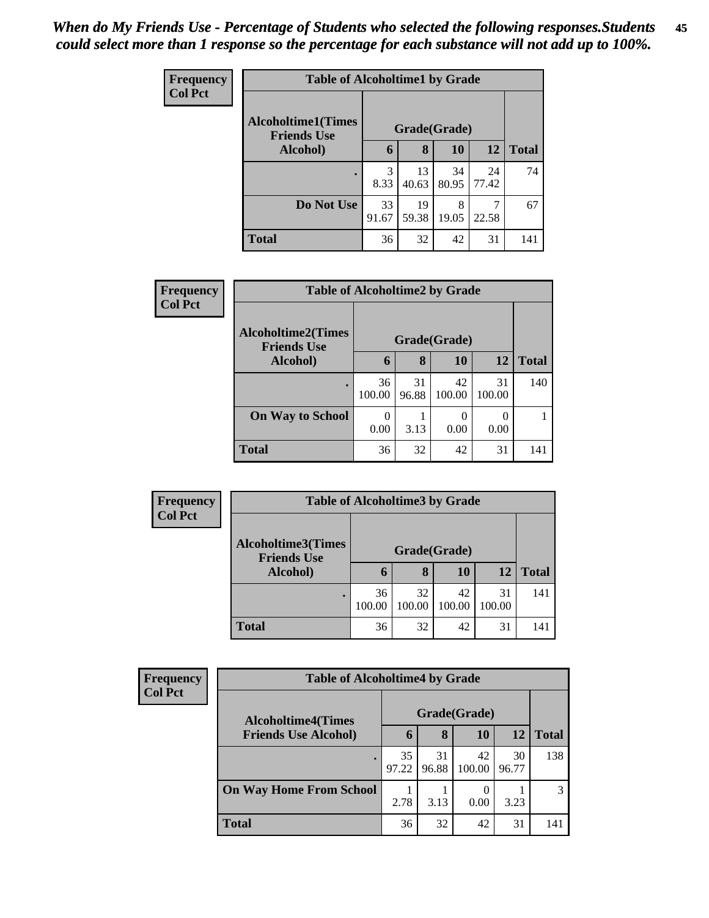*When do My Friends Use - Percentage of Students who selected the following responses.Students could select more than 1 response so the percentage for each substance will not add up to 100%.*

**Frequency**
**Col Pct**

| Table of Alcoholtime1 by Grade | | | | | |
|---|---|---|---|---|---|
| **Alcoholtime1(Times Friends Use Alcohol)** | **Grade(Grade)** | | | | |
| | **6** | **8** | **10** | **12** | **Total** |
| **.** | 3<br>8.33 | 13<br>40.63 | 34<br>80.95 | 24<br>77.42 | 74 |
| **Do Not Use** | 33<br>91.67 | 19<br>59.38 | 8<br>19.05 | 7<br>22.58 | 67 |
| **Total** | 36 | 32 | 42 | 31 | 141 |

**Frequency**
**Col Pct**

| Table of Alcoholtime2 by Grade | | | | | |
|---|---|---|---|---|---|
| **Alcoholtime2(Times Friends Use Alcohol)** | **Grade(Grade)** | | | | |
| | **6** | **8** | **10** | **12** | **Total** |
| **.** | 36<br>100.00 | 31<br>96.88 | 42<br>100.00 | 31<br>100.00 | 140 |
| **On Way to School** | 0<br>0.00 | 1<br>3.13 | 0<br>0.00 | 0<br>0.00 | 1 |
| **Total** | 36 | 32 | 42 | 31 | 141 |

**Frequency**
**Col Pct**

| Table of Alcoholtime3 by Grade | | | | | |
|---|---|---|---|---|---|
| **Alcoholtime3(Times Friends Use Alcohol)** | **Grade(Grade)** | | | | |
| | **6** | **8** | **10** | **12** | **Total** |
| **.** | 36<br>100.00 | 32<br>100.00 | 42<br>100.00 | 31<br>100.00 | 141 |
| **Total** | 36 | 32 | 42 | 31 | 141 |

**Frequency**
**Col Pct**

| Table of Alcoholtime4 by Grade | | | | | |
|---|---|---|---|---|---|
| **Alcoholtime4(Times Friends Use Alcohol)** | **Grade(Grade)** | | | | |
| | **6** | **8** | **10** | **12** | **Total** |
| **.** | 35<br>97.22 | 31<br>96.88 | 42<br>100.00 | 30<br>96.77 | 138 |
| **On Way Home From School** | 1<br>2.78 | 1<br>3.13 | 0<br>0.00 | 1<br>3.23 | 3 |
| **Total** | 36 | 32 | 42 | 31 | 141 |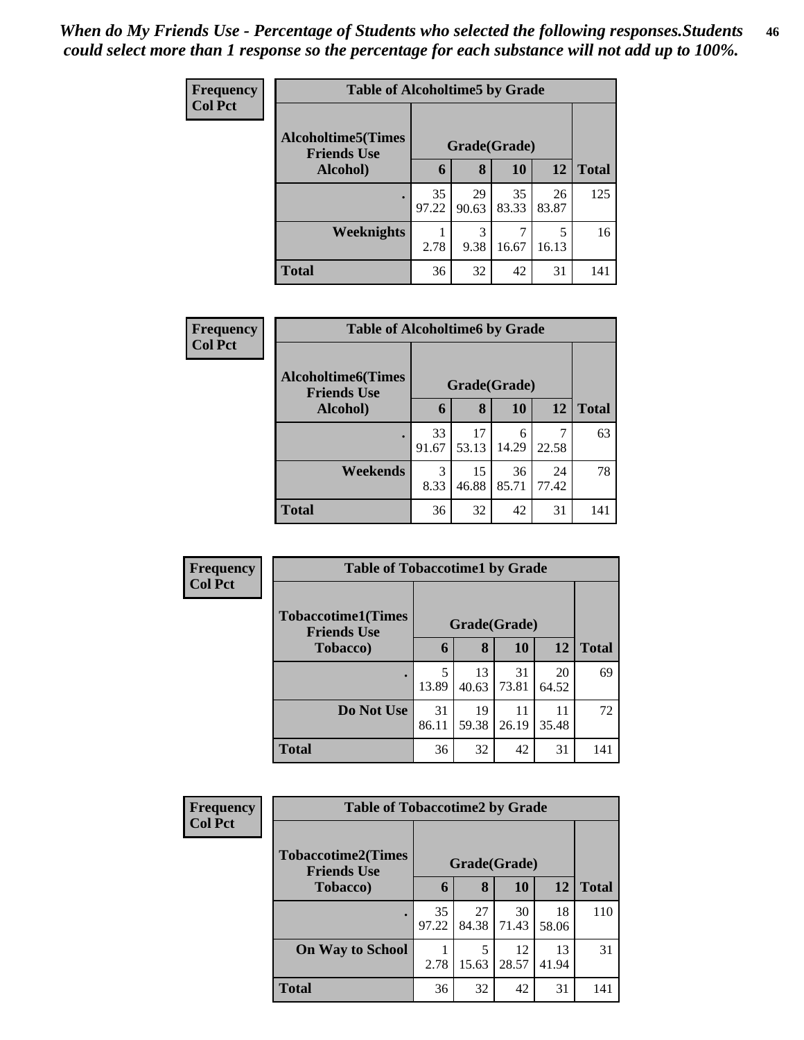*When do My Friends Use - Percentage of Students who selected the following responses.Students could select more than 1 response so the percentage for each substance will not add up to 100%.*

**Frequency**
**Col Pct**

| Table of Alcoholtime5 by Grade | | | | | |
|---|---|---|---|---|---|
| **Alcoholtime5(Times Friends Use Alcohol)** | **Grade(Grade)** | | | | **Total** |
| | **6** | **8** | **10** | **12** | |
| **.** | 35<br>97.22 | 29<br>90.63 | 35<br>83.33 | 26<br>83.87 | 125 |
| **Weeknights** | 1<br>2.78 | 3<br>9.38 | 7<br>16.67 | 5<br>16.13 | 16 |
| **Total** | 36 | 32 | 42 | 31 | 141 |

**Frequency**
**Col Pct**

| Table of Alcoholtime6 by Grade | | | | | |
|---|---|---|---|---|---|
| **Alcoholtime6(Times Friends Use Alcohol)** | **Grade(Grade)** | | | | **Total** |
| | **6** | **8** | **10** | **12** | |
| **.** | 33<br>91.67 | 17<br>53.13 | 6<br>14.29 | 7<br>22.58 | 63 |
| **Weekends** | 3<br>8.33 | 15<br>46.88 | 36<br>85.71 | 24<br>77.42 | 78 |
| **Total** | 36 | 32 | 42 | 31 | 141 |

**Frequency**
**Col Pct**

| Table of Tobaccotime1 by Grade | | | | | |
|---|---|---|---|---|---|
| **Tobaccotime1(Times Friends Use Tobacco)** | **Grade(Grade)** | | | | **Total** |
| | **6** | **8** | **10** | **12** | |
| **.** | 5<br>13.89 | 13<br>40.63 | 31<br>73.81 | 20<br>64.52 | 69 |
| **Do Not Use** | 31<br>86.11 | 19<br>59.38 | 11<br>26.19 | 11<br>35.48 | 72 |
| **Total** | 36 | 32 | 42 | 31 | 141 |

**Frequency**
**Col Pct**

| Table of Tobaccotime2 by Grade | | | | | |
|---|---|---|---|---|---|
| **Tobaccotime2(Times Friends Use Tobacco)** | **Grade(Grade)** | | | | **Total** |
| | **6** | **8** | **10** | **12** | |
| **.** | 35<br>97.22 | 27<br>84.38 | 30<br>71.43 | 18<br>58.06 | 110 |
| **On Way to School** | 1<br>2.78 | 5<br>15.63 | 12<br>28.57 | 13<br>41.94 | 31 |
| **Total** | 36 | 32 | 42 | 31 | 141 |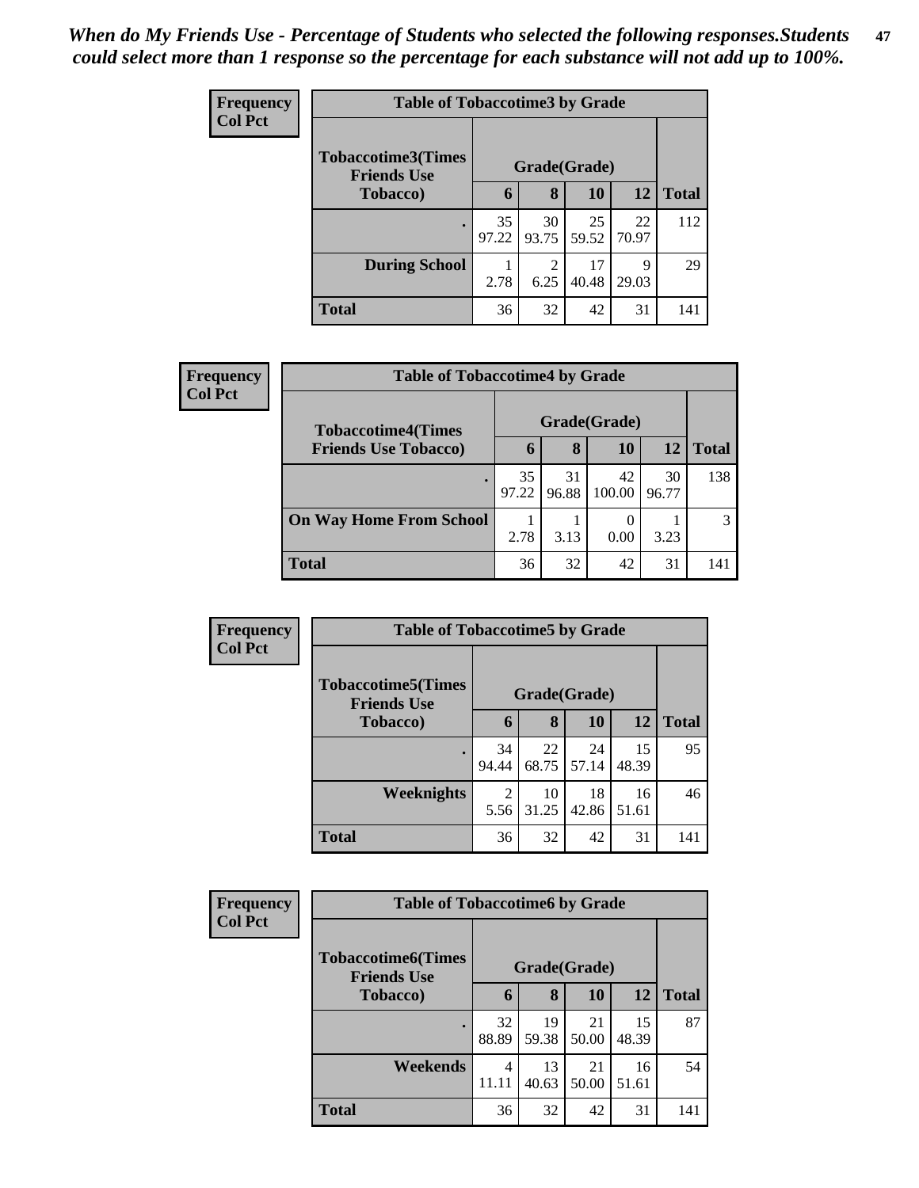*When do My Friends Use - Percentage of Students who selected the following responses.Students could select more than 1 response so the percentage for each substance will not add up to 100%.*

**Frequency**
**Col Pct**

| Table of Tobaccotime3 by Grade | | | | | |
|---|---|---|---|---|---|
| **Tobaccotime3(Times Friends Use Tobacco)** | **Grade(Grade)** | | | | **Total** |
| | **6** | **8** | **10** | **12** | |
| **.** | 35<br>97.22 | 30<br>93.75 | 25<br>59.52 | 22<br>70.97 | 112 |
| **During School** | 1<br>2.78 | 2<br>6.25 | 17<br>40.48 | 9<br>29.03 | 29 |
| **Total** | 36 | 32 | 42 | 31 | 141 |

**Frequency**
**Col Pct**

| Table of Tobaccotime4 by Grade | | | | | |
|---|---|---|---|---|---|
| **Tobaccotime4(Times Friends Use Tobacco)** | **Grade(Grade)** | | | | **Total** |
| | **6** | **8** | **10** | **12** | |
| **.** | 35<br>97.22 | 31<br>96.88 | 42<br>100.00 | 30<br>96.77 | 138 |
| **On Way Home From School** | 1<br>2.78 | 1<br>3.13 | 0<br>0.00 | 1<br>3.23 | 3 |
| **Total** | 36 | 32 | 42 | 31 | 141 |

**Frequency**
**Col Pct**

| Table of Tobaccotime5 by Grade | | | | | |
|---|---|---|---|---|---|
| **Tobaccotime5(Times Friends Use Tobacco)** | **Grade(Grade)** | | | | **Total** |
| | **6** | **8** | **10** | **12** | |
| **.** | 34<br>94.44 | 22<br>68.75 | 24<br>57.14 | 15<br>48.39 | 95 |
| **Weeknights** | 2<br>5.56 | 10<br>31.25 | 18<br>42.86 | 16<br>51.61 | 46 |
| **Total** | 36 | 32 | 42 | 31 | 141 |

**Frequency**
**Col Pct**

| Table of Tobaccotime6 by Grade | | | | | |
|---|---|---|---|---|---|
| **Tobaccotime6(Times Friends Use Tobacco)** | **Grade(Grade)** | | | | **Total** |
| | **6** | **8** | **10** | **12** | |
| **.** | 32<br>88.89 | 19<br>59.38 | 21<br>50.00 | 15<br>48.39 | 87 |
| **Weekends** | 4<br>11.11 | 13<br>40.63 | 21<br>50.00 | 16<br>51.61 | 54 |
| **Total** | 36 | 32 | 42 | 31 | 141 |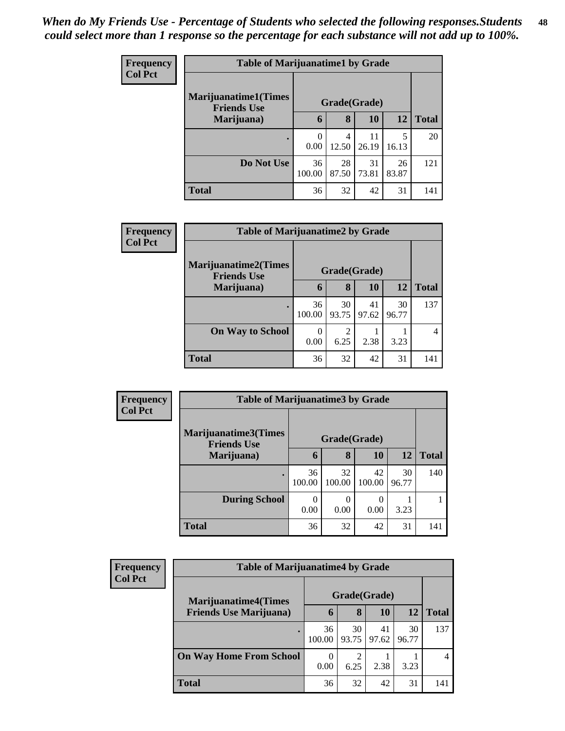*When do My Friends Use - Percentage of Students who selected the following responses.Students could select more than 1 response so the percentage for each substance will not add up to 100%.*

**Frequency**
**Col Pct**

| Table of Marijuanatime1 by Grade | | | | | |
|---|---|---|---|---|---|
| Marijuanatime1(Times Friends Use Marijuana) | Grade(Grade) | | | | |
| | 6 | 8 | 10 | 12 | Total |
| . | 0<br>0.00 | 4<br>12.50 | 11<br>26.19 | 5<br>16.13 | 20 |
| Do Not Use | 36<br>100.00 | 28<br>87.50 | 31<br>73.81 | 26<br>83.87 | 121 |
| Total | 36 | 32 | 42 | 31 | 141 |

**Frequency**
**Col Pct**

| Table of Marijuanatime2 by Grade | | | | | |
|---|---|---|---|---|---|
| Marijuanatime2(Times Friends Use Marijuana) | Grade(Grade) | | | | |
| | 6 | 8 | 10 | 12 | Total |
| . | 36<br>100.00 | 30<br>93.75 | 41<br>97.62 | 30<br>96.77 | 137 |
| On Way to School | 0<br>0.00 | 2<br>6.25 | 1<br>2.38 | 1<br>3.23 | 4 |
| Total | 36 | 32 | 42 | 31 | 141 |

**Frequency**
**Col Pct**

| Table of Marijuanatime3 by Grade | | | | | |
|---|---|---|---|---|---|
| Marijuanatime3(Times Friends Use Marijuana) | Grade(Grade) | | | | |
| | 6 | 8 | 10 | 12 | Total |
| . | 36<br>100.00 | 32<br>100.00 | 42<br>100.00 | 30<br>96.77 | 140 |
| During School | 0<br>0.00 | 0<br>0.00 | 0<br>0.00 | 1<br>3.23 | 1 |
| Total | 36 | 32 | 42 | 31 | 141 |

**Frequency**
**Col Pct**

| Table of Marijuanatime4 by Grade | | | | | |
|---|---|---|---|---|---|
| Marijuanatime4(Times Friends Use Marijuana) | Grade(Grade) | | | | |
| | 6 | 8 | 10 | 12 | Total |
| . | 36<br>100.00 | 30<br>93.75 | 41<br>97.62 | 30<br>96.77 | 137 |
| On Way Home From School | 0<br>0.00 | 2<br>6.25 | 1<br>2.38 | 1<br>3.23 | 4 |
| Total | 36 | 32 | 42 | 31 | 141 |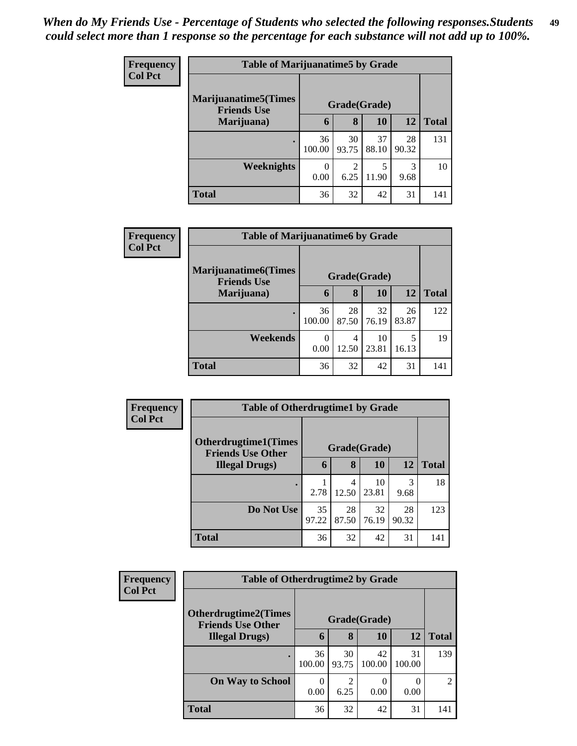*When do My Friends Use - Percentage of Students who selected the following responses.Students could select more than 1 response so the percentage for each substance will not add up to 100%.*

**Frequency**
**Col Pct**

| Table of Marijuanatime5 by Grade | | | | | |
|---|---|---|---|---|---|
| Marijuanatime5(Times Friends Use Marijuana) | Grade(Grade) | | | | |
| | 6 | 8 | 10 | 12 | Total |
| . | 36<br>100.00 | 30<br>93.75 | 37<br>88.10 | 28<br>90.32 | 131 |
| Weeknights | 0<br>0.00 | 2<br>6.25 | 5<br>11.90 | 3<br>9.68 | 10 |
| Total | 36 | 32 | 42 | 31 | 141 |

**Frequency**
**Col Pct**

| Table of Marijuanatime6 by Grade | | | | | |
|---|---|---|---|---|---|
| Marijuanatime6(Times Friends Use Marijuana) | Grade(Grade) | | | | |
| | 6 | 8 | 10 | 12 | Total |
| . | 36<br>100.00 | 28<br>87.50 | 32<br>76.19 | 26<br>83.87 | 122 |
| Weekends | 0<br>0.00 | 4<br>12.50 | 10<br>23.81 | 5<br>16.13 | 19 |
| Total | 36 | 32 | 42 | 31 | 141 |

**Frequency**
**Col Pct**

| Table of Otherdrugtime1 by Grade | | | | | |
|---|---|---|---|---|---|
| Otherdrugtime1(Times Friends Use Other Illegal Drugs) | Grade(Grade) | | | | |
| | 6 | 8 | 10 | 12 | Total |
| . | 1<br>2.78 | 4<br>12.50 | 10<br>23.81 | 3<br>9.68 | 18 |
| Do Not Use | 35<br>97.22 | 28<br>87.50 | 32<br>76.19 | 28<br>90.32 | 123 |
| Total | 36 | 32 | 42 | 31 | 141 |

**Frequency**
**Col Pct**

| Table of Otherdrugtime2 by Grade | | | | | |
|---|---|---|---|---|---|
| Otherdrugtime2(Times Friends Use Other Illegal Drugs) | Grade(Grade) | | | | |
| | 6 | 8 | 10 | 12 | Total |
| . | 36<br>100.00 | 30<br>93.75 | 42<br>100.00 | 31<br>100.00 | 139 |
| On Way to School | 0<br>0.00 | 2<br>6.25 | 0<br>0.00 | 0<br>0.00 | 2 |
| Total | 36 | 32 | 42 | 31 | 141 |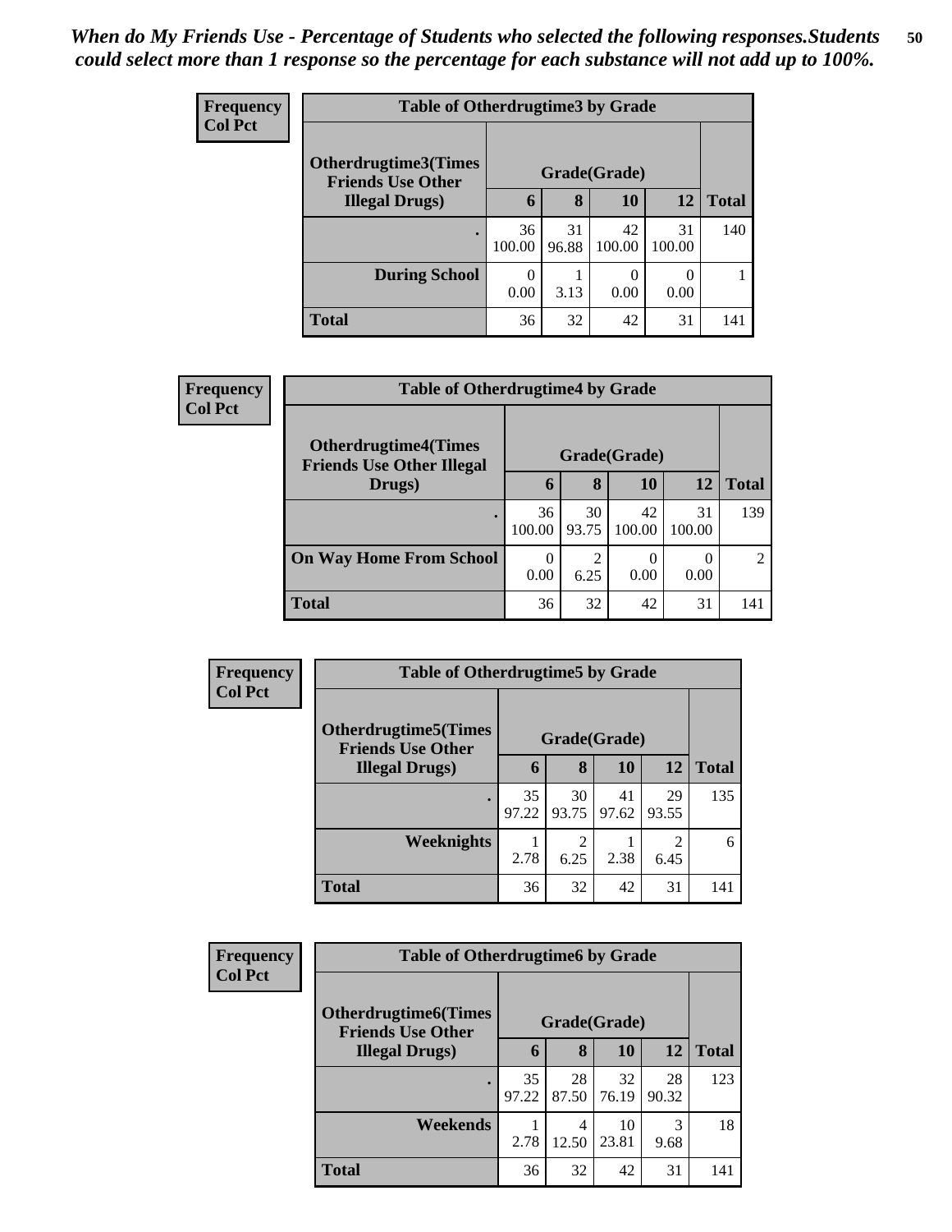*When do My Friends Use - Percentage of Students who selected the following responses.Students could select more than 1 response so the percentage for each substance will not add up to 100%.*

**Frequency**
**Col Pct**

| Table of Otherdrugtime3 by Grade | | | | | |
|---|---|---|---|---|---|
| **Otherdrugtime3(Times Friends Use Other Illegal Drugs)** | **Grade(Grade)** | | | | |
| | **6** | **8** | **10** | **12** | **Total** |
| **.** | 36<br>100.00 | 31<br>96.88 | 42<br>100.00 | 31<br>100.00 | 140 |
| **During School** | 0<br>0.00 | 1<br>3.13 | 0<br>0.00 | 0<br>0.00 | 1 |
| **Total** | 36 | 32 | 42 | 31 | 141 |

**Frequency**
**Col Pct**

| Table of Otherdrugtime4 by Grade | | | | | |
|---|---|---|---|---|---|
| **Otherdrugtime4(Times Friends Use Other Illegal Drugs)** | **Grade(Grade)** | | | | |
| | **6** | **8** | **10** | **12** | **Total** |
| **.** | 36<br>100.00 | 30<br>93.75 | 42<br>100.00 | 31<br>100.00 | 139 |
| **On Way Home From School** | 0<br>0.00 | 2<br>6.25 | 0<br>0.00 | 0<br>0.00 | 2 |
| **Total** | 36 | 32 | 42 | 31 | 141 |

**Frequency**
**Col Pct**

| Table of Otherdrugtime5 by Grade | | | | | |
|---|---|---|---|---|---|
| **Otherdrugtime5(Times Friends Use Other Illegal Drugs)** | **Grade(Grade)** | | | | |
| | **6** | **8** | **10** | **12** | **Total** |
| **.** | 35<br>97.22 | 30<br>93.75 | 41<br>97.62 | 29<br>93.55 | 135 |
| **Weeknights** | 1<br>2.78 | 2<br>6.25 | 1<br>2.38 | 2<br>6.45 | 6 |
| **Total** | 36 | 32 | 42 | 31 | 141 |

**Frequency**
**Col Pct**

| Table of Otherdrugtime6 by Grade | | | | | |
|---|---|---|---|---|---|
| **Otherdrugtime6(Times Friends Use Other Illegal Drugs)** | **Grade(Grade)** | | | | |
| | **6** | **8** | **10** | **12** | **Total** |
| **.** | 35<br>97.22 | 28<br>87.50 | 32<br>76.19 | 28<br>90.32 | 123 |
| **Weekends** | 1<br>2.78 | 4<br>12.50 | 10<br>23.81 | 3<br>9.68 | 18 |
| **Total** | 36 | 32 | 42 | 31 | 141 |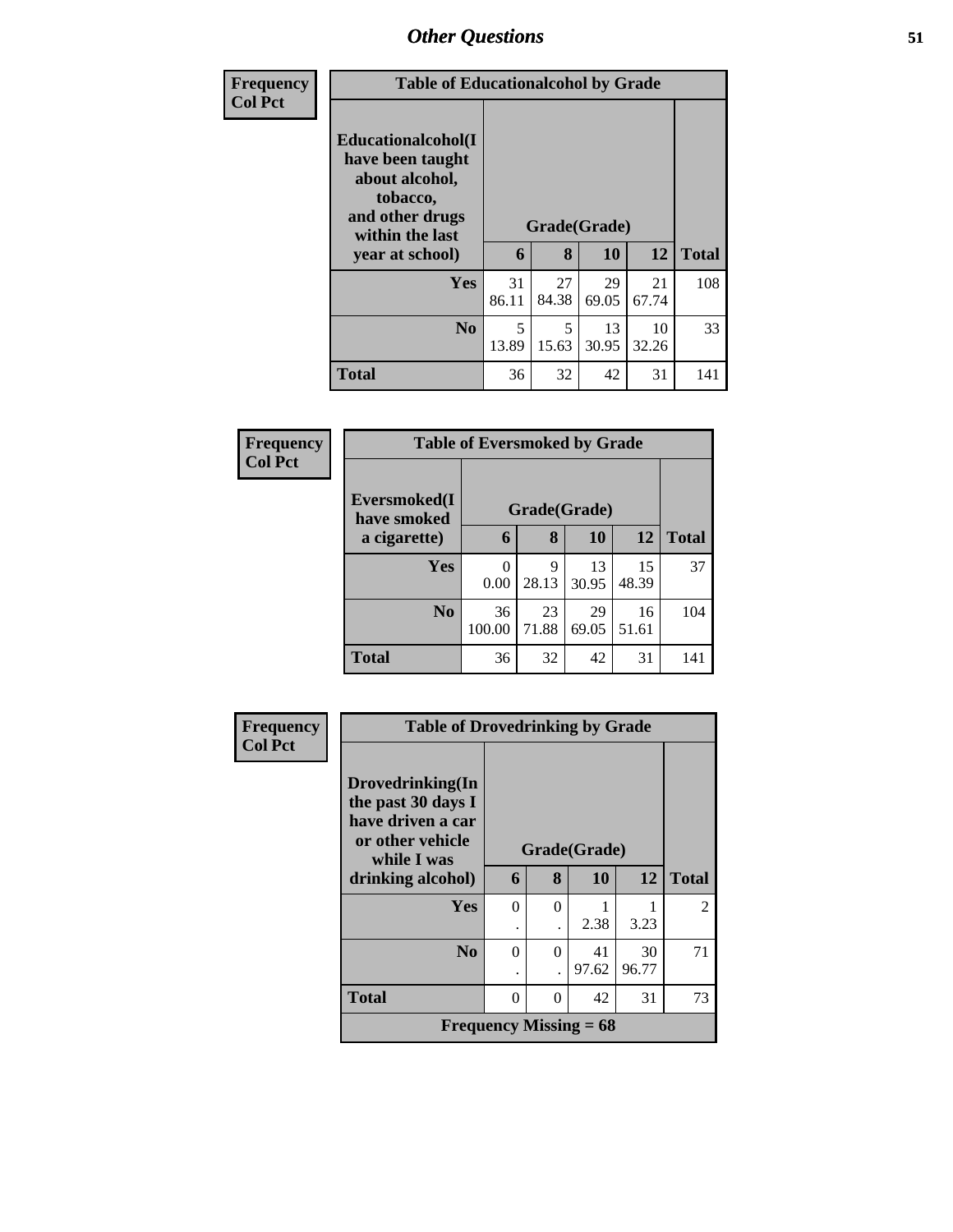## Other Questions

Frequency
Col Pct

| Table of Educationalalcohol by Grade | | | | | |
|---|---|---|---|---|---|
| Educationalalcohol(I have been taught about alcohol, tobacco, and other drugs within the last year at school) | Grade(Grade) | | | | |
| | 6 | 8 | 10 | 12 | Total |
| Yes | 31<br>86.11 | 27<br>84.38 | 29<br>69.05 | 21<br>67.74 | 108 |
| No | 5<br>13.89 | 5<br>15.63 | 13<br>30.95 | 10<br>32.26 | 33 |
| Total | 36 | 32 | 42 | 31 | 141 |

Frequency
Col Pct

| Table of Eversmoked by Grade | | | | | |
|---|---|---|---|---|---|
| Eversmoked(I have smoked a cigarette) | Grade(Grade) | | | | |
| | 6 | 8 | 10 | 12 | Total |
| Yes | 0<br>0.00 | 9<br>28.13 | 13<br>30.95 | 15<br>48.39 | 37 |
| No | 36<br>100.00 | 23<br>71.88 | 29<br>69.05 | 16<br>51.61 | 104 |
| Total | 36 | 32 | 42 | 31 | 141 |

Frequency
Col Pct

| Table of Drovedrinking by Grade | | | | | |
|---|---|---|---|---|---|
| Drovedrinking(In the past 30 days I have driven a car or other vehicle while I was drinking alcohol) | Grade(Grade) | | | | |
| | 6 | 8 | 10 | 12 | Total |
| Yes | 0<br>. | 0<br>. | 1<br>2.38 | 1<br>3.23 | 2 |
| No | 0<br>. | 0<br>. | 41<br>97.62 | 30<br>96.77 | 71 |
| Total | 0 | 0 | 42 | 31 | 73 |
| Frequency Missing = 68 | | | | | |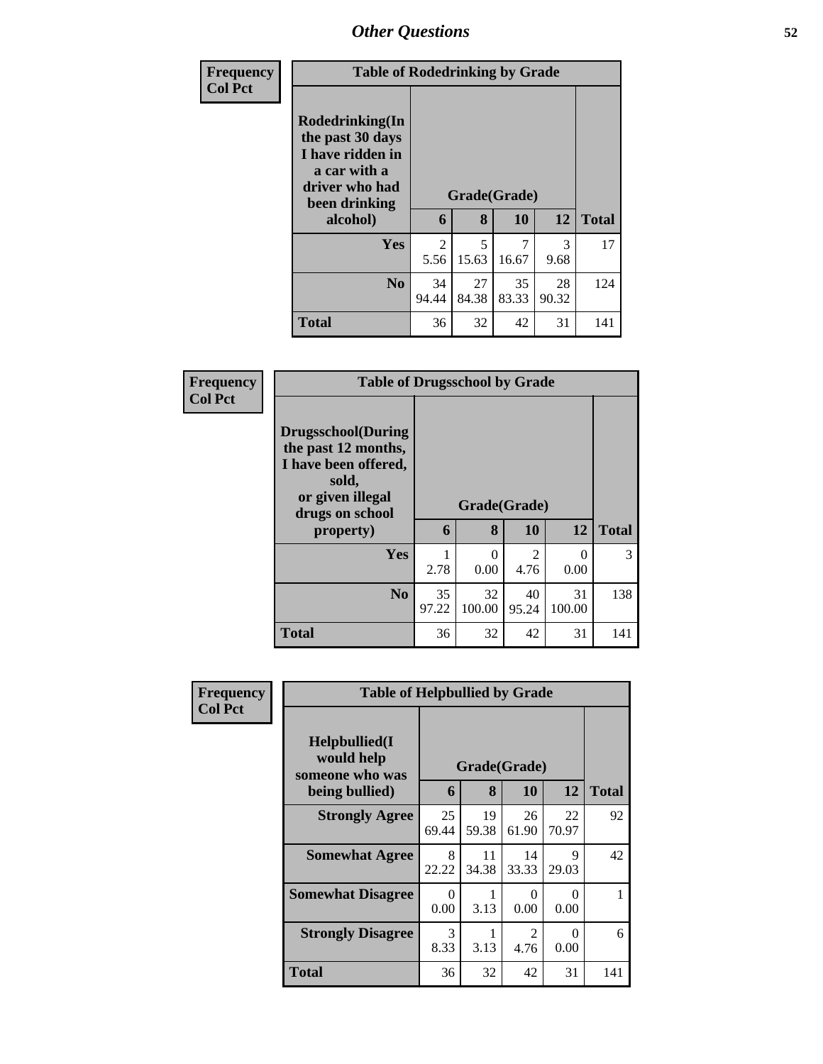## Other Questions

**Frequency**
**Col Pct**

| Table of Rodedrinking by Grade | | | | | |
|---|---|---|---|---|---|
| **Rodedrinking(In the past 30 days I have ridden in a car with a driver who had been drinking alcohol)** | **Grade(Grade)** | | | | |
| | **6** | **8** | **10** | **12** | **Total** |
| **Yes** | 2<br>5.56 | 5<br>15.63 | 7<br>16.67 | 3<br>9.68 | 17 |
| **No** | 34<br>94.44 | 27<br>84.38 | 35<br>83.33 | 28<br>90.32 | 124 |
| **Total** | 36 | 32 | 42 | 31 | 141 |

**Frequency**
**Col Pct**

| Table of Drugsschool by Grade | | | | | |
|---|---|---|---|---|---|
| **Drugsschool(During the past 12 months, I have been offered, sold, or given illegal drugs on school property)** | **Grade(Grade)** | | | | |
| | **6** | **8** | **10** | **12** | **Total** |
| **Yes** | 1<br>2.78 | 0<br>0.00 | 2<br>4.76 | 0<br>0.00 | 3 |
| **No** | 35<br>97.22 | 32<br>100.00 | 40<br>95.24 | 31<br>100.00 | 138 |
| **Total** | 36 | 32 | 42 | 31 | 141 |

**Frequency**
**Col Pct**

| Table of Helpbullied by Grade | | | | | |
|---|---|---|---|---|---|
| **Helpbullied(I would help someone who was being bullied)** | **Grade(Grade)** | | | | |
| | **6** | **8** | **10** | **12** | **Total** |
| **Strongly Agree** | 25<br>69.44 | 19<br>59.38 | 26<br>61.90 | 22<br>70.97 | 92 |
| **Somewhat Agree** | 8<br>22.22 | 11<br>34.38 | 14<br>33.33 | 9<br>29.03 | 42 |
| **Somewhat Disagree** | 0<br>0.00 | 1<br>3.13 | 0<br>0.00 | 0<br>0.00 | 1 |
| **Strongly Disagree** | 3<br>8.33 | 1<br>3.13 | 2<br>4.76 | 0<br>0.00 | 6 |
| **Total** | 36 | 32 | 42 | 31 | 141 |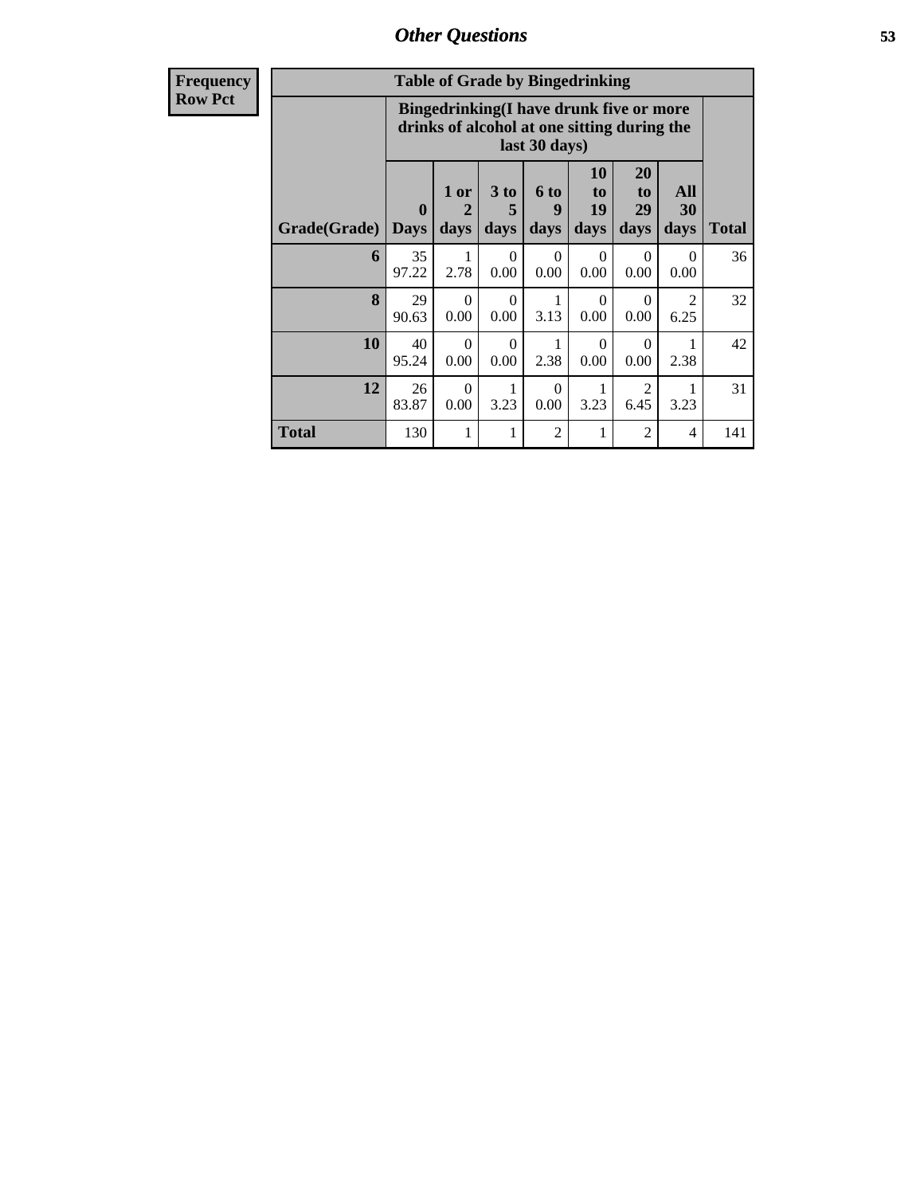| Frequency Row Pct | | | | | | | | |
|---|---|---|---|---|---|---|---|---|
| **Table of Grade by Bingedrinking** | | | | | | | | |
| | **Bingedrinking(I have drunk five or more drinks of alcohol at one sitting during the last 30 days)** | | | | | | | |
| **Grade(Grade)** | **0 Days** | **1 or 2 days** | **3 to 5 days** | **6 to 9 days** | **10 to 19 days** | **20 to 29 days** | **All 30 days** | **Total** |
| **6** | 35<br>97.22 | 1<br>2.78 | 0<br>0.00 | 0<br>0.00 | 0<br>0.00 | 0<br>0.00 | 0<br>0.00 | 36 |
| **8** | 29<br>90.63 | 0<br>0.00 | 0<br>0.00 | 1<br>3.13 | 0<br>0.00 | 0<br>0.00 | 2<br>6.25 | 32 |
| **10** | 40<br>95.24 | 0<br>0.00 | 0<br>0.00 | 1<br>2.38 | 0<br>0.00 | 0<br>0.00 | 1<br>2.38 | 42 |
| **12** | 26<br>83.87 | 0<br>0.00 | 1<br>3.23 | 0<br>0.00 | 1<br>3.23 | 2<br>6.45 | 1<br>3.23 | 31 |
| **Total** | 130 | 1 | 1 | 2 | 1 | 2 | 4 | 141 |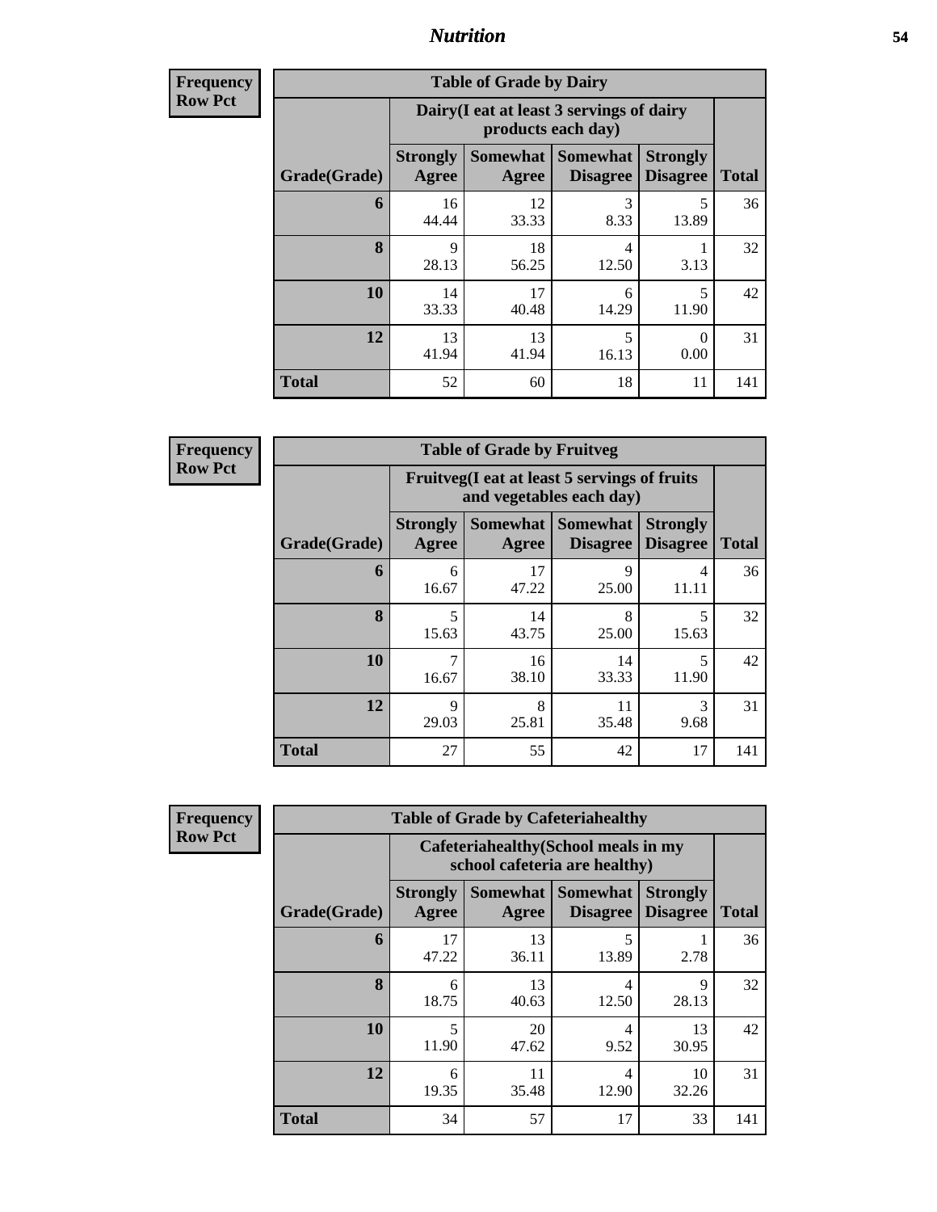## Nutrition

**Frequency Row Pct**

| Table of Grade by Dairy | | | | | |
|---|---|---|---|---|---|
| | Dairy(I eat at least 3 servings of dairy products each day) | | | | |
| Grade(Grade) | Strongly Agree | Somewhat Agree | Somewhat Disagree | Strongly Disagree | Total |
| **6** | 16<br>44.44 | 12<br>33.33 | 3<br>8.33 | 5<br>13.89 | 36 |
| **8** | 9<br>28.13 | 18<br>56.25 | 4<br>12.50 | 1<br>3.13 | 32 |
| **10** | 14<br>33.33 | 17<br>40.48 | 6<br>14.29 | 5<br>11.90 | 42 |
| **12** | 13<br>41.94 | 13<br>41.94 | 5<br>16.13 | 0<br>0.00 | 31 |
| **Total** | 52 | 60 | 18 | 11 | 141 |

**Frequency Row Pct**

| Table of Grade by Fruitveg | | | | | |
|---|---|---|---|---|---|
| | Fruitveg(I eat at least 5 servings of fruits and vegetables each day) | | | | |
| Grade(Grade) | Strongly Agree | Somewhat Agree | Somewhat Disagree | Strongly Disagree | Total |
| **6** | 6<br>16.67 | 17<br>47.22 | 9<br>25.00 | 4<br>11.11 | 36 |
| **8** | 5<br>15.63 | 14<br>43.75 | 8<br>25.00 | 5<br>15.63 | 32 |
| **10** | 7<br>16.67 | 16<br>38.10 | 14<br>33.33 | 5<br>11.90 | 42 |
| **12** | 9<br>29.03 | 8<br>25.81 | 11<br>35.48 | 3<br>9.68 | 31 |
| **Total** | 27 | 55 | 42 | 17 | 141 |

**Frequency Row Pct**

| Table of Grade by Cafeteriahealthy | | | | | |
|---|---|---|---|---|---|
| | Cafeteriahealthy(School meals in my school cafeteria are healthy) | | | | |
| Grade(Grade) | Strongly Agree | Somewhat Agree | Somewhat Disagree | Strongly Disagree | Total |
| **6** | 17<br>47.22 | 13<br>36.11 | 5<br>13.89 | 1<br>2.78 | 36 |
| **8** | 6<br>18.75 | 13<br>40.63 | 4<br>12.50 | 9<br>28.13 | 32 |
| **10** | 5<br>11.90 | 20<br>47.62 | 4<br>9.52 | 13<br>30.95 | 42 |
| **12** | 6<br>19.35 | 11<br>35.48 | 4<br>12.90 | 10<br>32.26 | 31 |
| **Total** | 34 | 57 | 17 | 33 | 141 |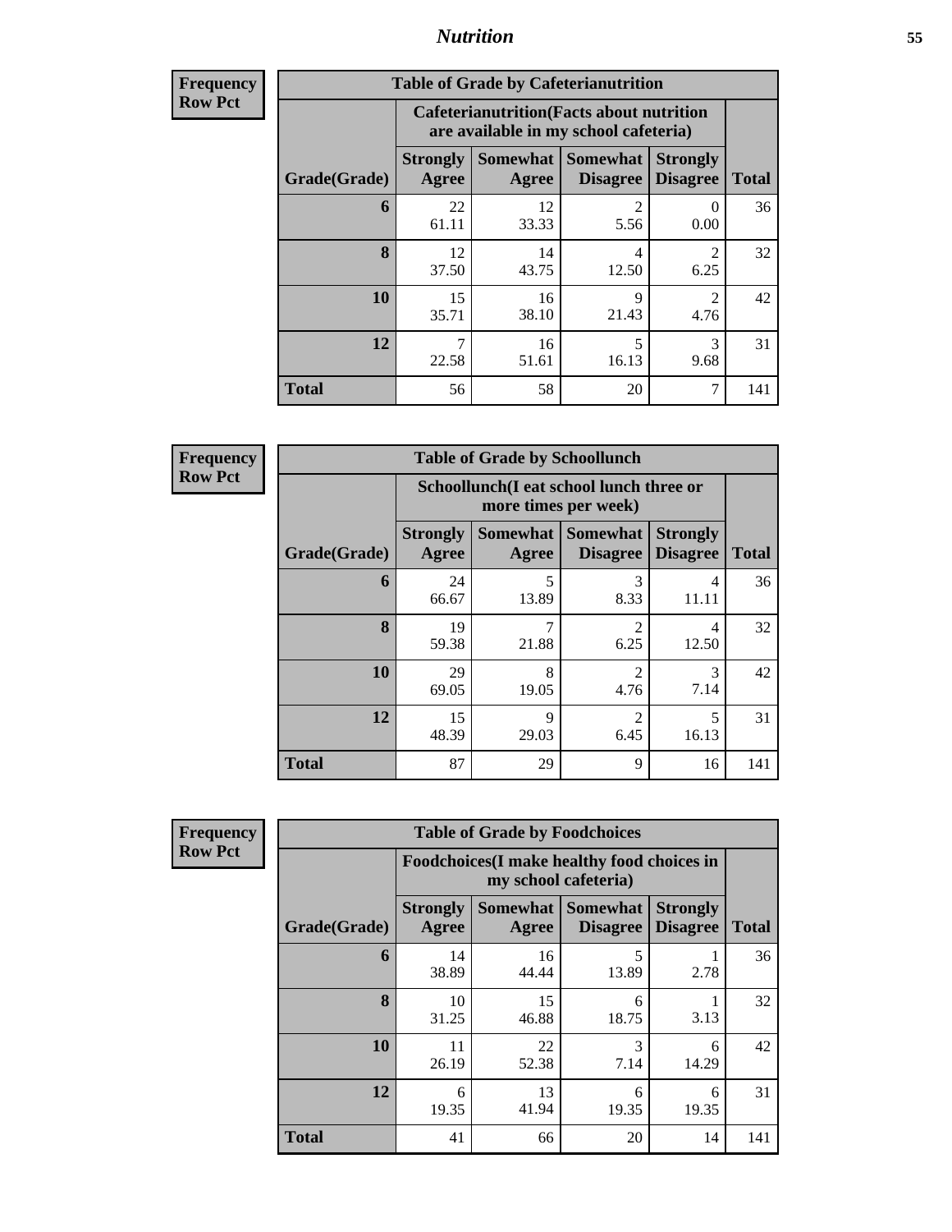# Nutrition

**Frequency Row Pct**

| Table of Grade by Cafeterianutrition | | | | | |
|---|---|---|---|---|---|
| | Cafeterianutrition(Facts about nutrition are available in my school cafeteria) | | | | |
| Grade(Grade) | Strongly Agree | Somewhat Agree | Somewhat Disagree | Strongly Disagree | Total |
| **6** | 22<br>61.11 | 12<br>33.33 | 2<br>5.56 | 0<br>0.00 | 36 |
| **8** | 12<br>37.50 | 14<br>43.75 | 4<br>12.50 | 2<br>6.25 | 32 |
| **10** | 15<br>35.71 | 16<br>38.10 | 9<br>21.43 | 2<br>4.76 | 42 |
| **12** | 7<br>22.58 | 16<br>51.61 | 5<br>16.13 | 3<br>9.68 | 31 |
| **Total** | 56 | 58 | 20 | 7 | 141 |

**Frequency Row Pct**

| Table of Grade by Schoollunch | | | | | |
|---|---|---|---|---|---|
| | Schoollunch(I eat school lunch three or more times per week) | | | | |
| Grade(Grade) | Strongly Agree | Somewhat Agree | Somewhat Disagree | Strongly Disagree | Total |
| **6** | 24<br>66.67 | 5<br>13.89 | 3<br>8.33 | 4<br>11.11 | 36 |
| **8** | 19<br>59.38 | 7<br>21.88 | 2<br>6.25 | 4<br>12.50 | 32 |
| **10** | 29<br>69.05 | 8<br>19.05 | 2<br>4.76 | 3<br>7.14 | 42 |
| **12** | 15<br>48.39 | 9<br>29.03 | 2<br>6.45 | 5<br>16.13 | 31 |
| **Total** | 87 | 29 | 9 | 16 | 141 |

**Frequency Row Pct**

| Table of Grade by Foodchoices | | | | | |
|---|---|---|---|---|---|
| | Foodchoices(I make healthy food choices in my school cafeteria) | | | | |
| Grade(Grade) | Strongly Agree | Somewhat Agree | Somewhat Disagree | Strongly Disagree | Total |
| **6** | 14<br>38.89 | 16<br>44.44 | 5<br>13.89 | 1<br>2.78 | 36 |
| **8** | 10<br>31.25 | 15<br>46.88 | 6<br>18.75 | 1<br>3.13 | 32 |
| **10** | 11<br>26.19 | 22<br>52.38 | 3<br>7.14 | 6<br>14.29 | 42 |
| **12** | 6<br>19.35 | 13<br>41.94 | 6<br>19.35 | 6<br>19.35 | 31 |
| **Total** | 41 | 66 | 20 | 14 | 141 |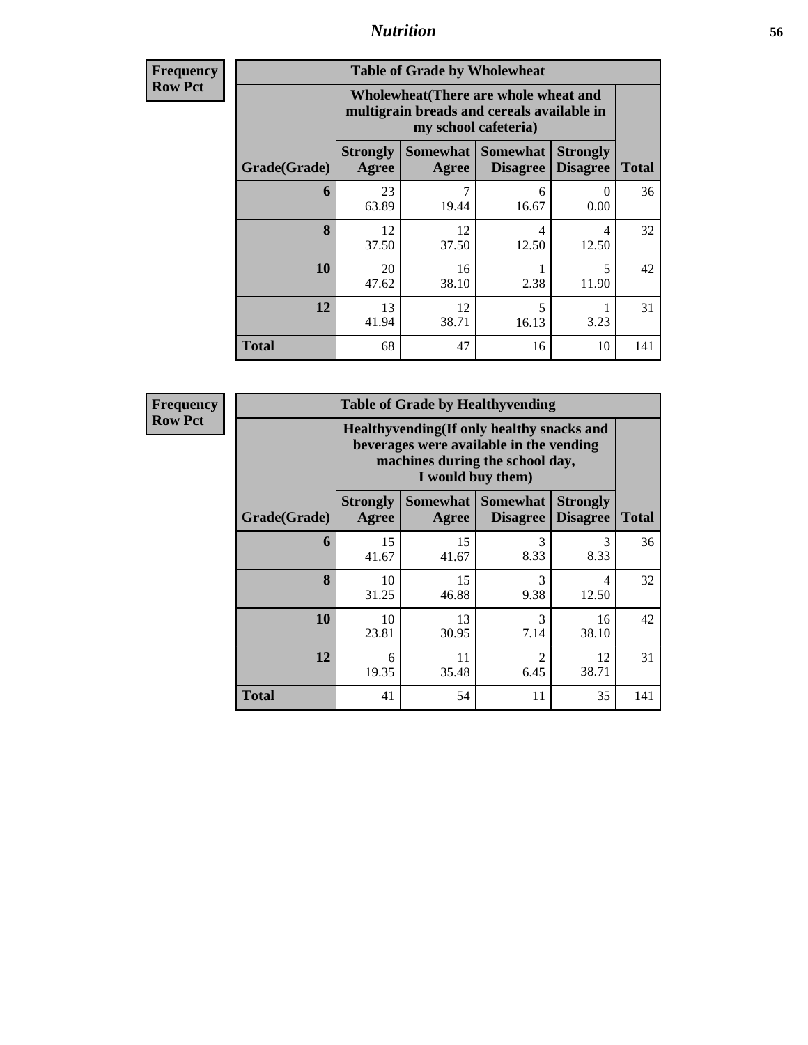## Nutrition

**Frequency**
**Row Pct**

| Table of Grade by Wholewheat | | | | | |
|---|---|---|---|---|---|
| | Wholewheat(There are whole wheat and multigrain breads and cereals available in my school cafeteria) | | | | |
| Grade(Grade) | Strongly Agree | Somewhat Agree | Somewhat Disagree | Strongly Disagree | Total |
| **6** | 23<br>63.89 | 7<br>19.44 | 6<br>16.67 | 0<br>0.00 | 36 |
| **8** | 12<br>37.50 | 12<br>37.50 | 4<br>12.50 | 4<br>12.50 | 32 |
| **10** | 20<br>47.62 | 16<br>38.10 | 1<br>2.38 | 5<br>11.90 | 42 |
| **12** | 13<br>41.94 | 12<br>38.71 | 5<br>16.13 | 1<br>3.23 | 31 |
| **Total** | 68 | 47 | 16 | 10 | 141 |

**Frequency**
**Row Pct**

| Table of Grade by Healthyvending | | | | | |
|---|---|---|---|---|---|
| | Healthyvending(If only healthy snacks and beverages were available in the vending machines during the school day, I would buy them) | | | | |
| Grade(Grade) | Strongly Agree | Somewhat Agree | Somewhat Disagree | Strongly Disagree | Total |
| **6** | 15<br>41.67 | 15<br>41.67 | 3<br>8.33 | 3<br>8.33 | 36 |
| **8** | 10<br>31.25 | 15<br>46.88 | 3<br>9.38 | 4<br>12.50 | 32 |
| **10** | 10<br>23.81 | 13<br>30.95 | 3<br>7.14 | 16<br>38.10 | 42 |
| **12** | 6<br>19.35 | 11<br>35.48 | 2<br>6.45 | 12<br>38.71 | 31 |
| **Total** | 41 | 54 | 11 | 35 | 141 |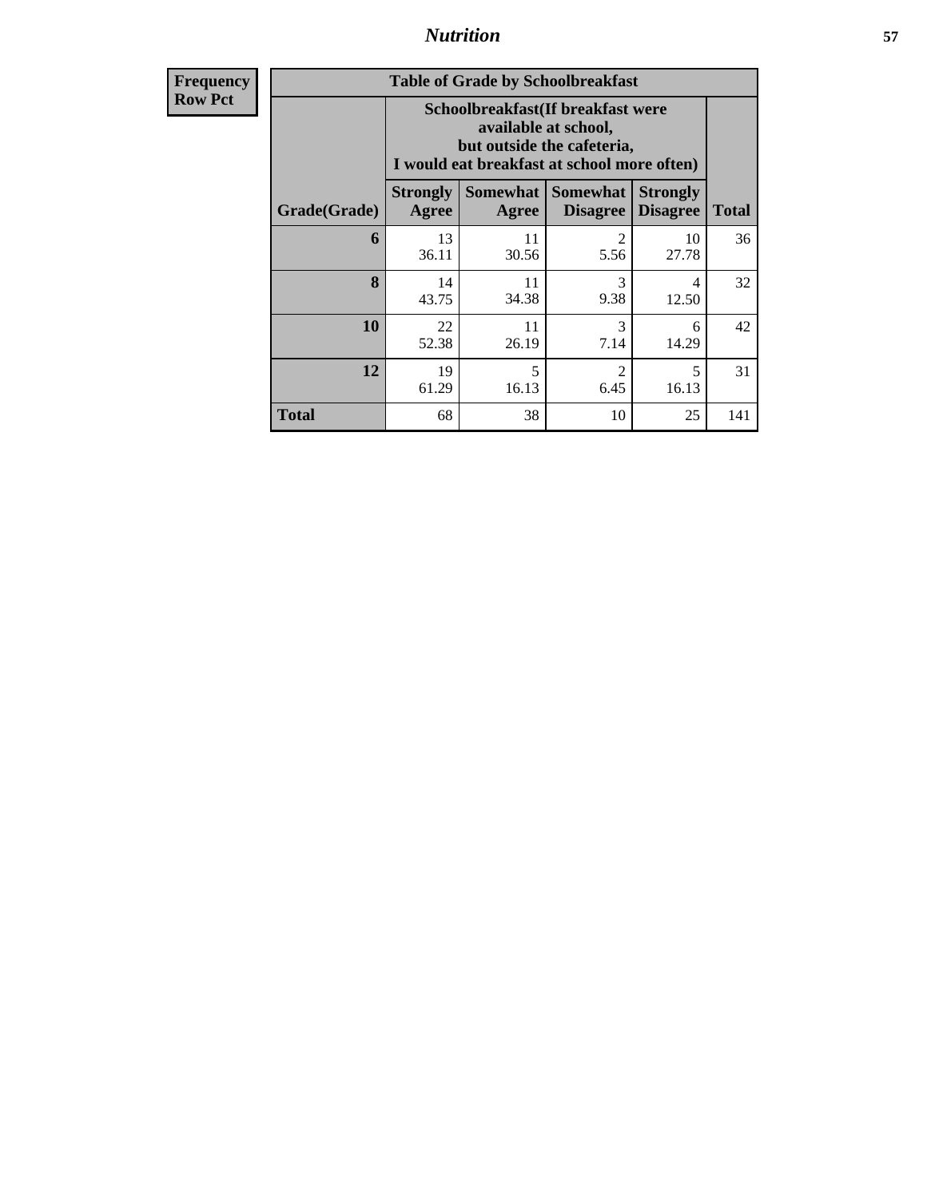| Frequency<br>Row Pct |
|---|

**Table of Grade by Schoolbreakfast**

| Grade(Grade) | Schoolbreakfast(If breakfast were available at school, but outside the cafeteria, I would eat breakfast at school more often) | | | | Total |
|---|---|---|---|---|---|
| | Strongly Agree | Somewhat Agree | Somewhat Disagree | Strongly Disagree | |
| 6 | 13<br>36.11 | 11<br>30.56 | 2<br>5.56 | 10<br>27.78 | 36 |
| 8 | 14<br>43.75 | 11<br>34.38 | 3<br>9.38 | 4<br>12.50 | 32 |
| 10 | 22<br>52.38 | 11<br>26.19 | 3<br>7.14 | 6<br>14.29 | 42 |
| 12 | 19<br>61.29 | 5<br>16.13 | 2<br>6.45 | 5<br>16.13 | 31 |
| Total | 68 | 38 | 10 | 25 | 141 |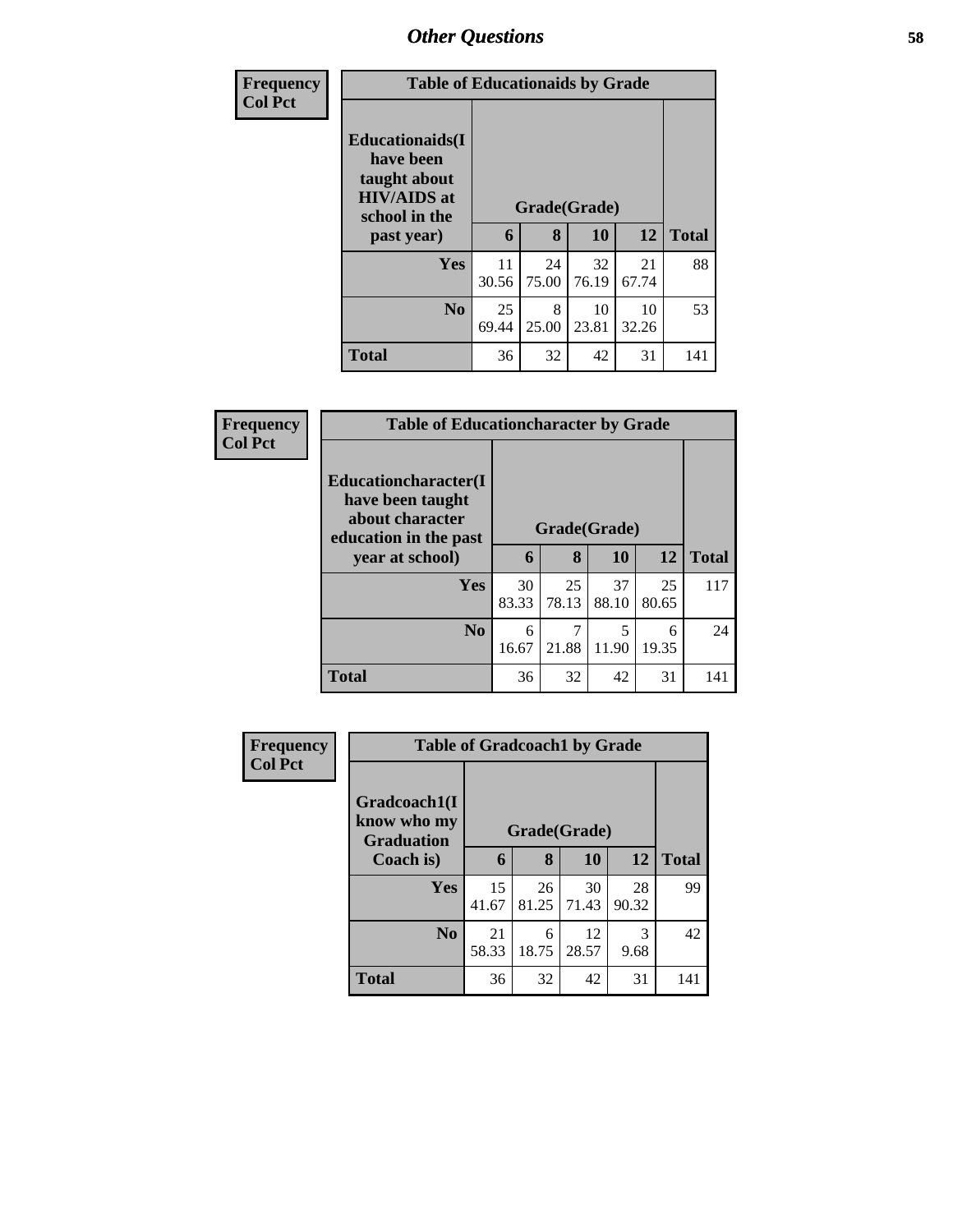## Other Questions

**Frequency**
**Col Pct**

| Table of Educationaids by Grade | | | | | |
|---|---|---|---|---|---|
| **Educationaids(I have been taught about HIV/AIDS at school in the past year)** | **Grade(Grade)** | | | | |
| | **6** | **8** | **10** | **12** | **Total** |
| **Yes** | 11<br>30.56 | 24<br>75.00 | 32<br>76.19 | 21<br>67.74 | 88 |
| **No** | 25<br>69.44 | 8<br>25.00 | 10<br>23.81 | 10<br>32.26 | 53 |
| **Total** | 36 | 32 | 42 | 31 | 141 |

**Frequency**
**Col Pct**

| Table of Educationcharacter by Grade | | | | | |
|---|---|---|---|---|---|
| **Educationcharacter(I have been taught about character education in the past year at school)** | **Grade(Grade)** | | | | |
| | **6** | **8** | **10** | **12** | **Total** |
| **Yes** | 30<br>83.33 | 25<br>78.13 | 37<br>88.10 | 25<br>80.65 | 117 |
| **No** | 6<br>16.67 | 7<br>21.88 | 5<br>11.90 | 6<br>19.35 | 24 |
| **Total** | 36 | 32 | 42 | 31 | 141 |

**Frequency**
**Col Pct**

| Table of Gradcoach1 by Grade | | | | | |
|---|---|---|---|---|---|
| **Gradcoach1(I know who my Graduation Coach is)** | **Grade(Grade)** | | | | |
| | **6** | **8** | **10** | **12** | **Total** |
| **Yes** | 15<br>41.67 | 26<br>81.25 | 30<br>71.43 | 28<br>90.32 | 99 |
| **No** | 21<br>58.33 | 6<br>18.75 | 12<br>28.57 | 3<br>9.68 | 42 |
| **Total** | 36 | 32 | 42 | 31 | 141 |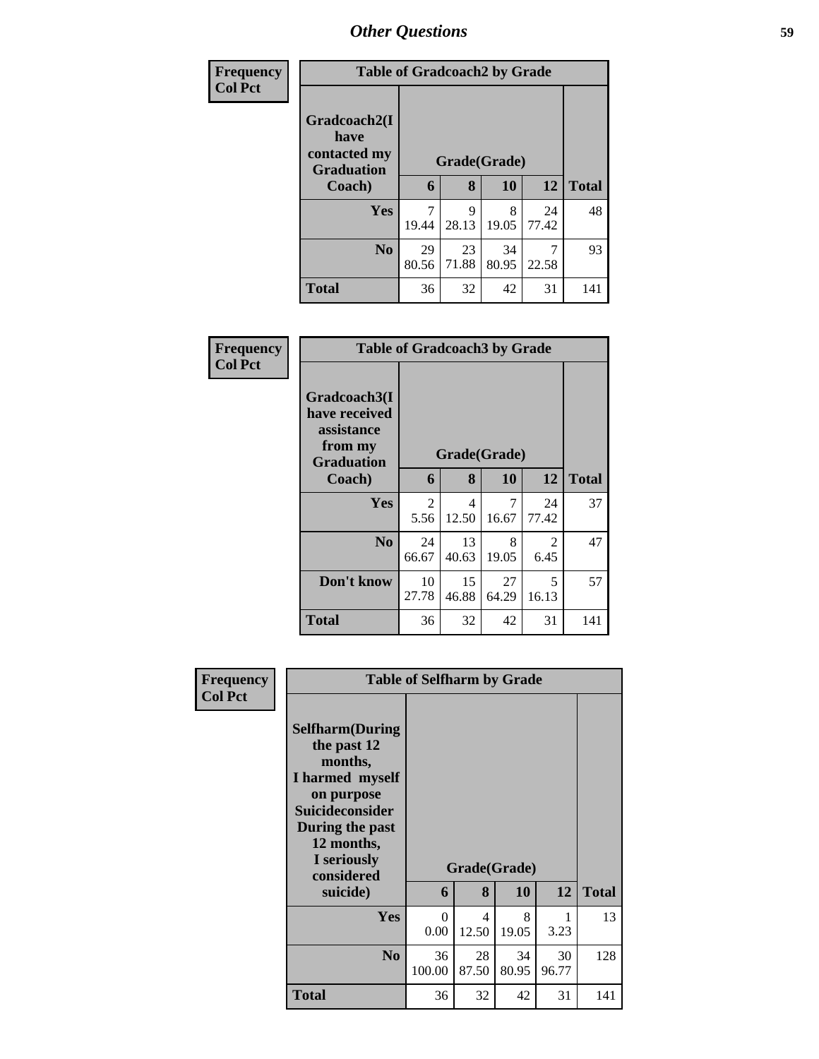| Frequency<br>Col Pct | Table of Gradcoach2 by Grade | | | | |
|---|---|---|---|---|---|
| Gradcoach2(I have contacted my Graduation Coach) | Grade(Grade) | | | | |
| | 6 | 8 | 10 | 12 | Total |
| Yes | 7<br>19.44 | 9<br>28.13 | 8<br>19.05 | 24<br>77.42 | 48 |
| No | 29<br>80.56 | 23<br>71.88 | 34<br>80.95 | 7<br>22.58 | 93 |
| Total | 36 | 32 | 42 | 31 | 141 |

| Frequency<br>Col Pct | Table of Gradcoach3 by Grade | | | | |
|---|---|---|---|---|---|
| Gradcoach3(I have received assistance from my Graduation Coach) | Grade(Grade) | | | | |
| | 6 | 8 | 10 | 12 | Total |
| Yes | 2<br>5.56 | 4<br>12.50 | 7<br>16.67 | 24<br>77.42 | 37 |
| No | 24<br>66.67 | 13<br>40.63 | 8<br>19.05 | 2<br>6.45 | 47 |
| Don't know | 10<br>27.78 | 15<br>46.88 | 27<br>64.29 | 5<br>16.13 | 57 |
| Total | 36 | 32 | 42 | 31 | 141 |

| Frequency<br>Col Pct | Table of Selfharm by Grade | | | | |
|---|---|---|---|---|---|
| Selfharm(During the past 12 months, I harmed myself on purpose Suicideconsider During the past 12 months, I seriously considered suicide) | Grade(Grade) | | | | |
| | 6 | 8 | 10 | 12 | Total |
| Yes | 0<br>0.00 | 4<br>12.50 | 8<br>19.05 | 1<br>3.23 | 13 |
| No | 36<br>100.00 | 28<br>87.50 | 34<br>80.95 | 30<br>96.77 | 128 |
| Total | 36 | 32 | 42 | 31 | 141 |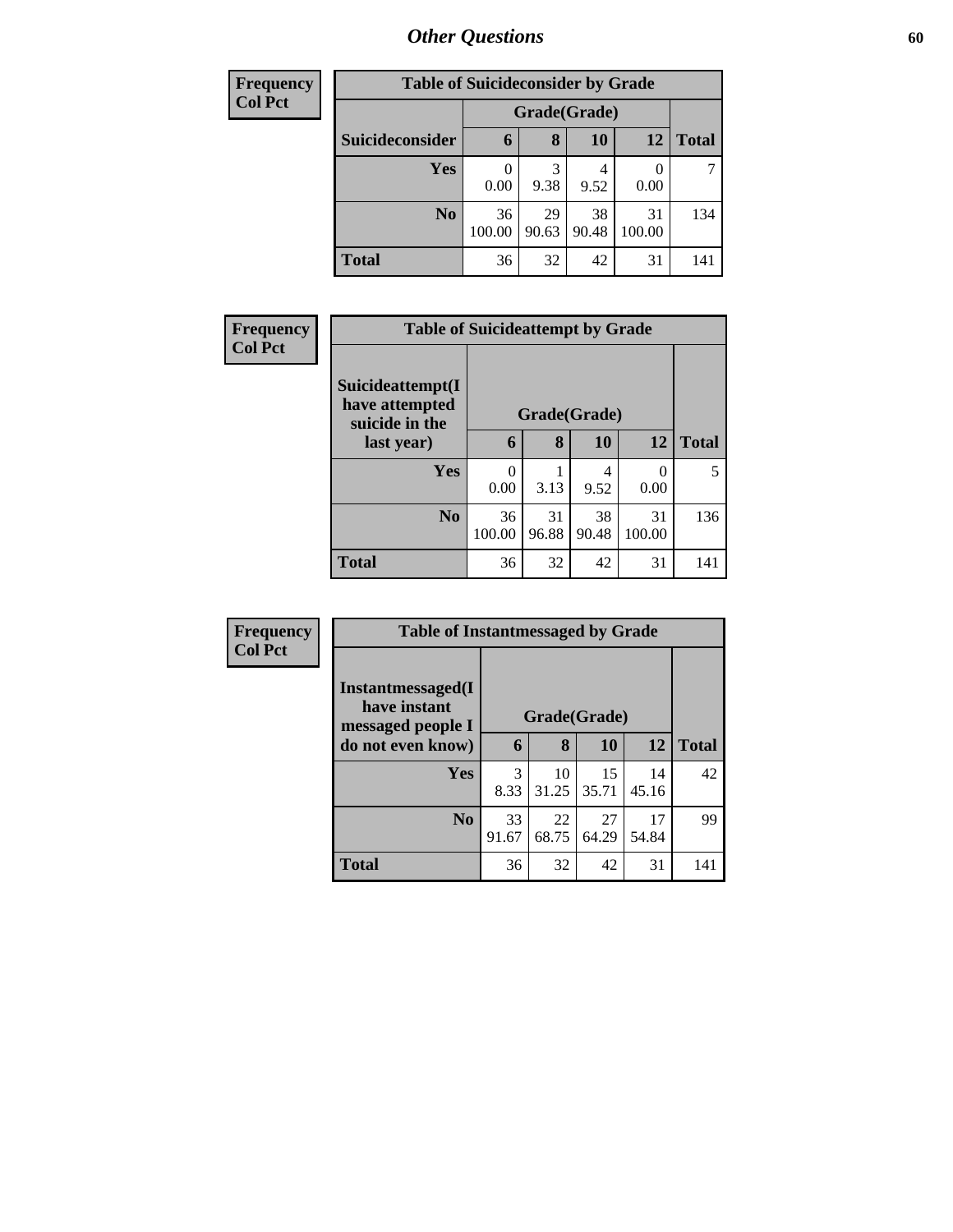## Other Questions

**Frequency**
**Col Pct**

| Table of Suicideconsider by Grade | | | | | |
|---|---|---|---|---|---|
| | Grade(Grade) | | | | |
| **Suicideconsider** | **6** | **8** | **10** | **12** | **Total** |
| **Yes** | 0<br>0.00 | 3<br>9.38 | 4<br>9.52 | 0<br>0.00 | 7 |
| **No** | 36<br>100.00 | 29<br>90.63 | 38<br>90.48 | 31<br>100.00 | 134 |
| **Total** | 36 | 32 | 42 | 31 | 141 |

**Frequency**
**Col Pct**

| Table of Suicideattempt by Grade | | | | | |
|---|---|---|---|---|---|
| | Grade(Grade) | | | | |
| **Suicideattempt(I have attempted suicide in the last year)** | **6** | **8** | **10** | **12** | **Total** |
| **Yes** | 0<br>0.00 | 1<br>3.13 | 4<br>9.52 | 0<br>0.00 | 5 |
| **No** | 36<br>100.00 | 31<br>96.88 | 38<br>90.48 | 31<br>100.00 | 136 |
| **Total** | 36 | 32 | 42 | 31 | 141 |

**Frequency**
**Col Pct**

| Table of Instantmessaged by Grade | | | | | |
|---|---|---|---|---|---|
| | Grade(Grade) | | | | |
| **Instantmessaged(I have instant messaged people I do not even know)** | **6** | **8** | **10** | **12** | **Total** |
| **Yes** | 3<br>8.33 | 10<br>31.25 | 15<br>35.71 | 14<br>45.16 | 42 |
| **No** | 33<br>91.67 | 22<br>68.75 | 27<br>64.29 | 17<br>54.84 | 99 |
| **Total** | 36 | 32 | 42 | 31 | 141 |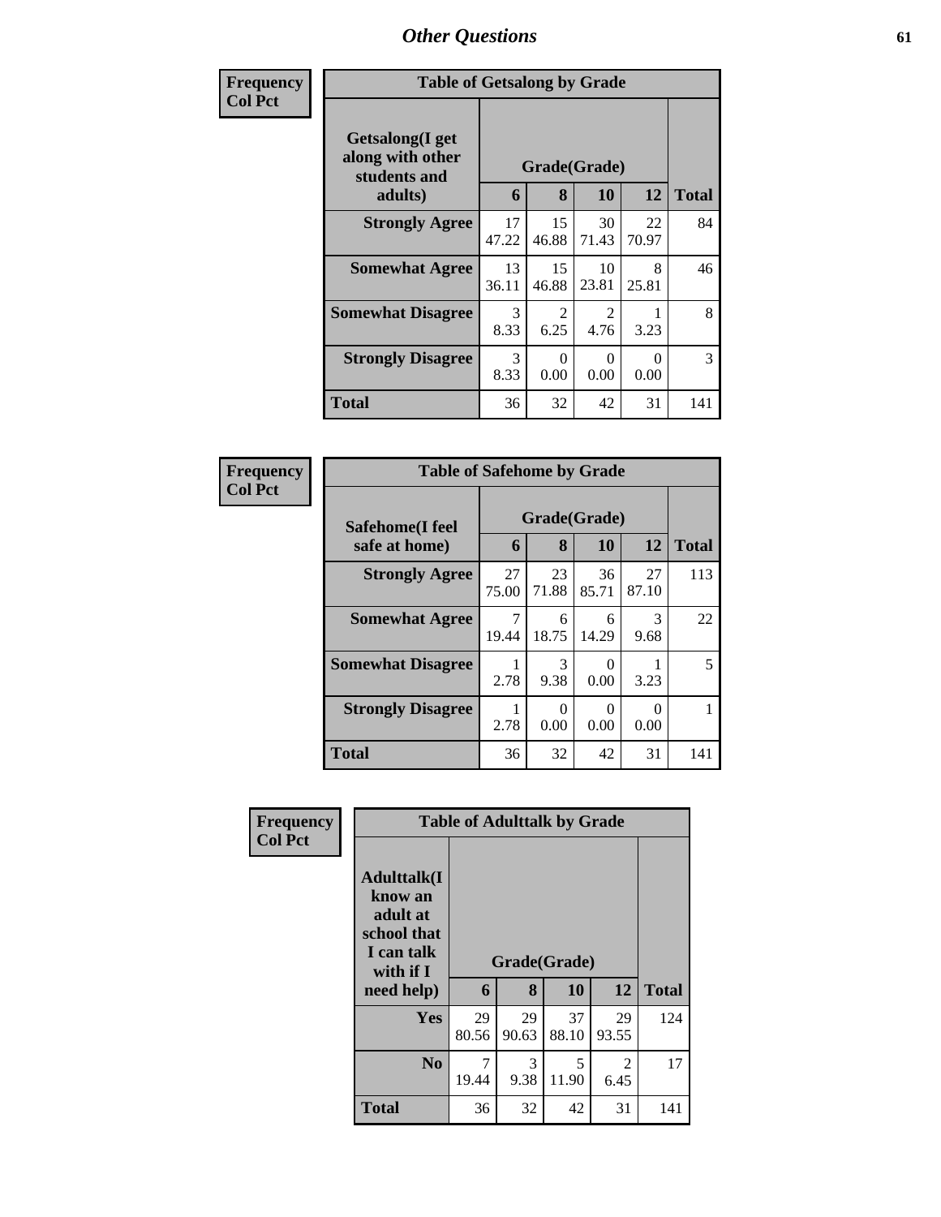# Other Questions

**Frequency**
**Col Pct**

**Table of Getsalong by Grade**

| Getsalong(I get along with other students and adults) | Grade(Grade) | | | | Total |
|---|---|---|---|---|---|
| | 6 | 8 | 10 | 12 | |
| **Strongly Agree** | 17<br>47.22 | 15<br>46.88 | 30<br>71.43 | 22<br>70.97 | 84 |
| **Somewhat Agree** | 13<br>36.11 | 15<br>46.88 | 10<br>23.81 | 8<br>25.81 | 46 |
| **Somewhat Disagree** | 3<br>8.33 | 2<br>6.25 | 2<br>4.76 | 1<br>3.23 | 8 |
| **Strongly Disagree** | 3<br>8.33 | 0<br>0.00 | 0<br>0.00 | 0<br>0.00 | 3 |
| **Total** | 36 | 32 | 42 | 31 | 141 |

**Frequency**
**Col Pct**

**Table of Safehome by Grade**

| Safehome(I feel safe at home) | Grade(Grade) | | | | Total |
|---|---|---|---|---|---|
| | 6 | 8 | 10 | 12 | |
| **Strongly Agree** | 27<br>75.00 | 23<br>71.88 | 36<br>85.71 | 27<br>87.10 | 113 |
| **Somewhat Agree** | 7<br>19.44 | 6<br>18.75 | 6<br>14.29 | 3<br>9.68 | 22 |
| **Somewhat Disagree** | 1<br>2.78 | 3<br>9.38 | 0<br>0.00 | 1<br>3.23 | 5 |
| **Strongly Disagree** | 1<br>2.78 | 0<br>0.00 | 0<br>0.00 | 0<br>0.00 | 1 |
| **Total** | 36 | 32 | 42 | 31 | 141 |

**Frequency**
**Col Pct**

**Table of Adulttalk by Grade**

| Adulttalk(I know an adult at school that I can talk with if I need help) | Grade(Grade) | | | | Total |
|---|---|---|---|---|---|
| | 6 | 8 | 10 | 12 | |
| **Yes** | 29<br>80.56 | 29<br>90.63 | 37<br>88.10 | 29<br>93.55 | 124 |
| **No** | 7<br>19.44 | 3<br>9.38 | 5<br>11.90 | 2<br>6.45 | 17 |
| **Total** | 36 | 32 | 42 | 31 | 141 |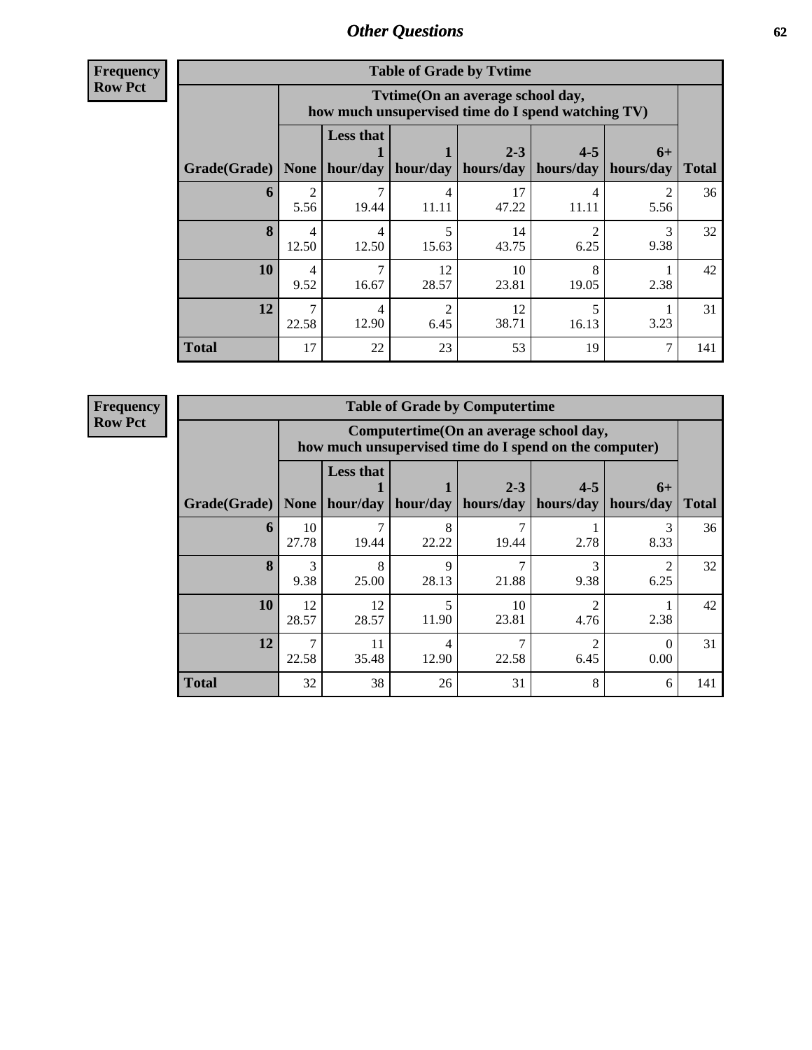## Other Questions

**Frequency**
**Row Pct**

| Table of Grade by Tvtime | | | | | | | |
|---|---|---|---|---|---|---|---|
| | Tvtime(On an average school day, how much unsupervised time do I spend watching TV) | | | | | | |
| Grade(Grade) | None | Less that 1 hour/day | 1 hour/day | 2-3 hours/day | 4-5 hours/day | 6+ hours/day | Total |
| **6** | 2<br>5.56 | 7<br>19.44 | 4<br>11.11 | 17<br>47.22 | 4<br>11.11 | 2<br>5.56 | 36 |
| **8** | 4<br>12.50 | 4<br>12.50 | 5<br>15.63 | 14<br>43.75 | 2<br>6.25 | 3<br>9.38 | 32 |
| **10** | 4<br>9.52 | 7<br>16.67 | 12<br>28.57 | 10<br>23.81 | 8<br>19.05 | 1<br>2.38 | 42 |
| **12** | 7<br>22.58 | 4<br>12.90 | 2<br>6.45 | 12<br>38.71 | 5<br>16.13 | 1<br>3.23 | 31 |
| **Total** | 17 | 22 | 23 | 53 | 19 | 7 | 141 |

**Frequency**
**Row Pct**

| Table of Grade by Computertime | | | | | | | |
|---|---|---|---|---|---|---|---|
| | Computertime(On an average school day, how much unsupervised time do I spend on the computer) | | | | | | |
| Grade(Grade) | None | Less that 1 hour/day | 1 hour/day | 2-3 hours/day | 4-5 hours/day | 6+ hours/day | Total |
| **6** | 10<br>27.78 | 7<br>19.44 | 8<br>22.22 | 7<br>19.44 | 1<br>2.78 | 3<br>8.33 | 36 |
| **8** | 3<br>9.38 | 8<br>25.00 | 9<br>28.13 | 7<br>21.88 | 3<br>9.38 | 2<br>6.25 | 32 |
| **10** | 12<br>28.57 | 12<br>28.57 | 5<br>11.90 | 10<br>23.81 | 2<br>4.76 | 1<br>2.38 | 42 |
| **12** | 7<br>22.58 | 11<br>35.48 | 4<br>12.90 | 7<br>22.58 | 2<br>6.45 | 0<br>0.00 | 31 |
| **Total** | 32 | 38 | 26 | 31 | 8 | 6 | 141 |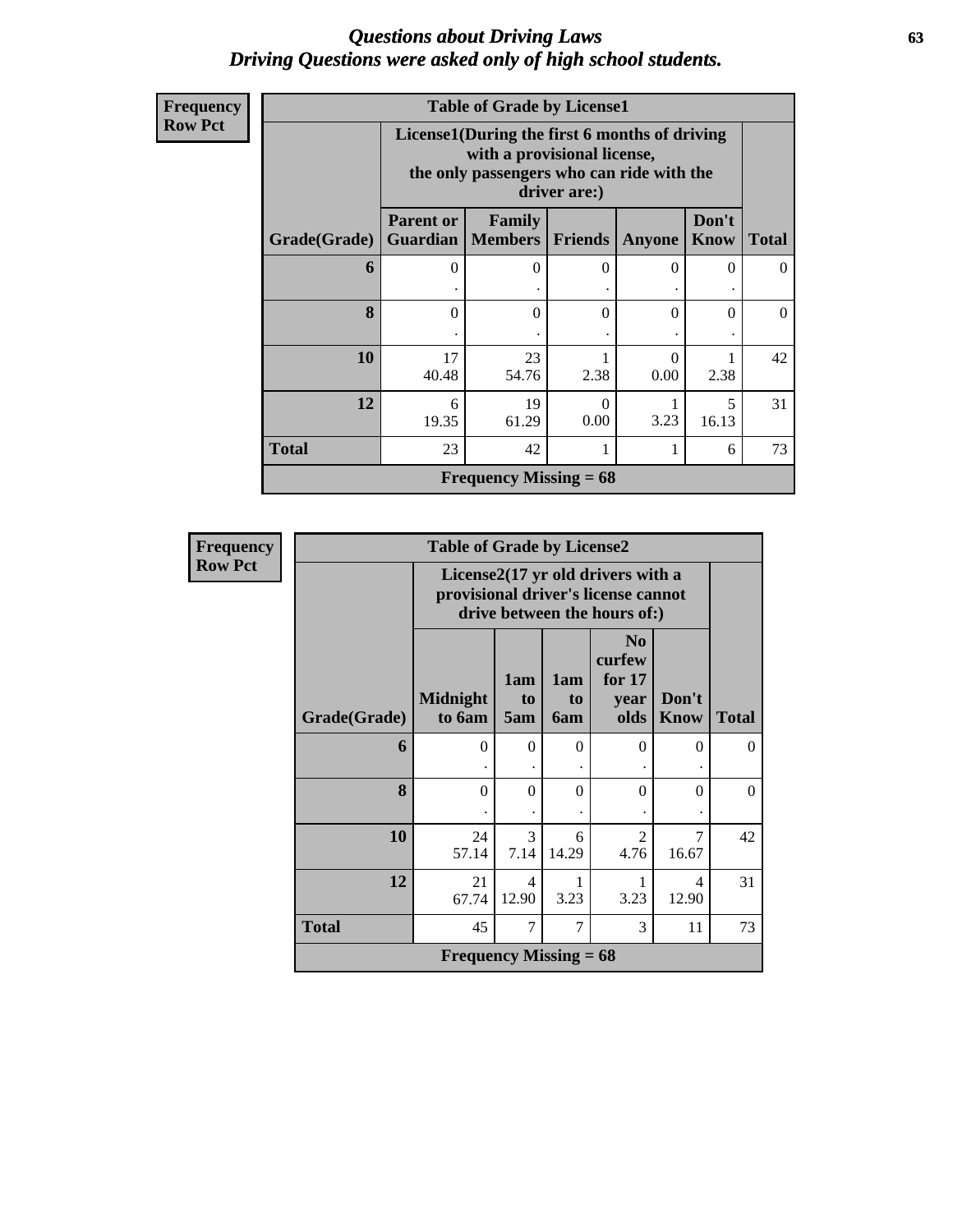# *Questions about Driving Laws*
# *Driving Questions were asked only of high school students.*

**Frequency**
**Row Pct**

**Table of Grade by License1**

| Grade(Grade) | License1(During the first 6 months of driving with a provisional license, the only passengers who can ride with the driver are:) | | | | | Total |
|---|---|---|---|---|---|---|
| | Parent or Guardian | Family Members | Friends | Anyone | Don't Know | |
| 6 | 0<br>. | 0<br>. | 0<br>. | 0<br>. | 0<br>. | 0 |
| 8 | 0<br>. | 0<br>. | 0<br>. | 0<br>. | 0<br>. | 0 |
| 10 | 17<br>40.48 | 23<br>54.76 | 1<br>2.38 | 0<br>0.00 | 1<br>2.38 | 42 |
| 12 | 6<br>19.35 | 19<br>61.29 | 0<br>0.00 | 1<br>3.23 | 5<br>16.13 | 31 |
| Total | 23 | 42 | 1 | 1 | 6 | 73 |

**Frequency Missing = 68**

**Frequency**
**Row Pct**

**Table of Grade by License2**

| Grade(Grade) | License2(17 yr old drivers with a provisional driver's license cannot drive between the hours of:) | | | | | Total |
|---|---|---|---|---|---|---|
| | Midnight to 6am | 1am to 5am | 1am to 6am | No curfew for 17 year olds | Don't Know | |
| 6 | 0<br>. | 0<br>. | 0<br>. | 0<br>. | 0<br>. | 0 |
| 8 | 0<br>. | 0<br>. | 0<br>. | 0<br>. | 0<br>. | 0 |
| 10 | 24<br>57.14 | 3<br>7.14 | 6<br>14.29 | 2<br>4.76 | 7<br>16.67 | 42 |
| 12 | 21<br>67.74 | 4<br>12.90 | 1<br>3.23 | 1<br>3.23 | 4<br>12.90 | 31 |
| Total | 45 | 7 | 7 | 3 | 11 | 73 |

**Frequency Missing = 68**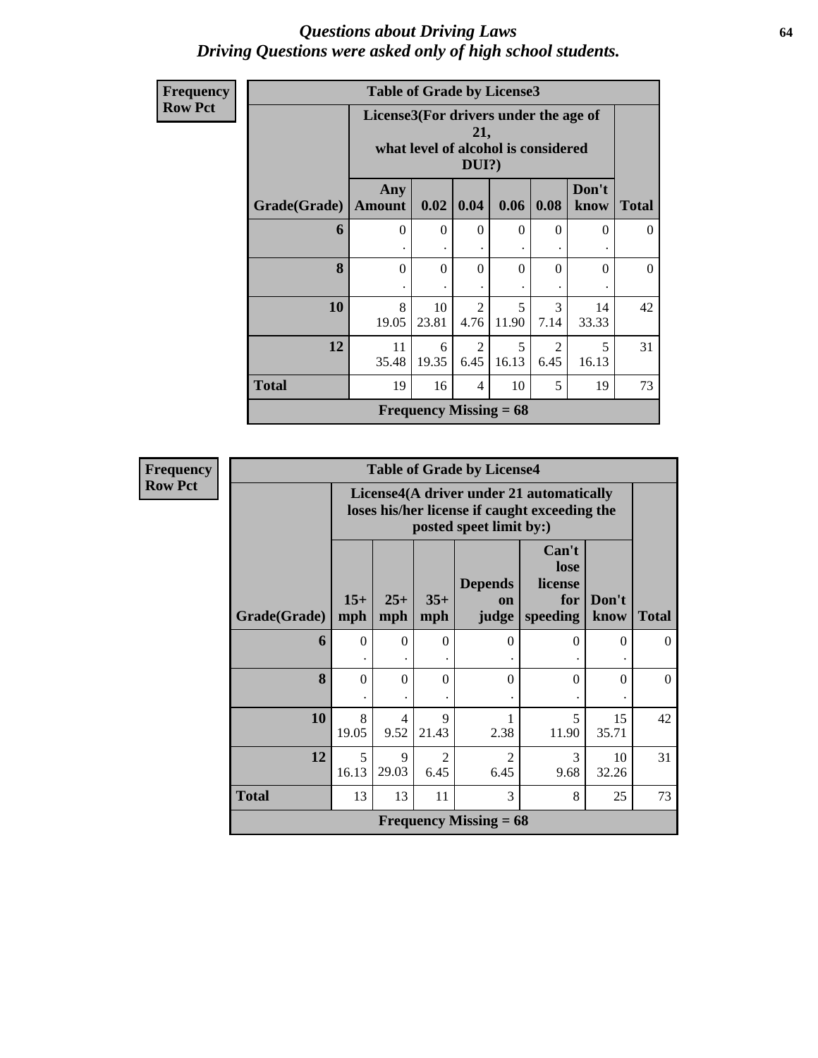# *Questions about Driving Laws*
## *Driving Questions were asked only of high school students.*

**Frequency**
**Row Pct**

| Table of Grade by License3 | | | | | | | |
|---|---|---|---|---|---|---|---|
| | License3(For drivers under the age of 21, what level of alcohol is considered DUI?) | | | | | | |
| Grade(Grade) | Any Amount | 0.02 | 0.04 | 0.06 | 0.08 | Don't know | Total |
| 6 | 0<br>. | 0<br>. | 0<br>. | 0<br>. | 0<br>. | 0<br>. | 0 |
| 8 | 0<br>. | 0<br>. | 0<br>. | 0<br>. | 0<br>. | 0<br>. | 0 |
| 10 | 8<br>19.05 | 10<br>23.81 | 2<br>4.76 | 5<br>11.90 | 3<br>7.14 | 14<br>33.33 | 42 |
| 12 | 11<br>35.48 | 6<br>19.35 | 2<br>6.45 | 5<br>16.13 | 2<br>6.45 | 5<br>16.13 | 31 |
| Total | 19 | 16 | 4 | 10 | 5 | 19 | 73 |
| Frequency Missing = 68 | | | | | | | |

**Frequency**
**Row Pct**

| Table of Grade by License4 | | | | | | | |
|---|---|---|---|---|---|---|---|
| | License4(A driver under 21 automatically loses his/her license if caught exceeding the posted speet limit by:) | | | | | | |
| Grade(Grade) | 15+ mph | 25+ mph | 35+ mph | Depends on judge | Can't lose license for speeding | Don't know | Total |
| 6 | 0<br>. | 0<br>. | 0<br>. | 0<br>. | 0<br>. | 0<br>. | 0 |
| 8 | 0<br>. | 0<br>. | 0<br>. | 0<br>. | 0<br>. | 0<br>. | 0 |
| 10 | 8<br>19.05 | 4<br>9.52 | 9<br>21.43 | 1<br>2.38 | 5<br>11.90 | 15<br>35.71 | 42 |
| 12 | 5<br>16.13 | 9<br>29.03 | 2<br>6.45 | 2<br>6.45 | 3<br>9.68 | 10<br>32.26 | 31 |
| Total | 13 | 13 | 11 | 3 | 8 | 25 | 73 |
| Frequency Missing = 68 | | | | | | | |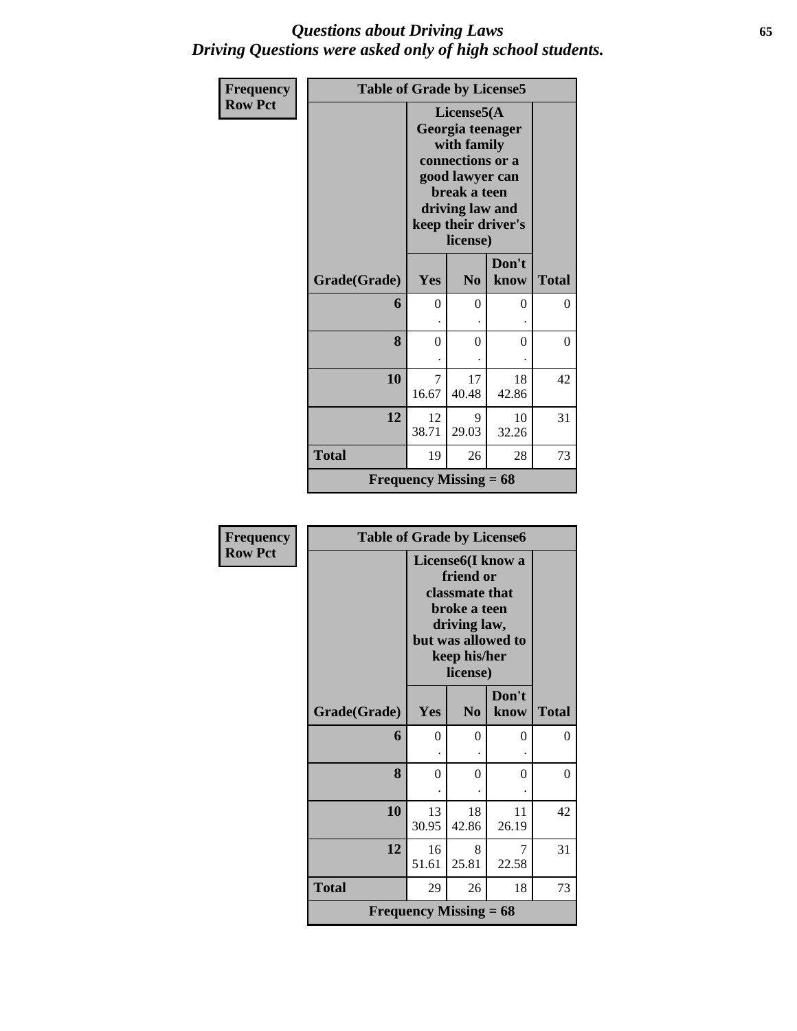# *Questions about Driving Laws*
# *Driving Questions were asked only of high school students.*

**Frequency**
**Row Pct**

**Table of Grade by License5**

| Grade(Grade) | License5(A Georgia teenager with family connections or a good lawyer can break a teen driving law and keep their driver's license) | | | Total |
|---|---|---|---|---|
| | Yes | No | Don't know | |
| **6** | 0<br>. | 0<br>. | 0<br>. | 0 |
| **8** | 0<br>. | 0<br>. | 0<br>. | 0 |
| **10** | 7<br>16.67 | 17<br>40.48 | 18<br>42.86 | 42 |
| **12** | 12<br>38.71 | 9<br>29.03 | 10<br>32.26 | 31 |
| **Total** | 19 | 26 | 28 | 73 |

**Frequency Missing = 68**

**Frequency**
**Row Pct**

**Table of Grade by License6**

| Grade(Grade) | License6(I know a friend or classmate that broke a teen driving law, but was allowed to keep his/her license) | | | Total |
|---|---|---|---|---|
| | Yes | No | Don't know | |
| **6** | 0<br>. | 0<br>. | 0<br>. | 0 |
| **8** | 0<br>. | 0<br>. | 0<br>. | 0 |
| **10** | 13<br>30.95 | 18<br>42.86 | 11<br>26.19 | 42 |
| **12** | 16<br>51.61 | 8<br>25.81 | 7<br>22.58 | 31 |
| **Total** | 29 | 26 | 18 | 73 |

**Frequency Missing = 68**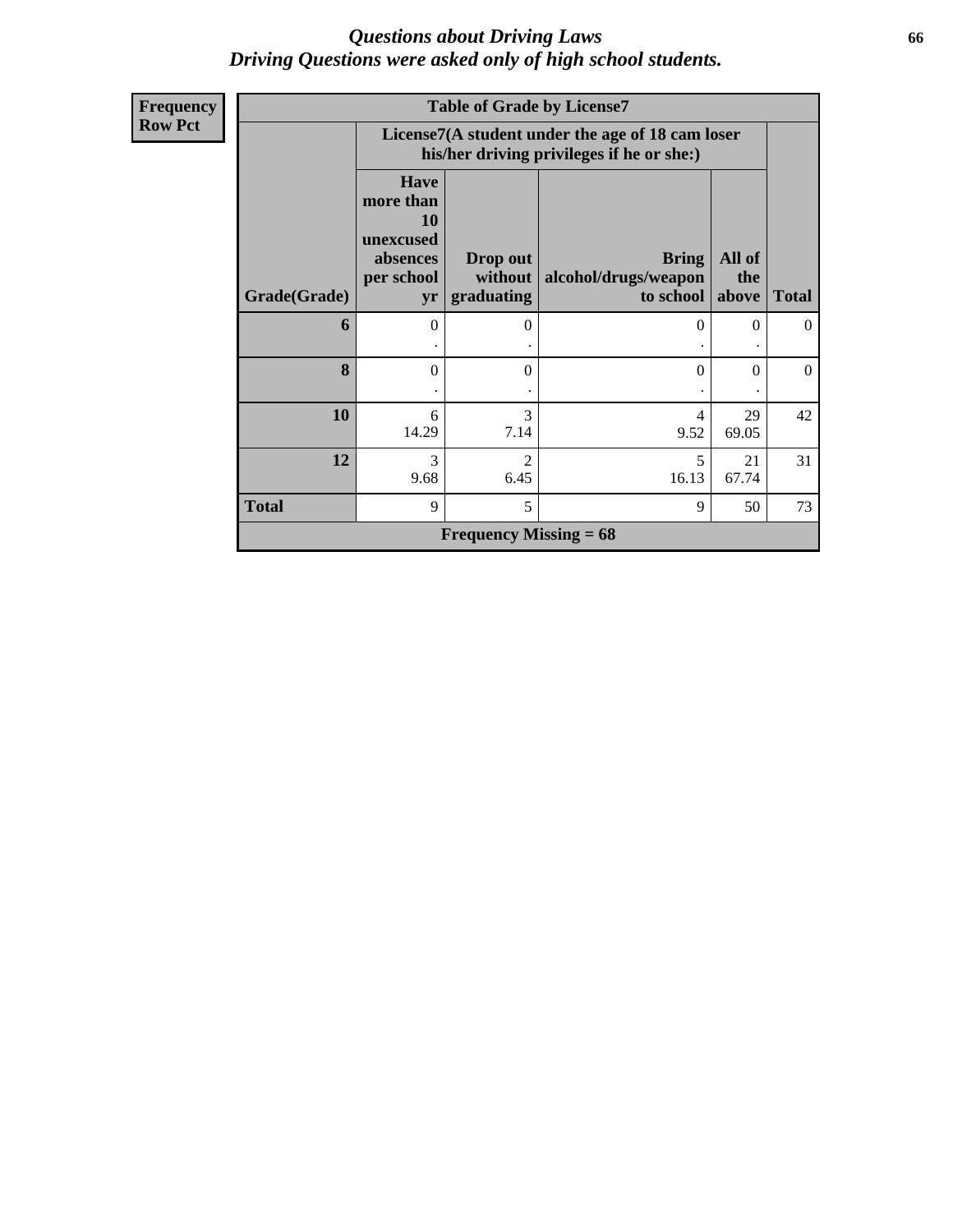*Questions about Driving Laws*
*Driving Questions were asked only of high school students.*

**Frequency**
**Row Pct**

| Table of Grade by License7 | | | | | |
|---|---|---|---|---|---|
| | License7(A student under the age of 18 cam loser his/her driving privileges if he or she:) | | | | |
| Grade(Grade) | Have more than 10 unexcused absences per school yr | Drop out without graduating | Bring alcohol/drugs/weapon to school | All of the above | Total |
| **6** | 0<br>. | 0<br>. | 0<br>. | 0<br>. | 0 |
| **8** | 0<br>. | 0<br>. | 0<br>. | 0<br>. | 0 |
| **10** | 6<br>14.29 | 3<br>7.14 | 4<br>9.52 | 29<br>69.05 | 42 |
| **12** | 3<br>9.68 | 2<br>6.45 | 5<br>16.13 | 21<br>67.74 | 31 |
| **Total** | 9 | 5 | 9 | 50 | 73 |
| **Frequency Missing = 68** | | | | | |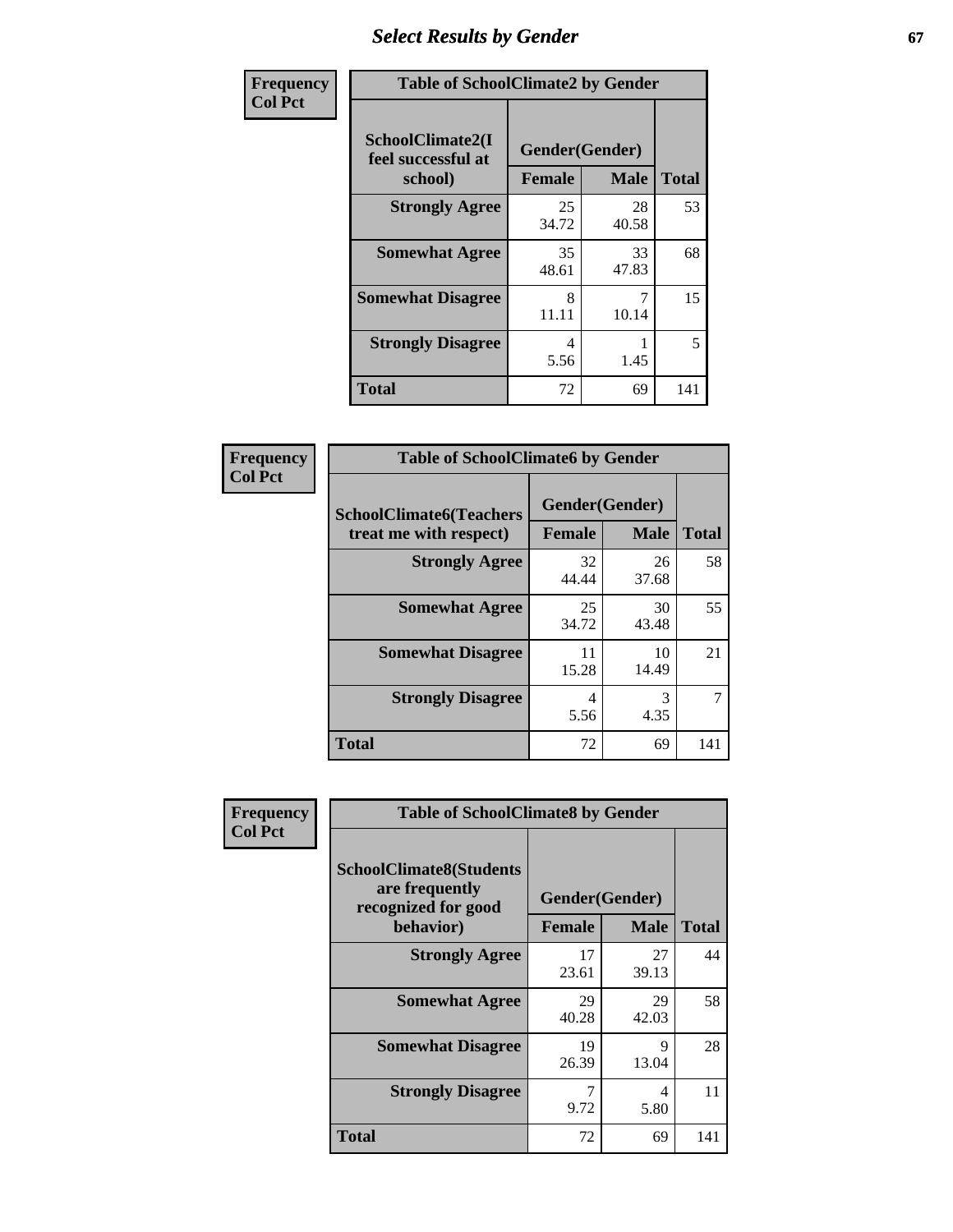## Select Results by Gender

**Frequency / Col Pct**

| Table of SchoolClimate2 by Gender | | | |
|---|---|---|---|
| SchoolClimate2(I feel successful at school) | Gender(Gender) | | |
| | Female | Male | Total |
| Strongly Agree | 25<br>34.72 | 28<br>40.58 | 53 |
| Somewhat Agree | 35<br>48.61 | 33<br>47.83 | 68 |
| Somewhat Disagree | 8<br>11.11 | 7<br>10.14 | 15 |
| Strongly Disagree | 4<br>5.56 | 1<br>1.45 | 5 |
| Total | 72 | 69 | 141 |

**Frequency / Col Pct**

| Table of SchoolClimate6 by Gender | | | |
|---|---|---|---|
| SchoolClimate6(Teachers treat me with respect) | Gender(Gender) | | |
| | Female | Male | Total |
| Strongly Agree | 32<br>44.44 | 26<br>37.68 | 58 |
| Somewhat Agree | 25<br>34.72 | 30<br>43.48 | 55 |
| Somewhat Disagree | 11<br>15.28 | 10<br>14.49 | 21 |
| Strongly Disagree | 4<br>5.56 | 3<br>4.35 | 7 |
| Total | 72 | 69 | 141 |

**Frequency / Col Pct**

| Table of SchoolClimate8 by Gender | | | |
|---|---|---|---|
| SchoolClimate8(Students are frequently recognized for good behavior) | Gender(Gender) | | |
| | Female | Male | Total |
| Strongly Agree | 17<br>23.61 | 27<br>39.13 | 44 |
| Somewhat Agree | 29<br>40.28 | 29<br>42.03 | 58 |
| Somewhat Disagree | 19<br>26.39 | 9<br>13.04 | 28 |
| Strongly Disagree | 7<br>9.72 | 4<br>5.80 | 11 |
| Total | 72 | 69 | 141 |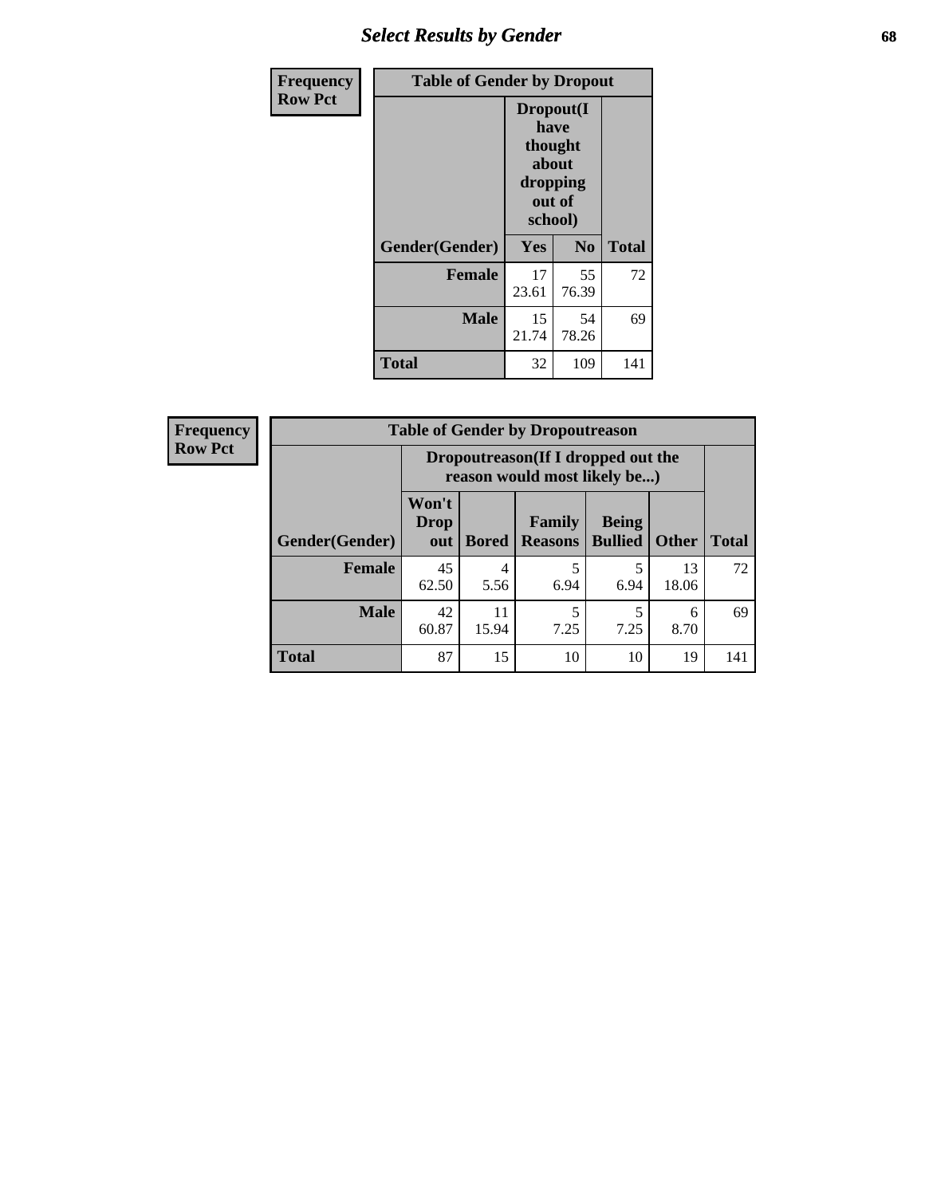## Select Results by Gender

**Frequency**
**Row Pct**

| Table of Gender by Dropout | | | |
|---|---|---|---|
| | Dropout(I have thought about dropping out of school) | | |
| Gender(Gender) | Yes | No | Total |
| **Female** | 17<br>23.61 | 55<br>76.39 | 72 |
| **Male** | 15<br>21.74 | 54<br>78.26 | 69 |
| **Total** | 32 | 109 | 141 |

**Frequency**
**Row Pct**

| Table of Gender by Dropoutreason | | | | | | |
|---|---|---|---|---|---|---|
| | Dropoutreason(If I dropped out the reason would most likely be...) | | | | | |
| Gender(Gender) | Won't Drop out | Bored | Family Reasons | Being Bullied | Other | Total |
| **Female** | 45<br>62.50 | 4<br>5.56 | 5<br>6.94 | 5<br>6.94 | 13<br>18.06 | 72 |
| **Male** | 42<br>60.87 | 11<br>15.94 | 5<br>7.25 | 5<br>7.25 | 6<br>8.70 | 69 |
| **Total** | 87 | 15 | 10 | 10 | 19 | 141 |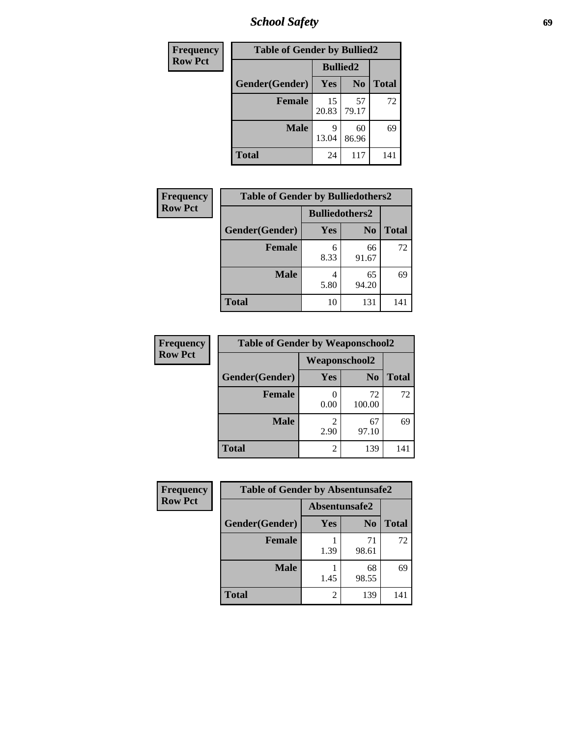| Frequency<br>Row Pct | | | |
|---|---|---|---|
| **Table of Gender by Bullied2** | | | |
| | **Bullied2** | | |
| **Gender(Gender)** | **Yes** | **No** | **Total** |
| **Female** | 15<br>20.83 | 57<br>79.17 | 72 |
| **Male** | 9<br>13.04 | 60<br>86.96 | 69 |
| **Total** | 24 | 117 | 141 |

| Frequency<br>Row Pct | | | |
|---|---|---|---|
| **Table of Gender by Bulliedothers2** | | | |
| | **Bulliedothers2** | | |
| **Gender(Gender)** | **Yes** | **No** | **Total** |
| **Female** | 6<br>8.33 | 66<br>91.67 | 72 |
| **Male** | 4<br>5.80 | 65<br>94.20 | 69 |
| **Total** | 10 | 131 | 141 |

| Frequency<br>Row Pct | | | |
|---|---|---|---|
| **Table of Gender by Weaponschool2** | | | |
| | **Weaponschool2** | | |
| **Gender(Gender)** | **Yes** | **No** | **Total** |
| **Female** | 0<br>0.00 | 72<br>100.00 | 72 |
| **Male** | 2<br>2.90 | 67<br>97.10 | 69 |
| **Total** | 2 | 139 | 141 |

| Frequency<br>Row Pct | | | |
|---|---|---|---|
| **Table of Gender by Absentunsafe2** | | | |
| | **Absentunsafe2** | | |
| **Gender(Gender)** | **Yes** | **No** | **Total** |
| **Female** | 1<br>1.39 | 71<br>98.61 | 72 |
| **Male** | 1<br>1.45 | 68<br>98.55 | 69 |
| **Total** | 2 | 139 | 141 |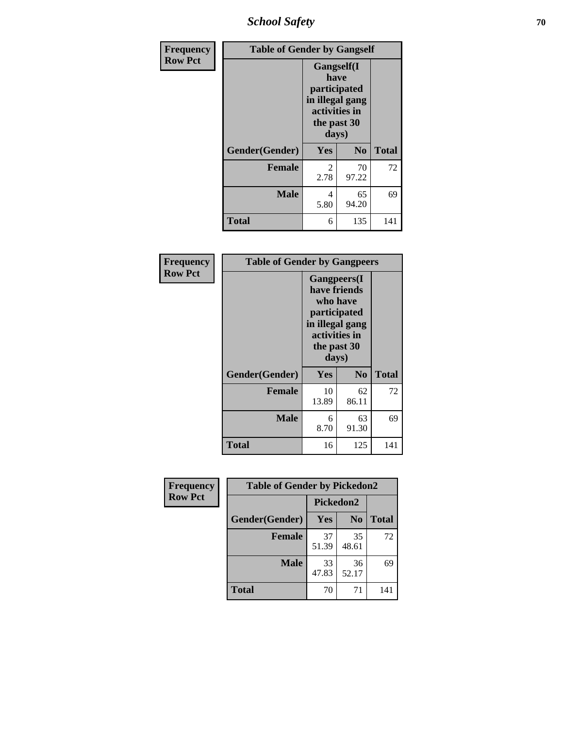# School Safety

**Frequency**
**Row Pct**

**Table of Gender by Gangself**

| Gender(Gender) | Gangself(I have participated in illegal gang activities in the past 30 days) | | Total |
|---|---|---|---|
| | Yes | No | |
| **Female** | 2<br>2.78 | 70<br>97.22 | 72 |
| **Male** | 4<br>5.80 | 65<br>94.20 | 69 |
| **Total** | 6 | 135 | 141 |

**Frequency**
**Row Pct**

**Table of Gender by Gangpeers**

| Gender(Gender) | Gangpeers(I have friends who have participated in illegal gang activities in the past 30 days) | | Total |
|---|---|---|---|
| | Yes | No | |
| **Female** | 10<br>13.89 | 62<br>86.11 | 72 |
| **Male** | 6<br>8.70 | 63<br>91.30 | 69 |
| **Total** | 16 | 125 | 141 |

**Frequency**
**Row Pct**

**Table of Gender by Pickedon2**

| Gender(Gender) | Pickedon2 | | Total |
|---|---|---|---|
| | Yes | No | |
| **Female** | 37<br>51.39 | 35<br>48.61 | 72 |
| **Male** | 33<br>47.83 | 36<br>52.17 | 69 |
| **Total** | 70 | 71 | 141 |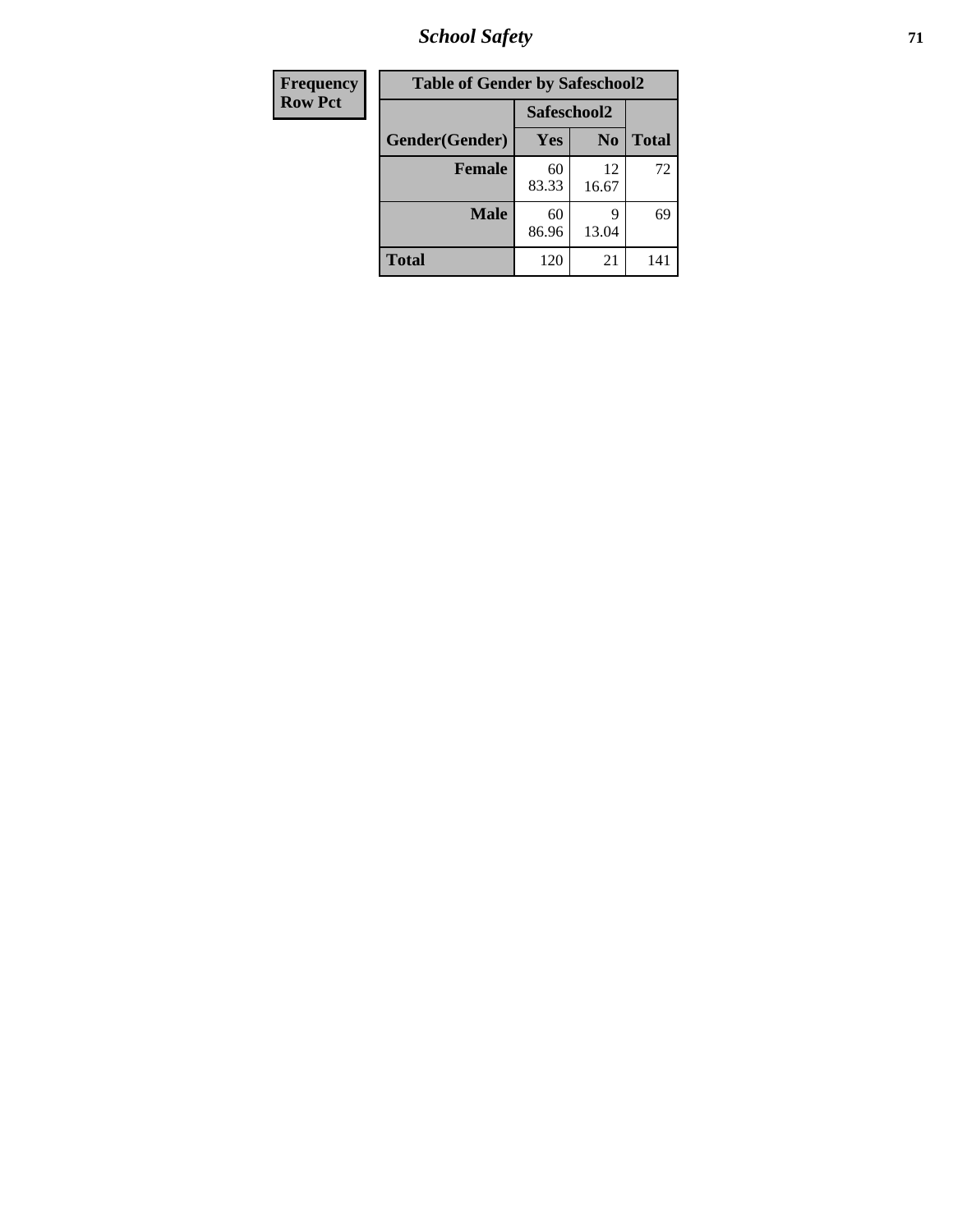| Frequency |
|---|
| Row Pct |

| Table of Gender by Safeschool2 | | | |
|---|---|---|---|
| | Safeschool2 | | |
| Gender(Gender) | Yes | No | Total |
| Female | 60<br>83.33 | 12<br>16.67 | 72 |
| Male | 60<br>86.96 | 9<br>13.04 | 69 |
| Total | 120 | 21 | 141 |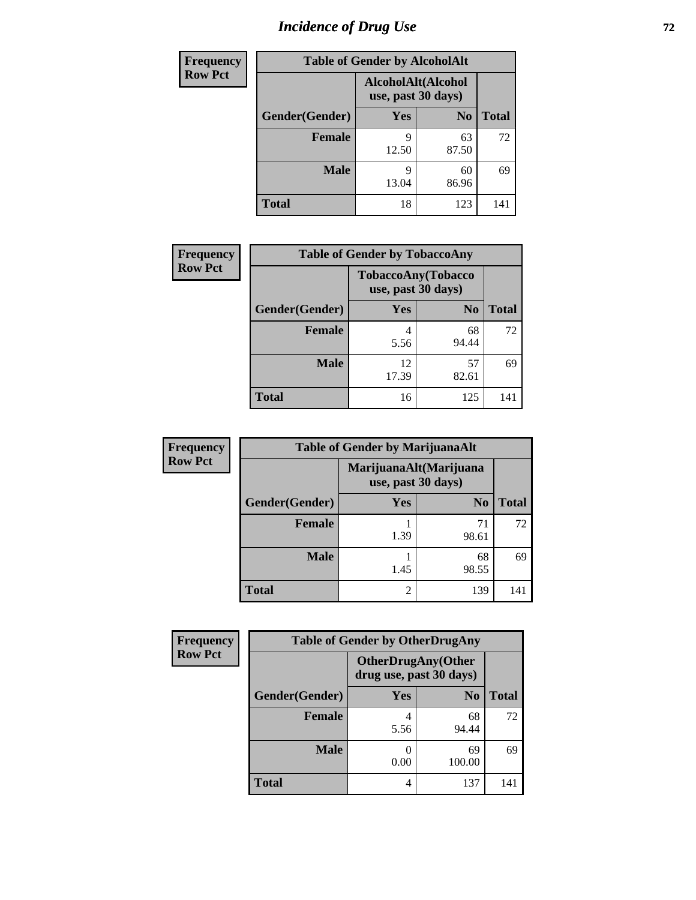# Incidence of Drug Use

| Frequency Row Pct | Table of Gender by AlcoholAlt | | |
|---|---|---|---|
| | AlcoholAlt(Alcohol use, past 30 days) | | |
| Gender(Gender) | Yes | No | Total |
| Female | 9<br>12.50 | 63<br>87.50 | 72 |
| Male | 9<br>13.04 | 60<br>86.96 | 69 |
| Total | 18 | 123 | 141 |

| Frequency Row Pct | Table of Gender by TobaccoAny | | |
|---|---|---|---|
| | TobaccoAny(Tobacco use, past 30 days) | | |
| Gender(Gender) | Yes | No | Total |
| Female | 4<br>5.56 | 68<br>94.44 | 72 |
| Male | 12<br>17.39 | 57<br>82.61 | 69 |
| Total | 16 | 125 | 141 |

| Frequency Row Pct | Table of Gender by MarijuanaAlt | | |
|---|---|---|---|
| | MarijuanaAlt(Marijuana use, past 30 days) | | |
| Gender(Gender) | Yes | No | Total |
| Female | 1<br>1.39 | 71<br>98.61 | 72 |
| Male | 1<br>1.45 | 68<br>98.55 | 69 |
| Total | 2 | 139 | 141 |

| Frequency Row Pct | Table of Gender by OtherDrugAny | | |
|---|---|---|---|
| | OtherDrugAny(Other drug use, past 30 days) | | |
| Gender(Gender) | Yes | No | Total |
| Female | 4<br>5.56 | 68<br>94.44 | 72 |
| Male | 0<br>0.00 | 69<br>100.00 | 69 |
| Total | 4 | 137 | 141 |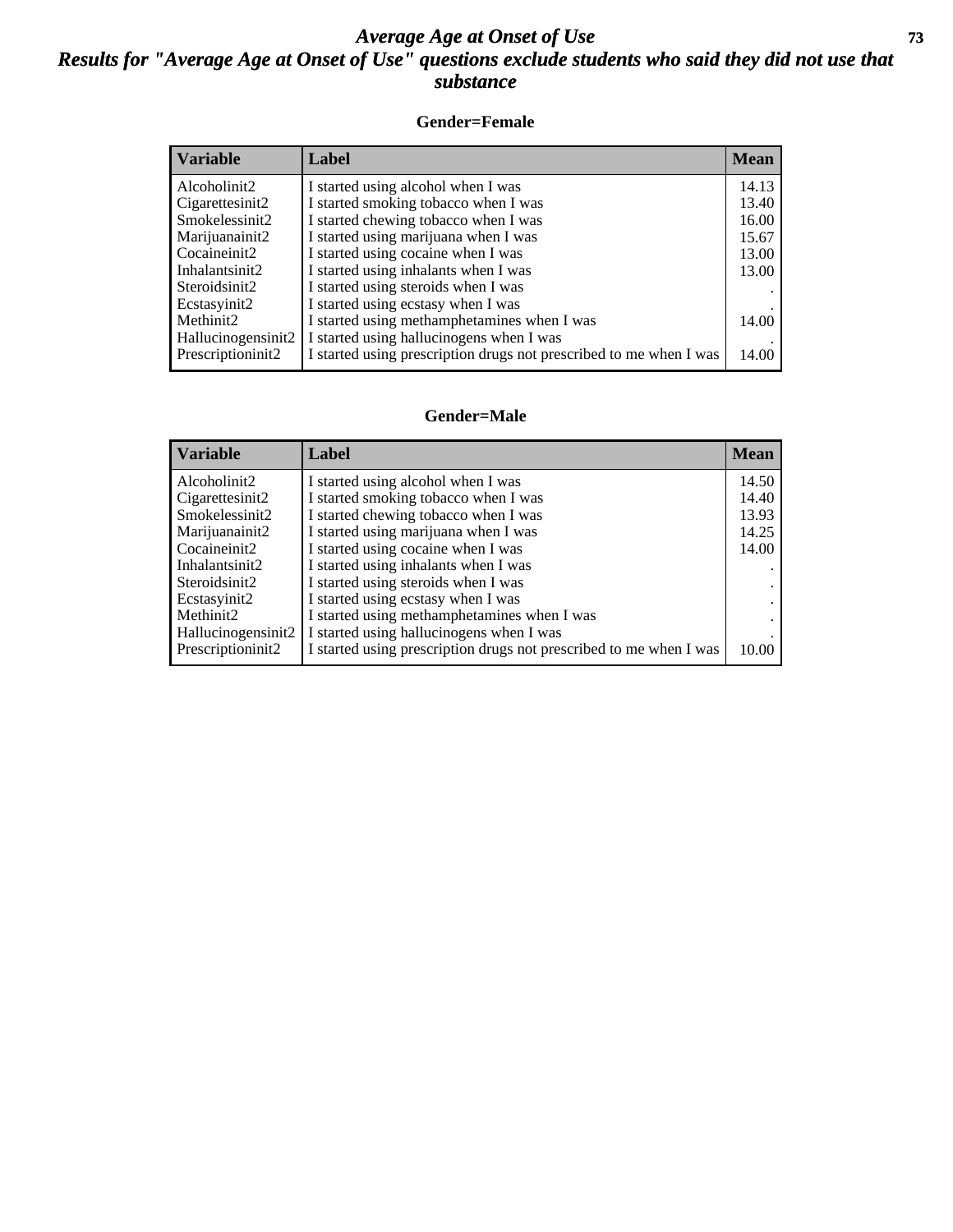# *Average Age at Onset of Use*
## *Results for "Average Age at Onset of Use" questions exclude students who said they did not use that substance*

**Gender=Female**

| Variable | Label | Mean |
|---|---|---|
| Alcoholinit2 | I started using alcohol when I was | 14.13 |
| Cigarettesinit2 | I started smoking tobacco when I was | 13.40 |
| Smokelessinit2 | I started chewing tobacco when I was | 16.00 |
| Marijuanainit2 | I started using marijuana when I was | 15.67 |
| Cocaineinit2 | I started using cocaine when I was | 13.00 |
| Inhalantsinit2 | I started using inhalants when I was | 13.00 |
| Steroidsinit2 | I started using steroids when I was | . |
| Ecstasyinit2 | I started using ecstasy when I was | . |
| Methinit2 | I started using methamphetamines when I was | 14.00 |
| Hallucinogensinit2 | I started using hallucinogens when I was | . |
| Prescriptioninit2 | I started using prescription drugs not prescribed to me when I was | 14.00 |

**Gender=Male**

| Variable | Label | Mean |
|---|---|---|
| Alcoholinit2 | I started using alcohol when I was | 14.50 |
| Cigarettesinit2 | I started smoking tobacco when I was | 14.40 |
| Smokelessinit2 | I started chewing tobacco when I was | 13.93 |
| Marijuanainit2 | I started using marijuana when I was | 14.25 |
| Cocaineinit2 | I started using cocaine when I was | 14.00 |
| Inhalantsinit2 | I started using inhalants when I was | . |
| Steroidsinit2 | I started using steroids when I was | . |
| Ecstasyinit2 | I started using ecstasy when I was | . |
| Methinit2 | I started using methamphetamines when I was | . |
| Hallucinogensinit2 | I started using hallucinogens when I was | . |
| Prescriptioninit2 | I started using prescription drugs not prescribed to me when I was | 10.00 |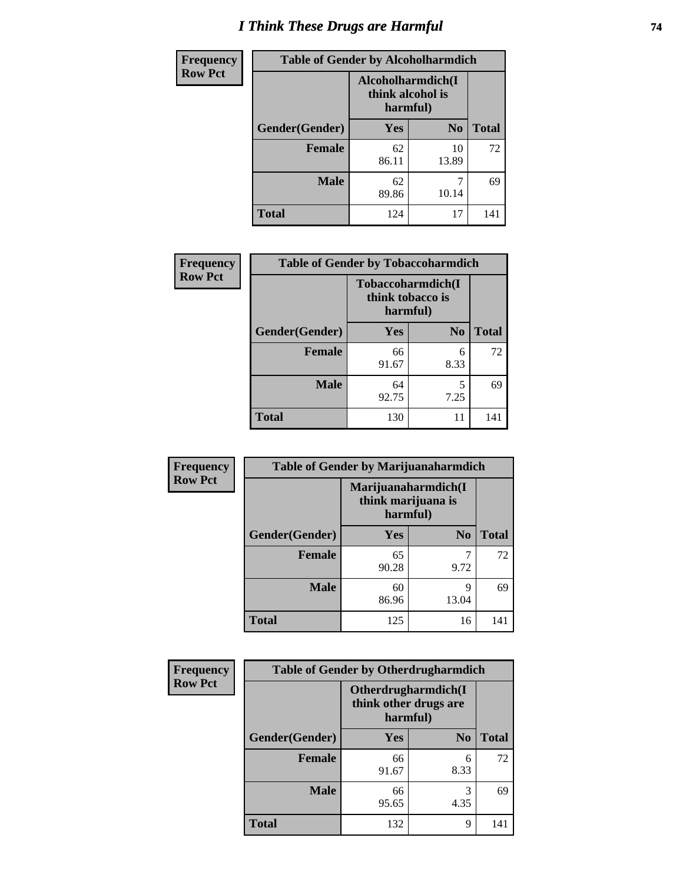# I Think These Drugs are Harmful

| Frequency<br>Row Pct | Table of Gender by Alcoholharmdich | | |
|---|---|---|---|
| | Alcoholharmdich(I think alcohol is harmful) | | |
| Gender(Gender) | Yes | No | Total |
| Female | 62<br>86.11 | 10<br>13.89 | 72 |
| Male | 62<br>89.86 | 7<br>10.14 | 69 |
| Total | 124 | 17 | 141 |

| Frequency<br>Row Pct | Table of Gender by Tobaccoharmdich | | |
|---|---|---|---|
| | Tobaccoharmdich(I think tobacco is harmful) | | |
| Gender(Gender) | Yes | No | Total |
| Female | 66<br>91.67 | 6<br>8.33 | 72 |
| Male | 64<br>92.75 | 5<br>7.25 | 69 |
| Total | 130 | 11 | 141 |

| Frequency<br>Row Pct | Table of Gender by Marijuanaharmdich | | |
|---|---|---|---|
| | Marijuanaharmdich(I think marijuana is harmful) | | |
| Gender(Gender) | Yes | No | Total |
| Female | 65<br>90.28 | 7<br>9.72 | 72 |
| Male | 60<br>86.96 | 9<br>13.04 | 69 |
| Total | 125 | 16 | 141 |

| Frequency<br>Row Pct | Table of Gender by Otherdrugharmdich | | |
|---|---|---|---|
| | Otherdrugharmdich(I think other drugs are harmful) | | |
| Gender(Gender) | Yes | No | Total |
| Female | 66<br>91.67 | 6<br>8.33 | 72 |
| Male | 66<br>95.65 | 3<br>4.35 | 69 |
| Total | 132 | 9 | 141 |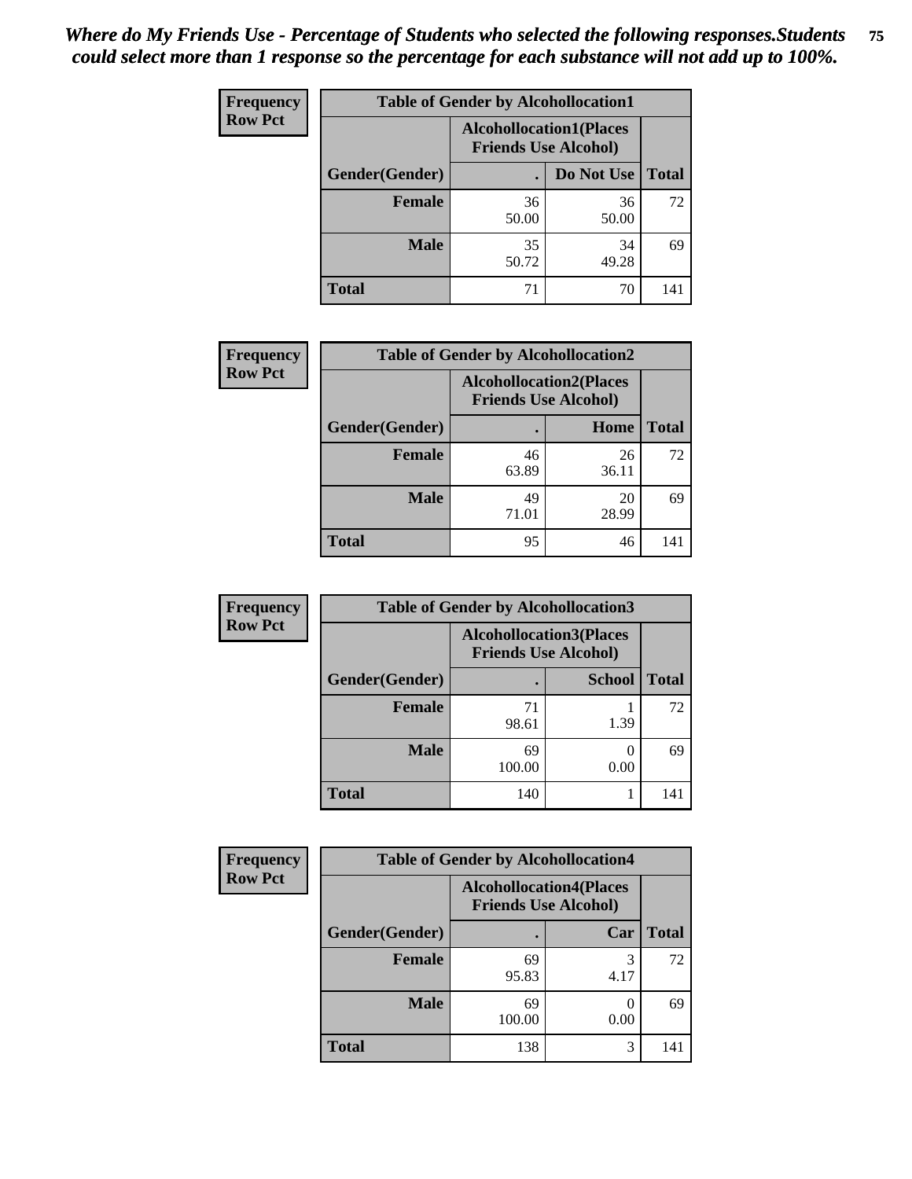*Where do My Friends Use - Percentage of Students who selected the following responses.Students could select more than 1 response so the percentage for each substance will not add up to 100%.*

**Frequency**
**Row Pct**

| Table of Gender by Alcohollocation1 | | | |
|---|---|---|---|
| | Alcohollocation1(Places Friends Use Alcohol) | | |
| Gender(Gender) | . | Do Not Use | Total |
| Female | 36<br>50.00 | 36<br>50.00 | 72 |
| Male | 35<br>50.72 | 34<br>49.28 | 69 |
| Total | 71 | 70 | 141 |

**Frequency**
**Row Pct**

| Table of Gender by Alcohollocation2 | | | |
|---|---|---|---|
| | Alcohollocation2(Places Friends Use Alcohol) | | |
| Gender(Gender) | . | Home | Total |
| Female | 46<br>63.89 | 26<br>36.11 | 72 |
| Male | 49<br>71.01 | 20<br>28.99 | 69 |
| Total | 95 | 46 | 141 |

**Frequency**
**Row Pct**

| Table of Gender by Alcohollocation3 | | | |
|---|---|---|---|
| | Alcohollocation3(Places Friends Use Alcohol) | | |
| Gender(Gender) | . | School | Total |
| Female | 71<br>98.61 | 1<br>1.39 | 72 |
| Male | 69<br>100.00 | 0<br>0.00 | 69 |
| Total | 140 | 1 | 141 |

**Frequency**
**Row Pct**

| Table of Gender by Alcohollocation4 | | | |
|---|---|---|---|
| | Alcohollocation4(Places Friends Use Alcohol) | | |
| Gender(Gender) | . | Car | Total |
| Female | 69<br>95.83 | 3<br>4.17 | 72 |
| Male | 69<br>100.00 | 0<br>0.00 | 69 |
| Total | 138 | 3 | 141 |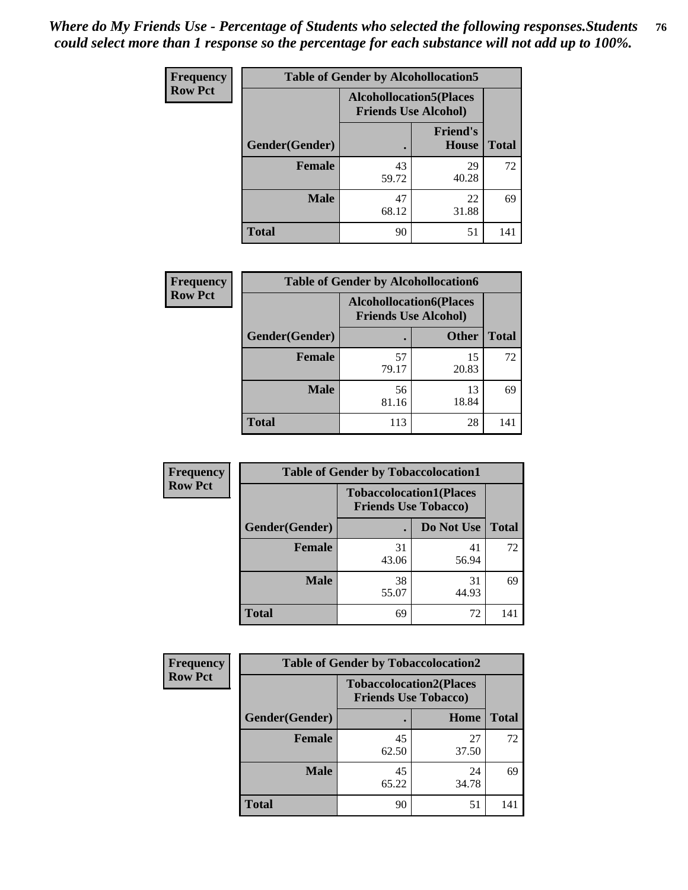*Where do My Friends Use - Percentage of Students who selected the following responses.Students could select more than 1 response so the percentage for each substance will not add up to 100%.*

**Frequency Row Pct**

| Table of Gender by Alcohollocation5 | | | |
|---|---|---|---|
| | Alcohollocation5(Places Friends Use Alcohol) | | |
| Gender(Gender) | . | Friend's House | Total |
| **Female** | 43<br>59.72 | 29<br>40.28 | 72 |
| **Male** | 47<br>68.12 | 22<br>31.88 | 69 |
| **Total** | 90 | 51 | 141 |

**Frequency Row Pct**

| Table of Gender by Alcohollocation6 | | | |
|---|---|---|---|
| | Alcohollocation6(Places Friends Use Alcohol) | | |
| Gender(Gender) | . | Other | Total |
| **Female** | 57<br>79.17 | 15<br>20.83 | 72 |
| **Male** | 56<br>81.16 | 13<br>18.84 | 69 |
| **Total** | 113 | 28 | 141 |

**Frequency Row Pct**

| Table of Gender by Tobaccolocation1 | | | |
|---|---|---|---|
| | Tobaccolocation1(Places Friends Use Tobacco) | | |
| Gender(Gender) | . | Do Not Use | Total |
| **Female** | 31<br>43.06 | 41<br>56.94 | 72 |
| **Male** | 38<br>55.07 | 31<br>44.93 | 69 |
| **Total** | 69 | 72 | 141 |

**Frequency Row Pct**

| Table of Gender by Tobaccolocation2 | | | |
|---|---|---|---|
| | Tobaccolocation2(Places Friends Use Tobacco) | | |
| Gender(Gender) | . | Home | Total |
| **Female** | 45<br>62.50 | 27<br>37.50 | 72 |
| **Male** | 45<br>65.22 | 24<br>34.78 | 69 |
| **Total** | 90 | 51 | 141 |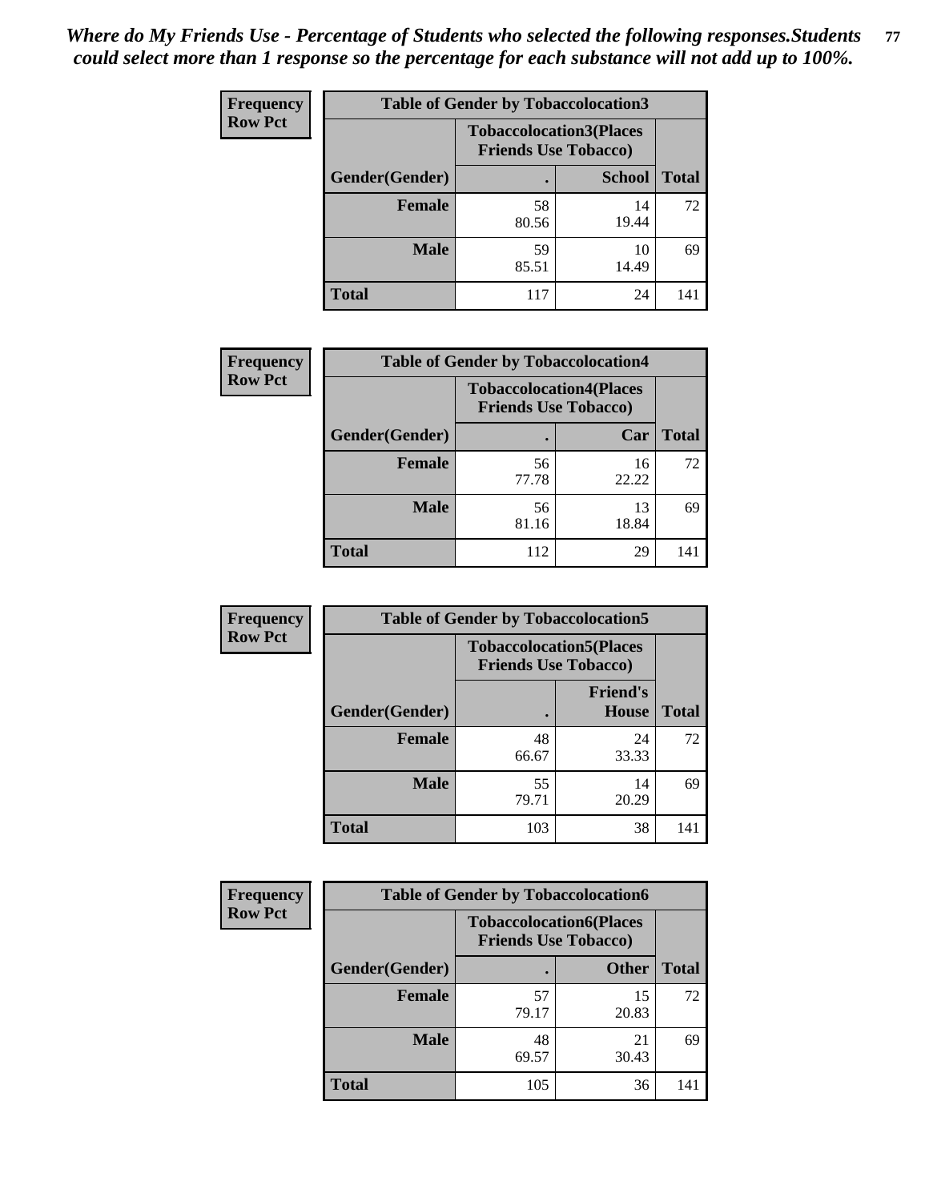*Where do My Friends Use - Percentage of Students who selected the following responses.Students could select more than 1 response so the percentage for each substance will not add up to 100%.*

**Frequency**
**Row Pct**

| Table of Gender by Tobaccolocation3 | | | |
|---|---|---|---|
| | Tobaccolocation3(Places Friends Use Tobacco) | | |
| Gender(Gender) | . | School | Total |
| Female | 58<br>80.56 | 14<br>19.44 | 72 |
| Male | 59<br>85.51 | 10<br>14.49 | 69 |
| Total | 117 | 24 | 141 |

**Frequency**
**Row Pct**

| Table of Gender by Tobaccolocation4 | | | |
|---|---|---|---|
| | Tobaccolocation4(Places Friends Use Tobacco) | | |
| Gender(Gender) | . | Car | Total |
| Female | 56<br>77.78 | 16<br>22.22 | 72 |
| Male | 56<br>81.16 | 13<br>18.84 | 69 |
| Total | 112 | 29 | 141 |

**Frequency**
**Row Pct**

| Table of Gender by Tobaccolocation5 | | | |
|---|---|---|---|
| | Tobaccolocation5(Places Friends Use Tobacco) | | |
| Gender(Gender) | . | Friend's House | Total |
| Female | 48<br>66.67 | 24<br>33.33 | 72 |
| Male | 55<br>79.71 | 14<br>20.29 | 69 |
| Total | 103 | 38 | 141 |

**Frequency**
**Row Pct**

| Table of Gender by Tobaccolocation6 | | | |
|---|---|---|---|
| | Tobaccolocation6(Places Friends Use Tobacco) | | |
| Gender(Gender) | . | Other | Total |
| Female | 57<br>79.17 | 15<br>20.83 | 72 |
| Male | 48<br>69.57 | 21<br>30.43 | 69 |
| Total | 105 | 36 | 141 |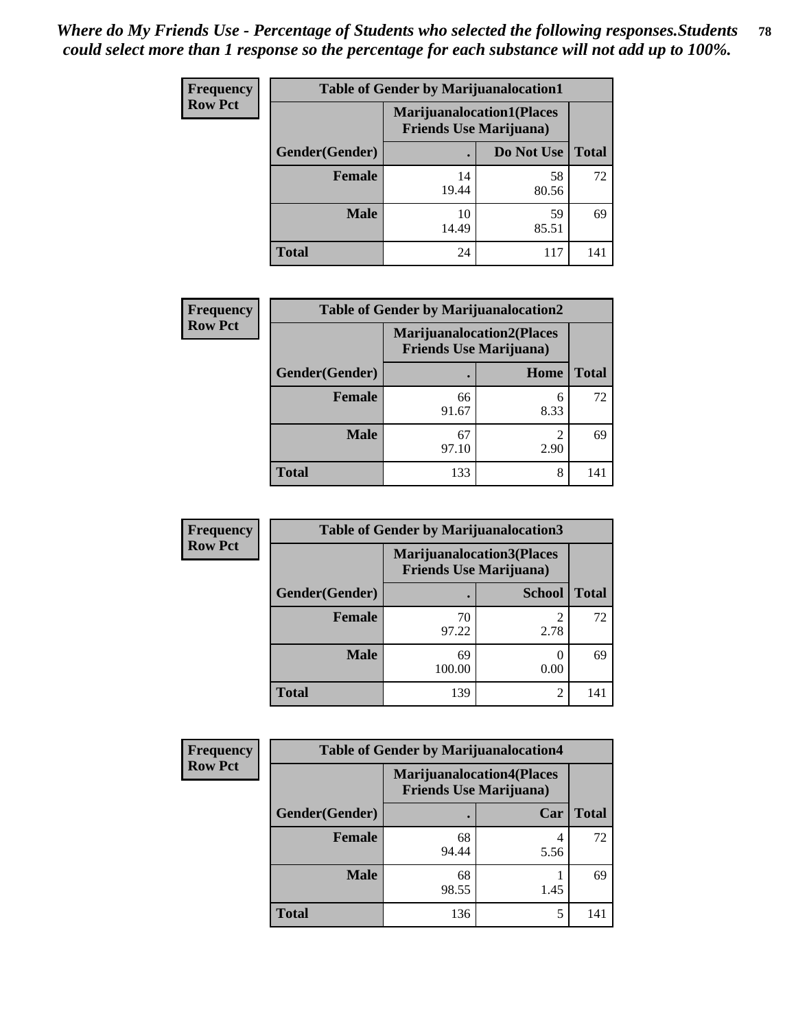*Where do My Friends Use - Percentage of Students who selected the following responses.Students could select more than 1 response so the percentage for each substance will not add up to 100%.*

**Frequency**
**Row Pct**

| Table of Gender by Marijuanalocation1 | | | |
|---|---|---|---|
| | Marijuanalocation1(Places Friends Use Marijuana) | | |
| Gender(Gender) | . | Do Not Use | Total |
| Female | 14<br>19.44 | 58<br>80.56 | 72 |
| Male | 10<br>14.49 | 59<br>85.51 | 69 |
| Total | 24 | 117 | 141 |

**Frequency**
**Row Pct**

| Table of Gender by Marijuanalocation2 | | | |
|---|---|---|---|
| | Marijuanalocation2(Places Friends Use Marijuana) | | |
| Gender(Gender) | . | Home | Total |
| Female | 66<br>91.67 | 6<br>8.33 | 72 |
| Male | 67<br>97.10 | 2<br>2.90 | 69 |
| Total | 133 | 8 | 141 |

**Frequency**
**Row Pct**

| Table of Gender by Marijuanalocation3 | | | |
|---|---|---|---|
| | Marijuanalocation3(Places Friends Use Marijuana) | | |
| Gender(Gender) | . | School | Total |
| Female | 70<br>97.22 | 2<br>2.78 | 72 |
| Male | 69<br>100.00 | 0<br>0.00 | 69 |
| Total | 139 | 2 | 141 |

**Frequency**
**Row Pct**

| Table of Gender by Marijuanalocation4 | | | |
|---|---|---|---|
| | Marijuanalocation4(Places Friends Use Marijuana) | | |
| Gender(Gender) | . | Car | Total |
| Female | 68<br>94.44 | 4<br>5.56 | 72 |
| Male | 68<br>98.55 | 1<br>1.45 | 69 |
| Total | 136 | 5 | 141 |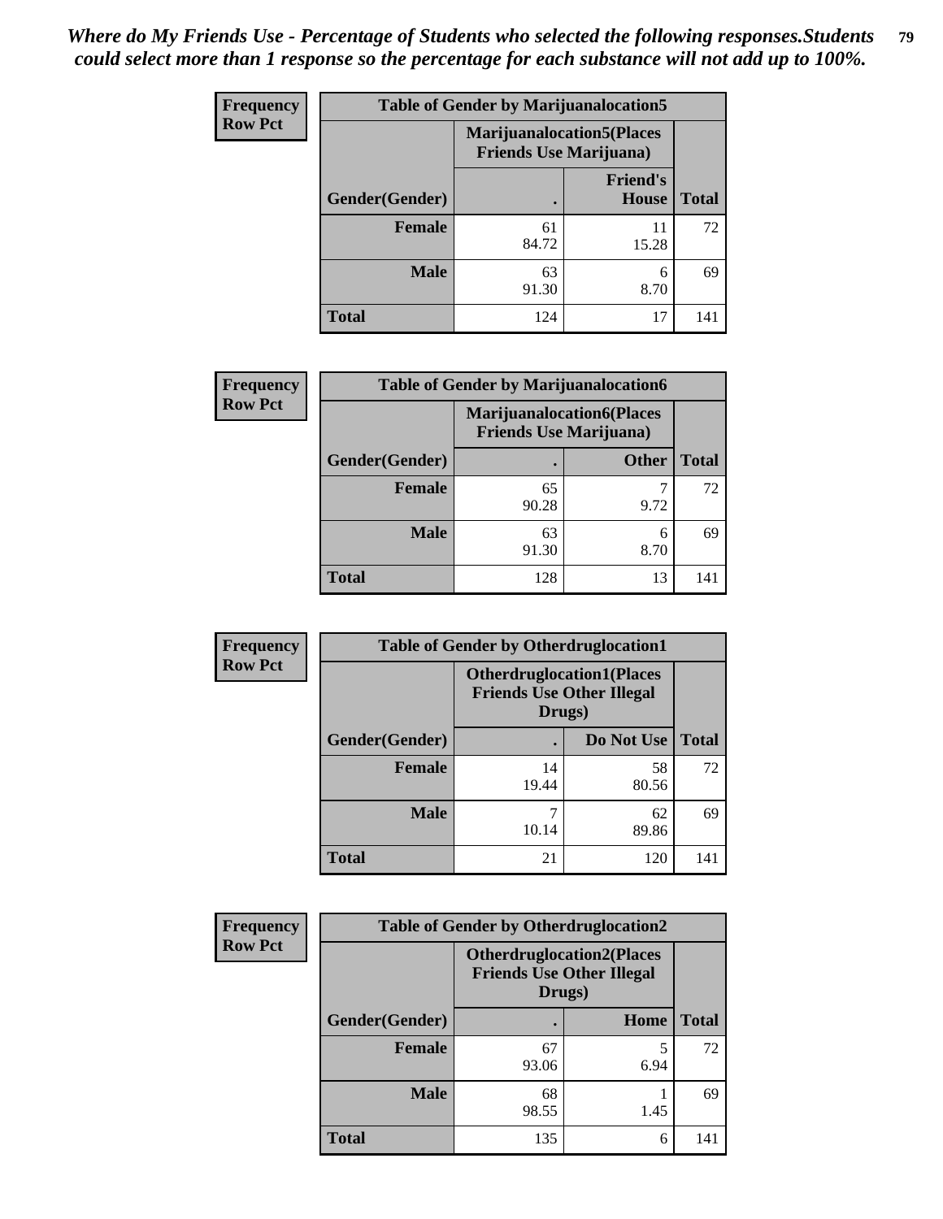*Where do My Friends Use - Percentage of Students who selected the following responses.Students could select more than 1 response so the percentage for each substance will not add up to 100%.*

**Frequency**
**Row Pct**

| Table of Gender by Marijuanalocation5 | | | |
|---|---|---|---|
| | Marijuanalocation5(Places Friends Use Marijuana) | | |
| Gender(Gender) | . | Friend's House | Total |
| **Female** | 61<br>84.72 | 11<br>15.28 | 72 |
| **Male** | 63<br>91.30 | 6<br>8.70 | 69 |
| **Total** | 124 | 17 | 141 |

**Frequency**
**Row Pct**

| Table of Gender by Marijuanalocation6 | | | |
|---|---|---|---|
| | Marijuanalocation6(Places Friends Use Marijuana) | | |
| Gender(Gender) | . | Other | Total |
| **Female** | 65<br>90.28 | 7<br>9.72 | 72 |
| **Male** | 63<br>91.30 | 6<br>8.70 | 69 |
| **Total** | 128 | 13 | 141 |

**Frequency**
**Row Pct**

| Table of Gender by Otherdruglocation1 | | | |
|---|---|---|---|
| | Otherdruglocation1(Places Friends Use Other Illegal Drugs) | | |
| Gender(Gender) | . | Do Not Use | Total |
| **Female** | 14<br>19.44 | 58<br>80.56 | 72 |
| **Male** | 7<br>10.14 | 62<br>89.86 | 69 |
| **Total** | 21 | 120 | 141 |

**Frequency**
**Row Pct**

| Table of Gender by Otherdruglocation2 | | | |
|---|---|---|---|
| | Otherdruglocation2(Places Friends Use Other Illegal Drugs) | | |
| Gender(Gender) | . | Home | Total |
| **Female** | 67<br>93.06 | 5<br>6.94 | 72 |
| **Male** | 68<br>98.55 | 1<br>1.45 | 69 |
| **Total** | 135 | 6 | 141 |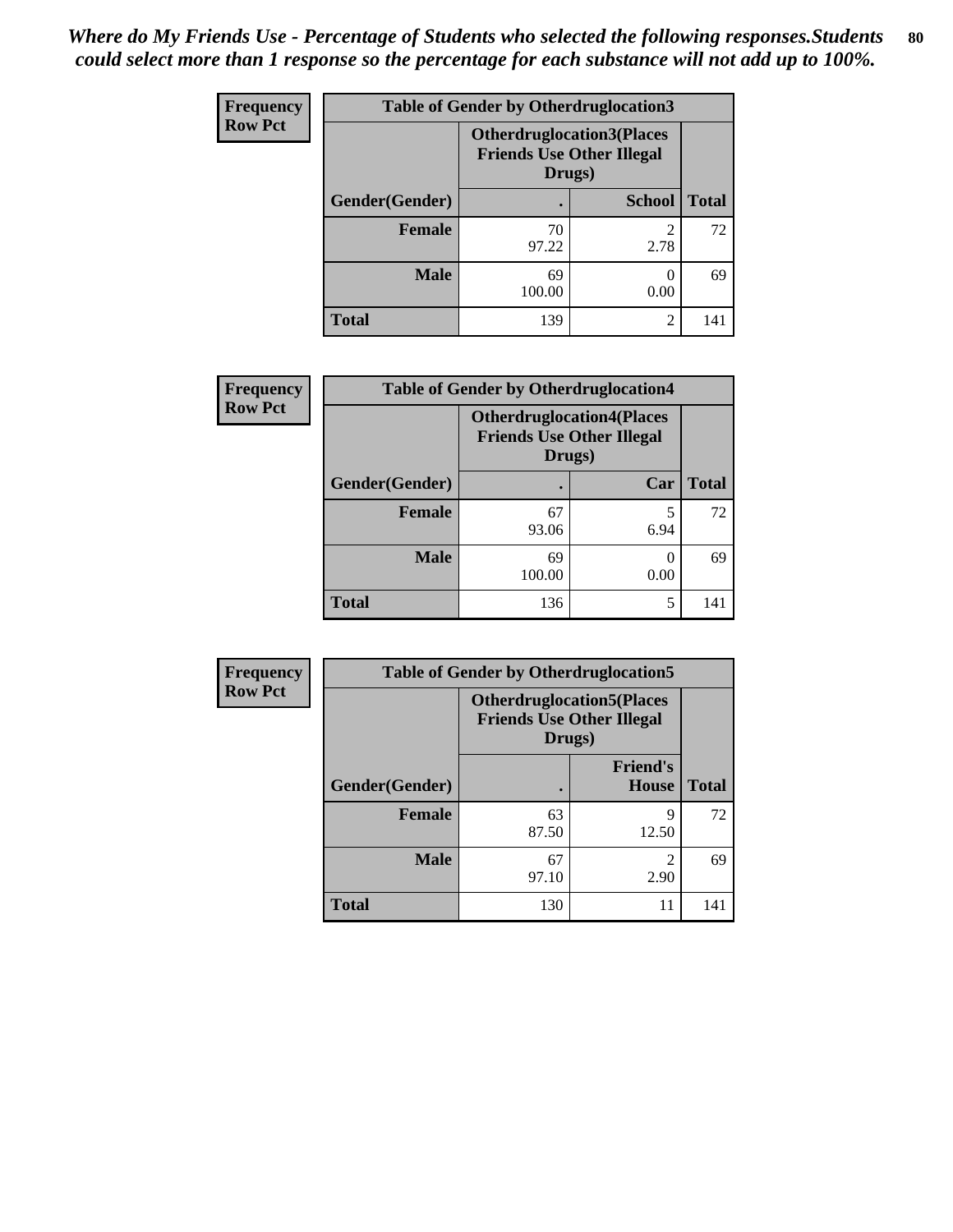*Where do My Friends Use - Percentage of Students who selected the following responses.Students could select more than 1 response so the percentage for each substance will not add up to 100%.*

**Frequency**
**Row Pct**

| Table of Gender by Otherdruglocation3 | | | |
|---|---|---|---|
| | Otherdruglocation3(Places Friends Use Other Illegal Drugs) | | |
| Gender(Gender) | . | School | Total |
| Female | 70<br>97.22 | 2<br>2.78 | 72 |
| Male | 69<br>100.00 | 0<br>0.00 | 69 |
| Total | 139 | 2 | 141 |

**Frequency**
**Row Pct**

| Table of Gender by Otherdruglocation4 | | | |
|---|---|---|---|
| | Otherdruglocation4(Places Friends Use Other Illegal Drugs) | | |
| Gender(Gender) | . | Car | Total |
| Female | 67<br>93.06 | 5<br>6.94 | 72 |
| Male | 69<br>100.00 | 0<br>0.00 | 69 |
| Total | 136 | 5 | 141 |

**Frequency**
**Row Pct**

| Table of Gender by Otherdruglocation5 | | | |
|---|---|---|---|
| | Otherdruglocation5(Places Friends Use Other Illegal Drugs) | | |
| Gender(Gender) | . | Friend's House | Total |
| Female | 63<br>87.50 | 9<br>12.50 | 72 |
| Male | 67<br>97.10 | 2<br>2.90 | 69 |
| Total | 130 | 11 | 141 |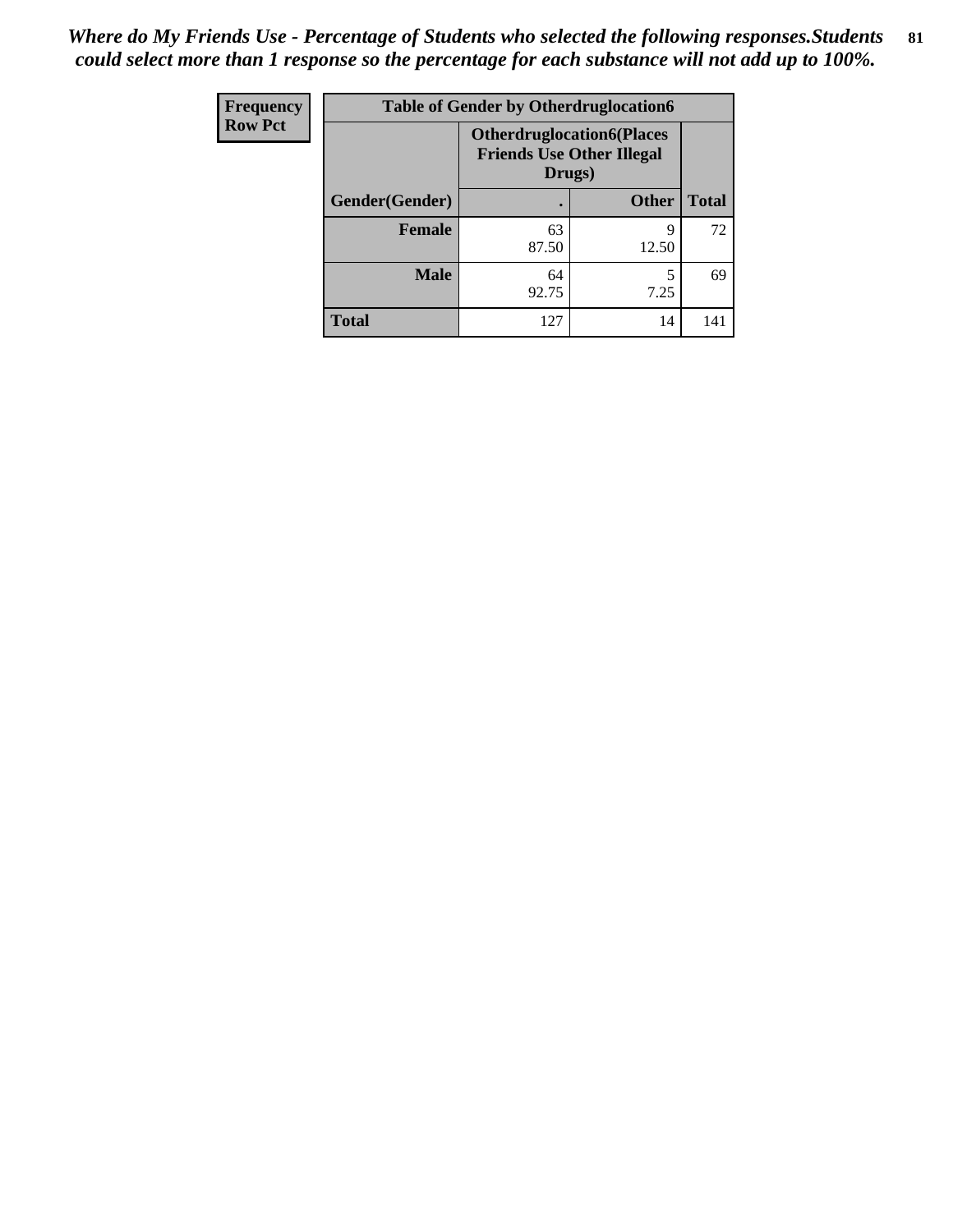*Where do My Friends Use - Percentage of Students who selected the following responses.Students could select more than 1 response so the percentage for each substance will not add up to 100%.*

| Frequency<br>Row Pct | Table of Gender by Otherdruglocation6 | | |
|---|---|---|---|
| | Otherdruglocation6(Places Friends Use Other Illegal Drugs) | | |
| Gender(Gender) | . | Other | Total |
| **Female** | 63<br>87.50 | 9<br>12.50 | 72 |
| **Male** | 64<br>92.75 | 5<br>7.25 | 69 |
| **Total** | 127 | 14 | 141 |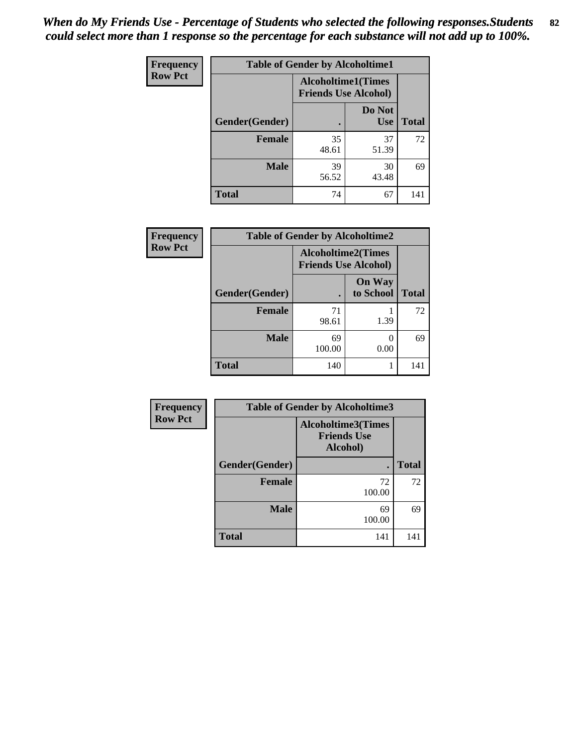*When do My Friends Use - Percentage of Students who selected the following responses.Students could select more than 1 response so the percentage for each substance will not add up to 100%.*

| Frequency Row Pct | Table of Gender by Alcoholtime1 | | |
|---|---|---|---|
| | Alcoholtime1(Times Friends Use Alcohol) | | |
| Gender(Gender) | . | Do Not Use | Total |
| Female | 35<br>48.61 | 37<br>51.39 | 72 |
| Male | 39<br>56.52 | 30<br>43.48 | 69 |
| Total | 74 | 67 | 141 |

| Frequency Row Pct | Table of Gender by Alcoholtime2 | | |
|---|---|---|---|
| | Alcoholtime2(Times Friends Use Alcohol) | | |
| Gender(Gender) | . | On Way to School | Total |
| Female | 71<br>98.61 | 1<br>1.39 | 72 |
| Male | 69<br>100.00 | 0<br>0.00 | 69 |
| Total | 140 | 1 | 141 |

| Frequency Row Pct | Table of Gender by Alcoholtime3 | |
|---|---|---|
| | Alcoholtime3(Times Friends Use Alcohol) | |
| Gender(Gender) | . | Total |
| Female | 72<br>100.00 | 72 |
| Male | 69<br>100.00 | 69 |
| Total | 141 | 141 |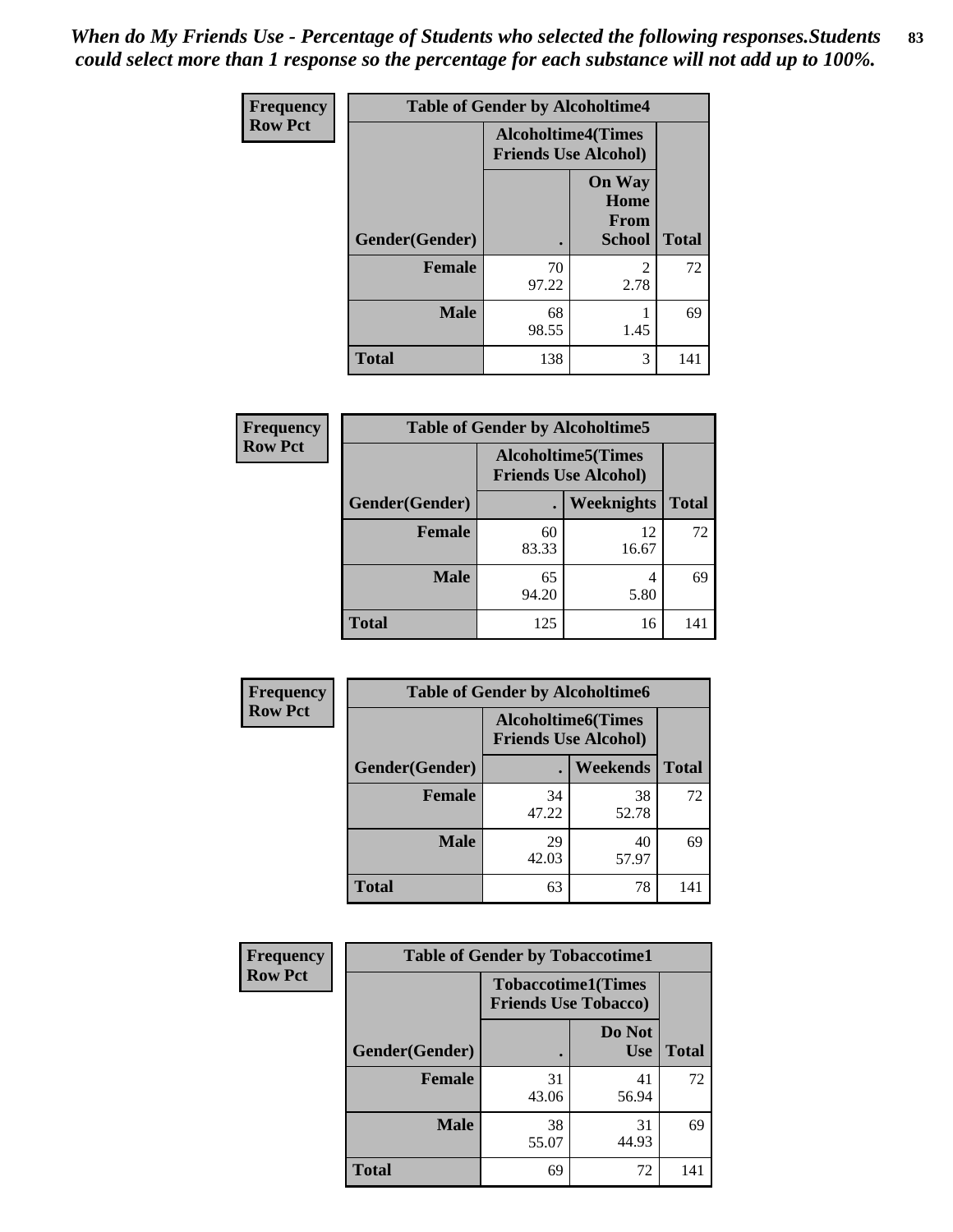*When do My Friends Use - Percentage of Students who selected the following responses.Students could select more than 1 response so the percentage for each substance will not add up to 100%.*

**Frequency / Row Pct**

| Table of Gender by Alcoholtime4 | | | |
|---|---|---|---|
| | Alcoholtime4(Times Friends Use Alcohol) | | |
| Gender(Gender) | . | On Way Home From School | Total |
| **Female** | 70<br>97.22 | 2<br>2.78 | 72 |
| **Male** | 68<br>98.55 | 1<br>1.45 | 69 |
| **Total** | 138 | 3 | 141 |

**Frequency / Row Pct**

| Table of Gender by Alcoholtime5 | | | |
|---|---|---|---|
| | Alcoholtime5(Times Friends Use Alcohol) | | |
| Gender(Gender) | . | Weeknights | Total |
| **Female** | 60<br>83.33 | 12<br>16.67 | 72 |
| **Male** | 65<br>94.20 | 4<br>5.80 | 69 |
| **Total** | 125 | 16 | 141 |

**Frequency / Row Pct**

| Table of Gender by Alcoholtime6 | | | |
|---|---|---|---|
| | Alcoholtime6(Times Friends Use Alcohol) | | |
| Gender(Gender) | . | Weekends | Total |
| **Female** | 34<br>47.22 | 38<br>52.78 | 72 |
| **Male** | 29<br>42.03 | 40<br>57.97 | 69 |
| **Total** | 63 | 78 | 141 |

**Frequency / Row Pct**

| Table of Gender by Tobaccotime1 | | | |
|---|---|---|---|
| | Tobaccotime1(Times Friends Use Tobacco) | | |
| Gender(Gender) | . | Do Not Use | Total |
| **Female** | 31<br>43.06 | 41<br>56.94 | 72 |
| **Male** | 38<br>55.07 | 31<br>44.93 | 69 |
| **Total** | 69 | 72 | 141 |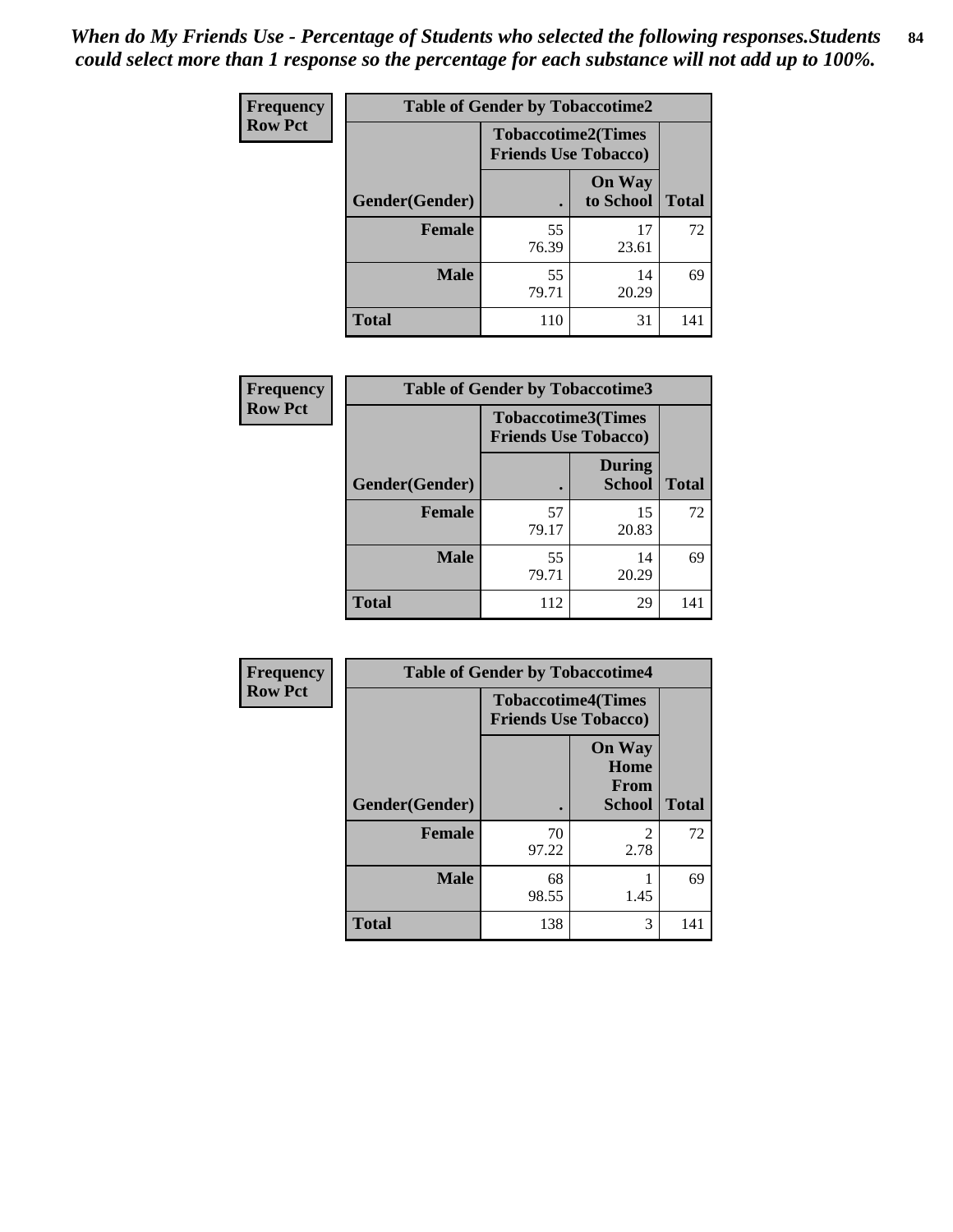*When do My Friends Use - Percentage of Students who selected the following responses.Students could select more than 1 response so the percentage for each substance will not add up to 100%.*

**Frequency**
**Row Pct**

| Table of Gender by Tobaccotime2 | | | |
|---|---|---|---|
| | Tobaccotime2(Times Friends Use Tobacco) | | |
| Gender(Gender) | . | On Way to School | Total |
| **Female** | 55<br>76.39 | 17<br>23.61 | 72 |
| **Male** | 55<br>79.71 | 14<br>20.29 | 69 |
| **Total** | 110 | 31 | 141 |

**Frequency**
**Row Pct**

| Table of Gender by Tobaccotime3 | | | |
|---|---|---|---|
| | Tobaccotime3(Times Friends Use Tobacco) | | |
| Gender(Gender) | . | During School | Total |
| **Female** | 57<br>79.17 | 15<br>20.83 | 72 |
| **Male** | 55<br>79.71 | 14<br>20.29 | 69 |
| **Total** | 112 | 29 | 141 |

**Frequency**
**Row Pct**

| Table of Gender by Tobaccotime4 | | | |
|---|---|---|---|
| | Tobaccotime4(Times Friends Use Tobacco) | | |
| Gender(Gender) | . | On Way Home From School | Total |
| **Female** | 70<br>97.22 | 2<br>2.78 | 72 |
| **Male** | 68<br>98.55 | 1<br>1.45 | 69 |
| **Total** | 138 | 3 | 141 |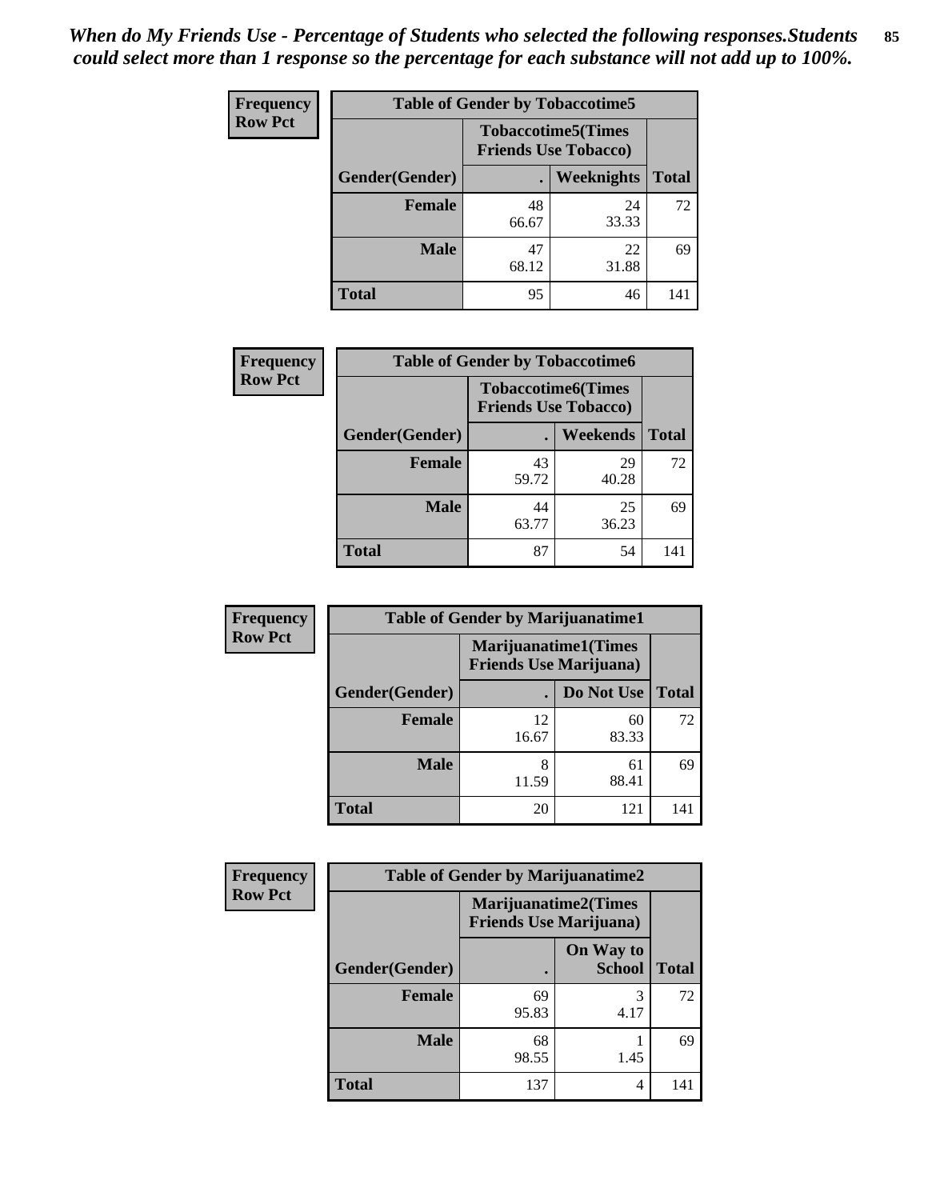*When do My Friends Use - Percentage of Students who selected the following responses.Students could select more than 1 response so the percentage for each substance will not add up to 100%.*

**Frequency**
**Row Pct**

| Table of Gender by Tobaccotime5 | | | |
|---|---|---|---|
| | Tobaccotime5(Times Friends Use Tobacco) | | |
| Gender(Gender) | . | Weeknights | Total |
| **Female** | 48<br>66.67 | 24<br>33.33 | 72 |
| **Male** | 47<br>68.12 | 22<br>31.88 | 69 |
| **Total** | 95 | 46 | 141 |

**Frequency**
**Row Pct**

| Table of Gender by Tobaccotime6 | | | |
|---|---|---|---|
| | Tobaccotime6(Times Friends Use Tobacco) | | |
| Gender(Gender) | . | Weekends | Total |
| **Female** | 43<br>59.72 | 29<br>40.28 | 72 |
| **Male** | 44<br>63.77 | 25<br>36.23 | 69 |
| **Total** | 87 | 54 | 141 |

**Frequency**
**Row Pct**

| Table of Gender by Marijuanatime1 | | | |
|---|---|---|---|
| | Marijuanatime1(Times Friends Use Marijuana) | | |
| Gender(Gender) | . | Do Not Use | Total |
| **Female** | 12<br>16.67 | 60<br>83.33 | 72 |
| **Male** | 8<br>11.59 | 61<br>88.41 | 69 |
| **Total** | 20 | 121 | 141 |

**Frequency**
**Row Pct**

| Table of Gender by Marijuanatime2 | | | |
|---|---|---|---|
| | Marijuanatime2(Times Friends Use Marijuana) | | |
| Gender(Gender) | . | On Way to School | Total |
| **Female** | 69<br>95.83 | 3<br>4.17 | 72 |
| **Male** | 68<br>98.55 | 1<br>1.45 | 69 |
| **Total** | 137 | 4 | 141 |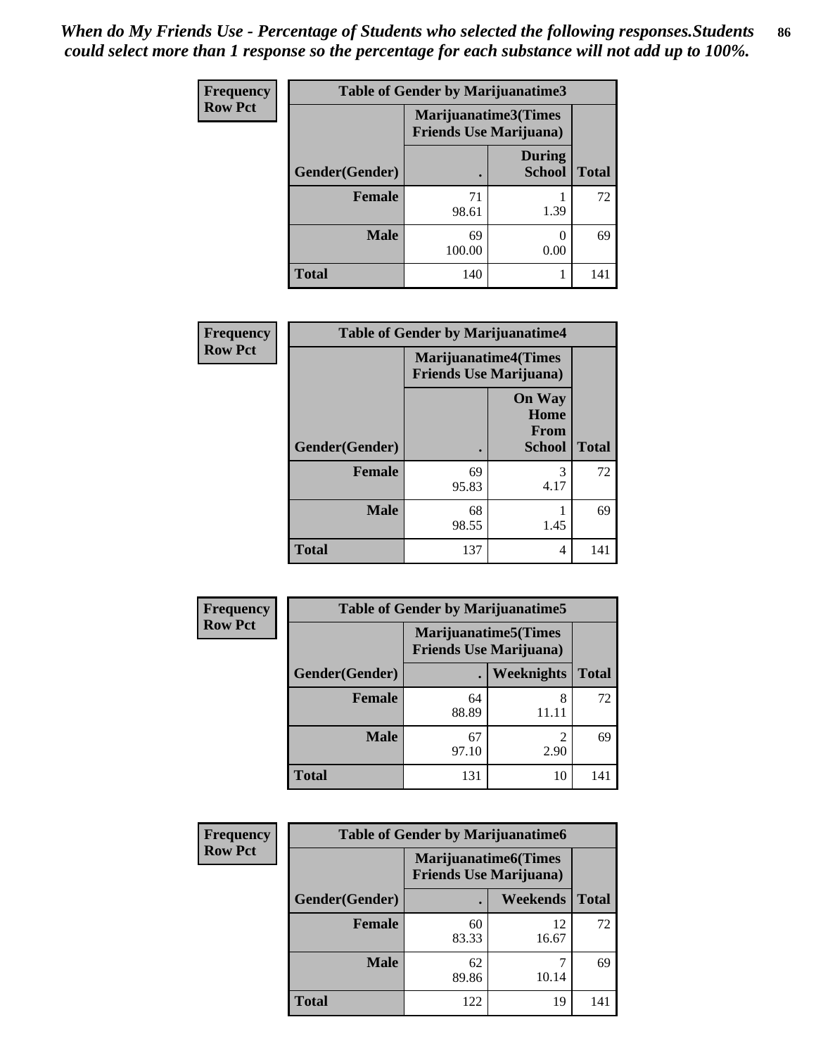*When do My Friends Use - Percentage of Students who selected the following responses.Students could select more than 1 response so the percentage for each substance will not add up to 100%.*

**Frequency**
**Row Pct**

| Table of Gender by Marijuanatime3 | | | |
|---|---|---|---|
| | Marijuanatime3(Times Friends Use Marijuana) | | |
| Gender(Gender) | . | During School | Total |
| **Female** | 71<br>98.61 | 1<br>1.39 | 72 |
| **Male** | 69<br>100.00 | 0<br>0.00 | 69 |
| **Total** | 140 | 1 | 141 |

**Frequency**
**Row Pct**

| Table of Gender by Marijuanatime4 | | | |
|---|---|---|---|
| | Marijuanatime4(Times Friends Use Marijuana) | | |
| Gender(Gender) | . | On Way Home From School | Total |
| **Female** | 69<br>95.83 | 3<br>4.17 | 72 |
| **Male** | 68<br>98.55 | 1<br>1.45 | 69 |
| **Total** | 137 | 4 | 141 |

**Frequency**
**Row Pct**

| Table of Gender by Marijuanatime5 | | | |
|---|---|---|---|
| | Marijuanatime5(Times Friends Use Marijuana) | | |
| Gender(Gender) | . | Weeknights | Total |
| **Female** | 64<br>88.89 | 8<br>11.11 | 72 |
| **Male** | 67<br>97.10 | 2<br>2.90 | 69 |
| **Total** | 131 | 10 | 141 |

**Frequency**
**Row Pct**

| Table of Gender by Marijuanatime6 | | | |
|---|---|---|---|
| | Marijuanatime6(Times Friends Use Marijuana) | | |
| Gender(Gender) | . | Weekends | Total |
| **Female** | 60<br>83.33 | 12<br>16.67 | 72 |
| **Male** | 62<br>89.86 | 7<br>10.14 | 69 |
| **Total** | 122 | 19 | 141 |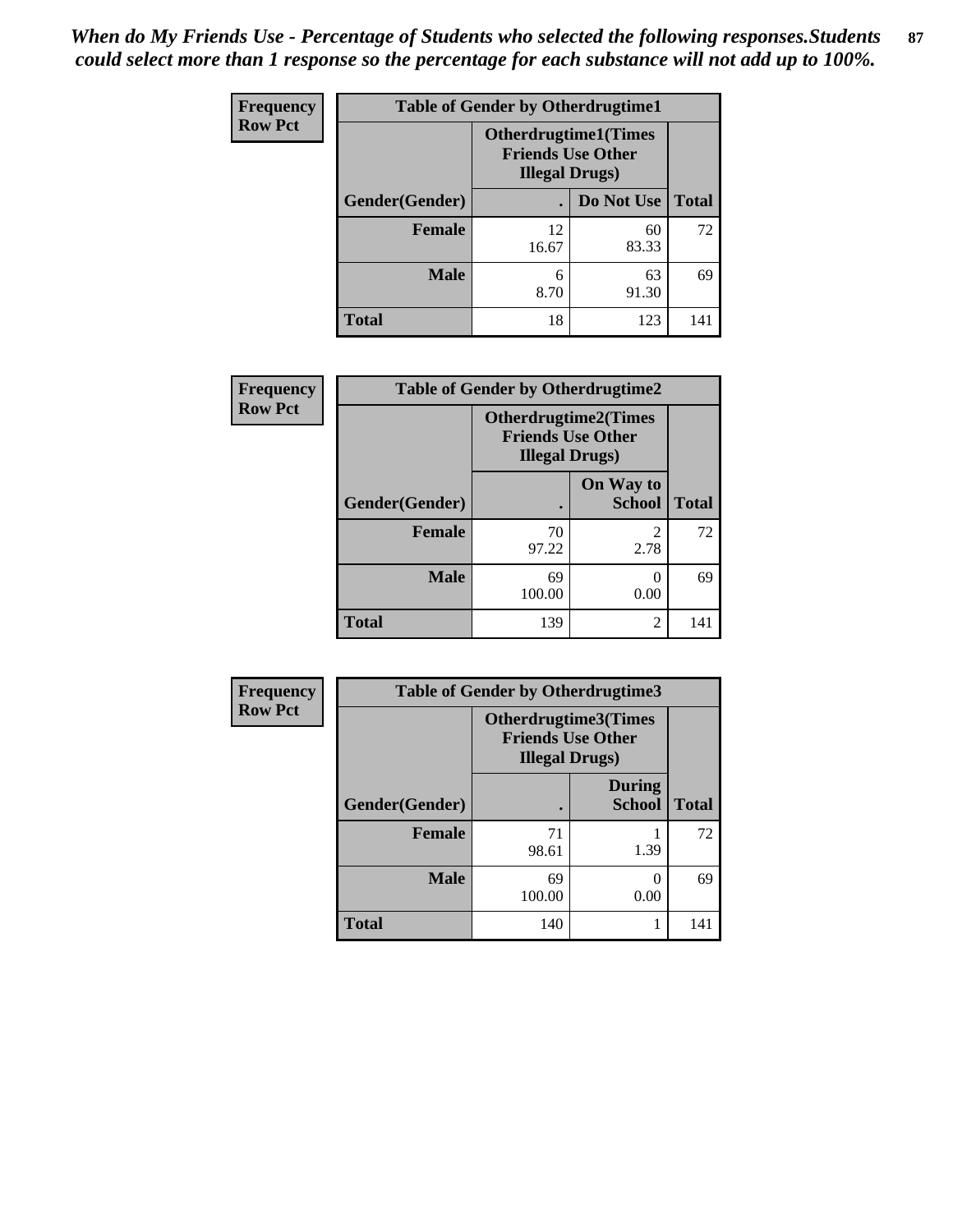*When do My Friends Use - Percentage of Students who selected the following responses.Students could select more than 1 response so the percentage for each substance will not add up to 100%.*

**Frequency**
**Row Pct**

| Table of Gender by Otherdrugtime1 | | | |
|---|---|---|---|
| | Otherdrugtime1(Times Friends Use Other Illegal Drugs) | | |
| Gender(Gender) | . | Do Not Use | Total |
| **Female** | 12<br>16.67 | 60<br>83.33 | 72 |
| **Male** | 6<br>8.70 | 63<br>91.30 | 69 |
| **Total** | 18 | 123 | 141 |

**Frequency**
**Row Pct**

| Table of Gender by Otherdrugtime2 | | | |
|---|---|---|---|
| | Otherdrugtime2(Times Friends Use Other Illegal Drugs) | | |
| Gender(Gender) | . | On Way to School | Total |
| **Female** | 70<br>97.22 | 2<br>2.78 | 72 |
| **Male** | 69<br>100.00 | 0<br>0.00 | 69 |
| **Total** | 139 | 2 | 141 |

**Frequency**
**Row Pct**

| Table of Gender by Otherdrugtime3 | | | |
|---|---|---|---|
| | Otherdrugtime3(Times Friends Use Other Illegal Drugs) | | |
| Gender(Gender) | . | During School | Total |
| **Female** | 71<br>98.61 | 1<br>1.39 | 72 |
| **Male** | 69<br>100.00 | 0<br>0.00 | 69 |
| **Total** | 140 | 1 | 141 |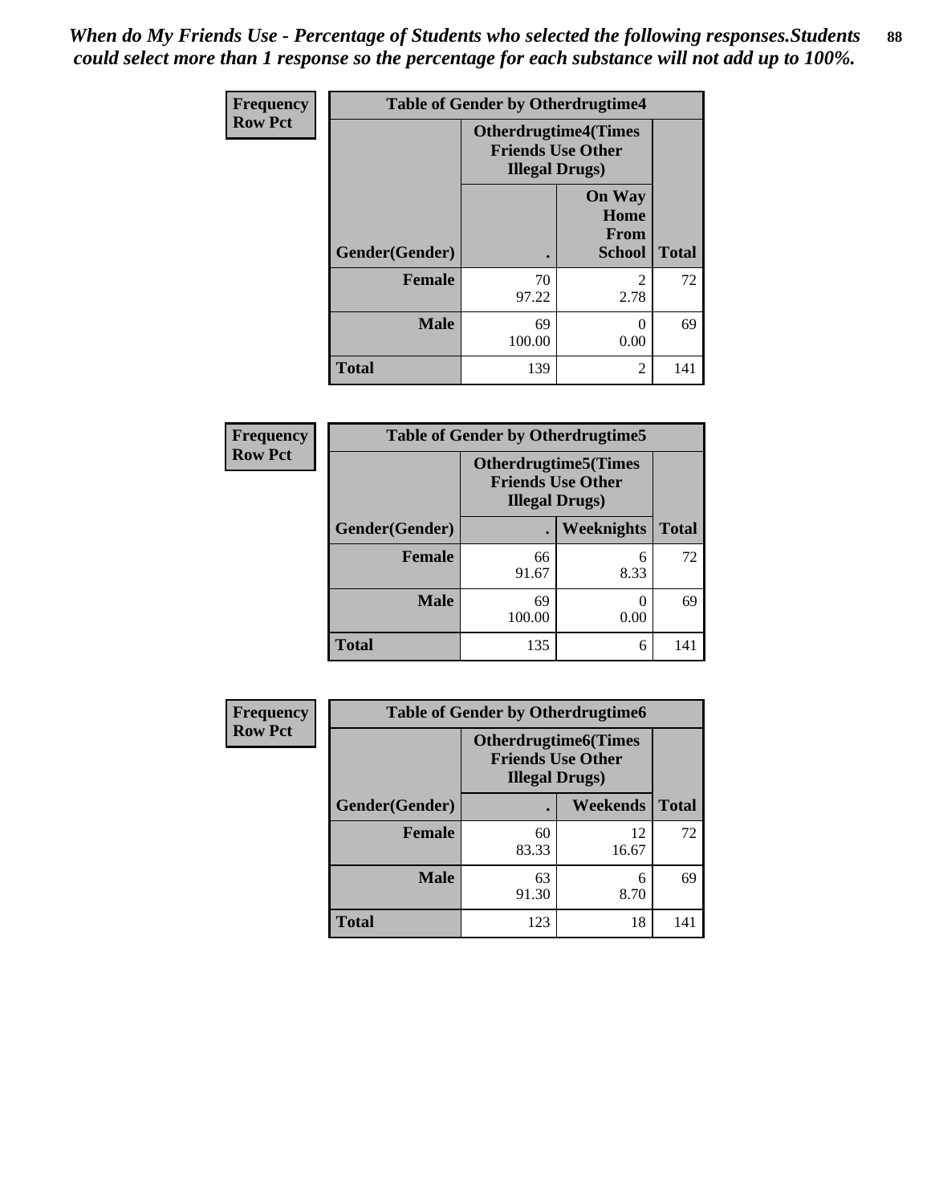*When do My Friends Use - Percentage of Students who selected the following responses.Students could select more than 1 response so the percentage for each substance will not add up to 100%.*

**Frequency**
**Row Pct**

| Table of Gender by Otherdrugtime4 | | | |
|---|---|---|---|
| | Otherdrugtime4(Times Friends Use Other Illegal Drugs) | | |
| Gender(Gender) | . | On Way Home From School | Total |
| Female | 70<br>97.22 | 2<br>2.78 | 72 |
| Male | 69<br>100.00 | 0<br>0.00 | 69 |
| Total | 139 | 2 | 141 |

**Frequency**
**Row Pct**

| Table of Gender by Otherdrugtime5 | | | |
|---|---|---|---|
| | Otherdrugtime5(Times Friends Use Other Illegal Drugs) | | |
| Gender(Gender) | . | Weeknights | Total |
| Female | 66<br>91.67 | 6<br>8.33 | 72 |
| Male | 69<br>100.00 | 0<br>0.00 | 69 |
| Total | 135 | 6 | 141 |

**Frequency**
**Row Pct**

| Table of Gender by Otherdrugtime6 | | | |
|---|---|---|---|
| | Otherdrugtime6(Times Friends Use Other Illegal Drugs) | | |
| Gender(Gender) | . | Weekends | Total |
| Female | 60<br>83.33 | 12<br>16.67 | 72 |
| Male | 63<br>91.30 | 6<br>8.70 | 69 |
| Total | 123 | 18 | 141 |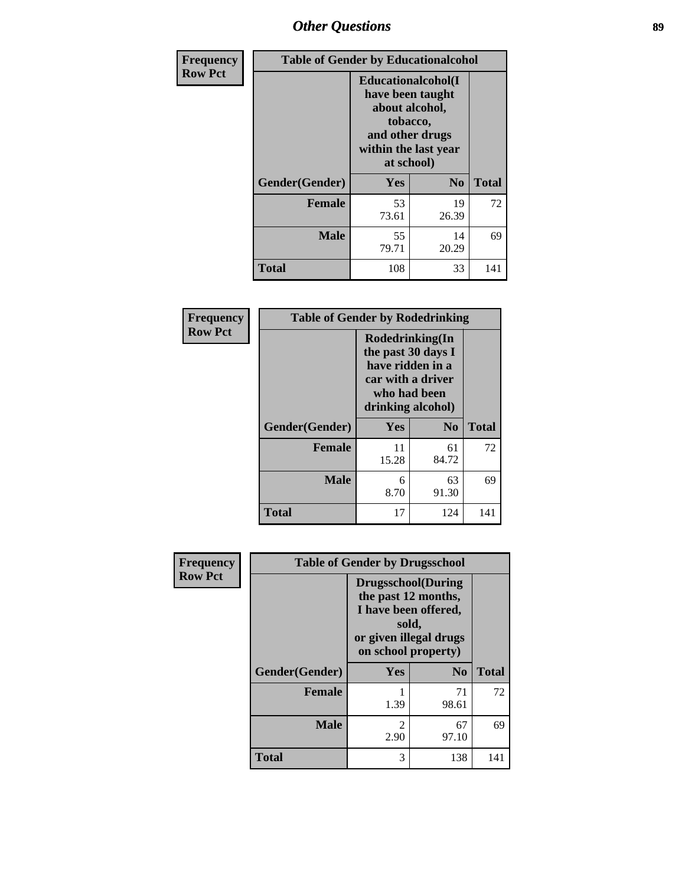## Other Questions

**Frequency**
**Row Pct**

| Table of Gender by Educationalcohol | | | |
|---|---|---|---|
| | Educationalcohol(I have been taught about alcohol, tobacco, and other drugs within the last year at school) | | |
| Gender(Gender) | Yes | No | Total |
| Female | 53<br>73.61 | 19<br>26.39 | 72 |
| Male | 55<br>79.71 | 14<br>20.29 | 69 |
| Total | 108 | 33 | 141 |

**Frequency**
**Row Pct**

| Table of Gender by Rodedrinking | | | |
|---|---|---|---|
| | Rodedrinking(In the past 30 days I have ridden in a car with a driver who had been drinking alcohol) | | |
| Gender(Gender) | Yes | No | Total |
| Female | 11<br>15.28 | 61<br>84.72 | 72 |
| Male | 6<br>8.70 | 63<br>91.30 | 69 |
| Total | 17 | 124 | 141 |

**Frequency**
**Row Pct**

| Table of Gender by Drugsschool | | | |
|---|---|---|---|
| | Drugsschool(During the past 12 months, I have been offered, sold, or given illegal drugs on school property) | | |
| Gender(Gender) | Yes | No | Total |
| Female | 1<br>1.39 | 71<br>98.61 | 72 |
| Male | 2<br>2.90 | 67<br>97.10 | 69 |
| Total | 3 | 138 | 141 |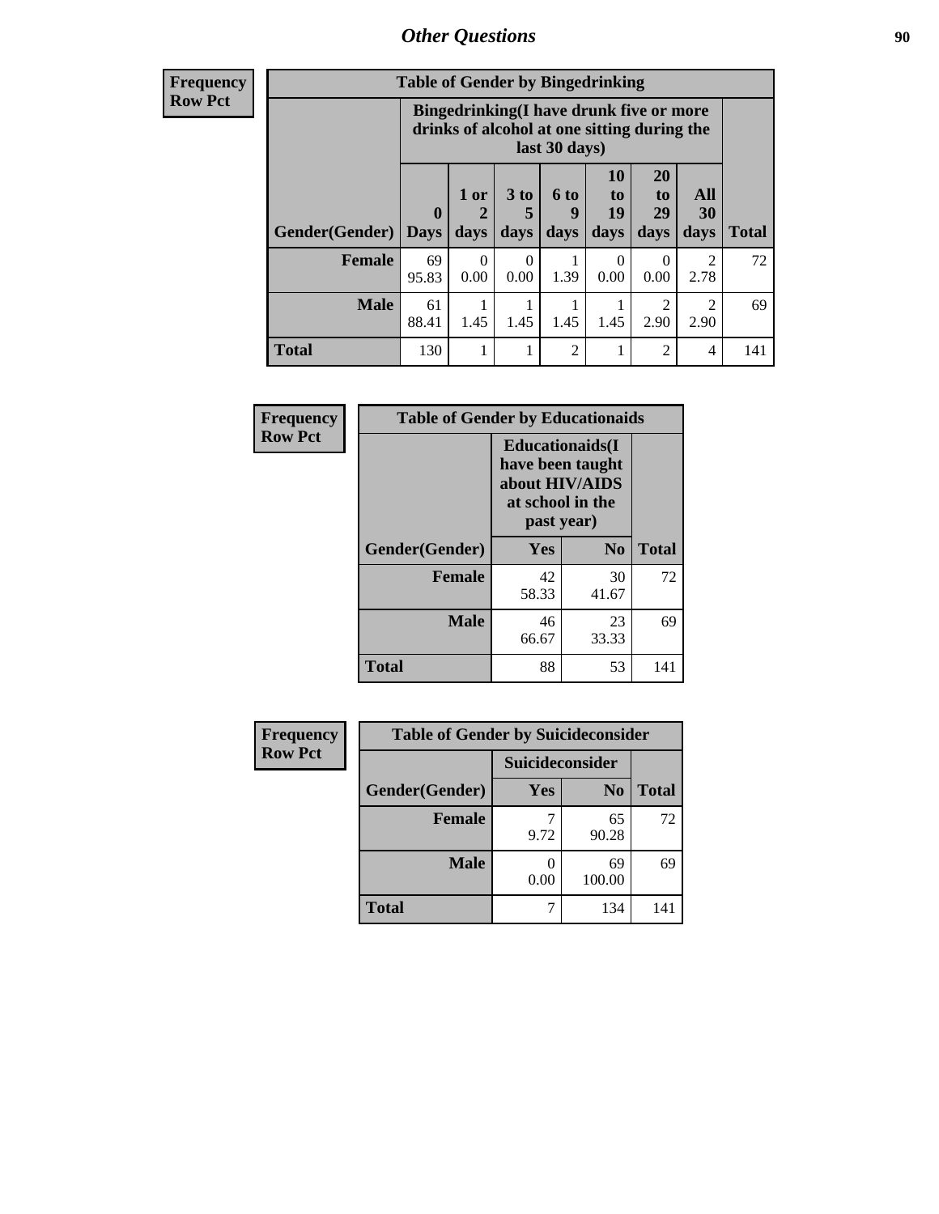## Other Questions

**Frequency**
**Row Pct**

| Table of Gender by Bingedrinking | | | | | | | | |
|---|---|---|---|---|---|---|---|---|
| | Bingedrinking(I have drunk five or more drinks of alcohol at one sitting during the last 30 days) | | | | | | | |
| Gender(Gender) | 0 Days | 1 or 2 days | 3 to 5 days | 6 to 9 days | 10 to 19 days | 20 to 29 days | All 30 days | Total |
| **Female** | 69<br>95.83 | 0<br>0.00 | 0<br>0.00 | 1<br>1.39 | 0<br>0.00 | 0<br>0.00 | 2<br>2.78 | 72 |
| **Male** | 61<br>88.41 | 1<br>1.45 | 1<br>1.45 | 1<br>1.45 | 1<br>1.45 | 2<br>2.90 | 2<br>2.90 | 69 |
| **Total** | 130 | 1 | 1 | 2 | 1 | 2 | 4 | 141 |

**Frequency**
**Row Pct**

| Table of Gender by Educationaids | | | |
|---|---|---|---|
| | Educationaids(I have been taught about HIV/AIDS at school in the past year) | | |
| Gender(Gender) | Yes | No | Total |
| **Female** | 42<br>58.33 | 30<br>41.67 | 72 |
| **Male** | 46<br>66.67 | 23<br>33.33 | 69 |
| **Total** | 88 | 53 | 141 |

**Frequency**
**Row Pct**

| Table of Gender by Suicideconsider | | | |
|---|---|---|---|
| | Suicideconsider | | |
| Gender(Gender) | Yes | No | Total |
| **Female** | 7<br>9.72 | 65<br>90.28 | 72 |
| **Male** | 0<br>0.00 | 69<br>100.00 | 69 |
| **Total** | 7 | 134 | 141 |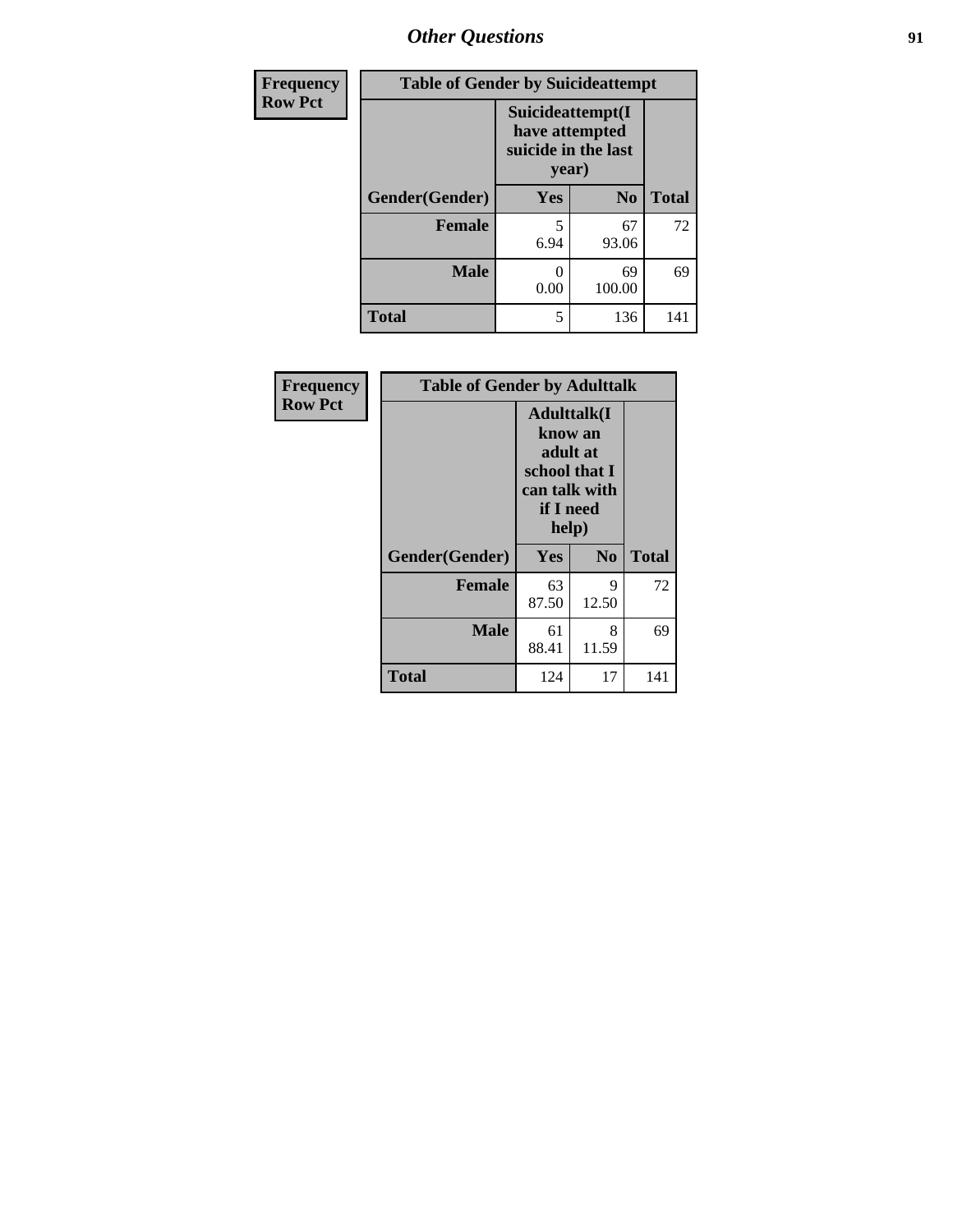| Frequency<br>Row Pct | Table of Gender by Suicideattempt | | |
|---|---|---|---|
| | Suicideattempt(I have attempted suicide in the last year) | | |
| Gender(Gender) | Yes | No | Total |
| Female | 5<br>6.94 | 67<br>93.06 | 72 |
| Male | 0<br>0.00 | 69<br>100.00 | 69 |
| Total | 5 | 136 | 141 |

| Frequency<br>Row Pct | Table of Gender by Adulttalk | | |
|---|---|---|---|
| | Adulttalk(I know an adult at school that I can talk with if I need help) | | |
| Gender(Gender) | Yes | No | Total |
| Female | 63<br>87.50 | 9<br>12.50 | 72 |
| Male | 61<br>88.41 | 8<br>11.59 | 69 |
| Total | 124 | 17 | 141 |